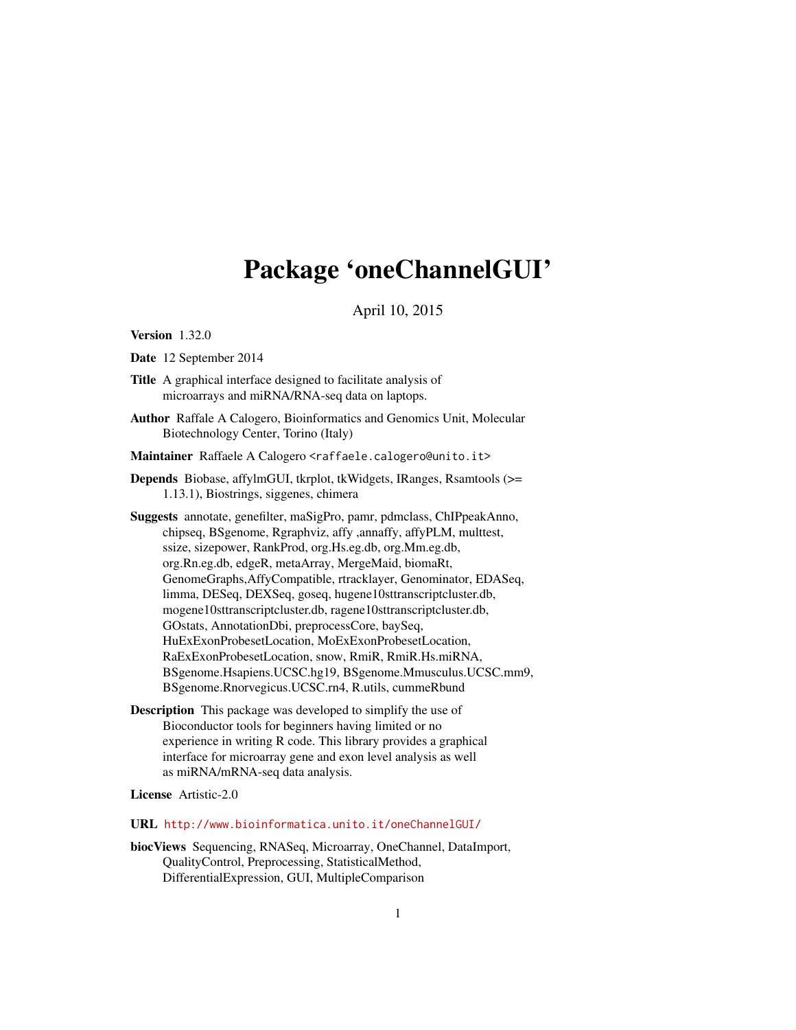# Package 'oneChannelGUI'

April 10, 2015

**Version** 1.32.0

**Date** 12 September 2014

**Title** A graphical interface designed to facilitate analysis of microarrays and miRNA/RNA-seq data on laptops.

**Author** Raffale A Calogero, Bioinformatics and Genomics Unit, Molecular Biotechnology Center, Torino (Italy)

**Maintainer** Raffaele A Calogero <raffaele.calogero@unito.it>

**Depends** Biobase, affylmGUI, tkrplot, tkWidgets, IRanges, Rsamtools (>= 1.13.1), Biostrings, siggenes, chimera

**Suggests** annotate, genefilter, maSigPro, pamr, pdmclass, ChIPpeakAnno, chipseq, BSgenome, Rgraphviz, affy ,annaffy, affyPLM, multtest, ssize, sizepower, RankProd, org.Hs.eg.db, org.Mm.eg.db, org.Rn.eg.db, edgeR, metaArray, MergeMaid, biomaRt, GenomeGraphs,AffyCompatible, rtracklayer, Genominator, EDASeq, limma, DESeq, DEXSeq, goseq, hugene10sttranscriptcluster.db, mogene10sttranscriptcluster.db, ragene10sttranscriptcluster.db, GOstats, AnnotationDbi, preprocessCore, baySeq, HuExExonProbesetLocation, MoExExonProbesetLocation, RaExExonProbesetLocation, snow, RmiR, RmiR.Hs.miRNA, BSgenome.Hsapiens.UCSC.hg19, BSgenome.Mmusculus.UCSC.mm9, BSgenome.Rnorvegicus.UCSC.rn4, R.utils, cummeRbund

**Description** This package was developed to simplify the use of Bioconductor tools for beginners having limited or no experience in writing R code. This library provides a graphical interface for microarray gene and exon level analysis as well as miRNA/mRNA-seq data analysis.

**License** Artistic-2.0

**URL** http://www.bioinformatica.unito.it/oneChannelGUI/

**biocViews** Sequencing, RNASeq, Microarray, OneChannel, DataImport, QualityControl, Preprocessing, StatisticalMethod, DifferentialExpression, GUI, MultipleComparison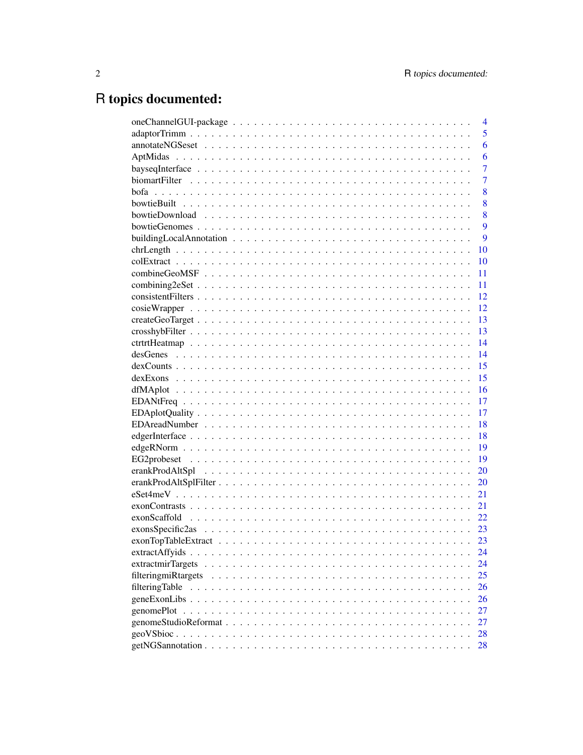# R topics documented:

oneChannelGUI-package . . . . . . . . . . . . . . . . . . . . . . . . . . . . . . . 4
adaptorTrimm . . . . . . . . . . . . . . . . . . . . . . . . . . . . . . . . . . . 5
annotateNGSeset . . . . . . . . . . . . . . . . . . . . . . . . . . . . . . . . . 6
AptMidas . . . . . . . . . . . . . . . . . . . . . . . . . . . . . . . . . . . . . 6
bayseqInterface . . . . . . . . . . . . . . . . . . . . . . . . . . . . . . . . . 7
biomartFilter . . . . . . . . . . . . . . . . . . . . . . . . . . . . . . . . . . 7
bofa . . . . . . . . . . . . . . . . . . . . . . . . . . . . . . . . . . . . . . . 8
bowtieBuilt . . . . . . . . . . . . . . . . . . . . . . . . . . . . . . . . . . . 8
bowtieDownload . . . . . . . . . . . . . . . . . . . . . . . . . . . . . . . . . 8
bowtieGenomes . . . . . . . . . . . . . . . . . . . . . . . . . . . . . . . . . . 9
buildingLocalAnnotation . . . . . . . . . . . . . . . . . . . . . . . . . . . . . 9
chrLength . . . . . . . . . . . . . . . . . . . . . . . . . . . . . . . . . . . . 10
colExtract . . . . . . . . . . . . . . . . . . . . . . . . . . . . . . . . . . . . 10
combineGeoMSF . . . . . . . . . . . . . . . . . . . . . . . . . . . . . . . . . . 11
combining2eSet . . . . . . . . . . . . . . . . . . . . . . . . . . . . . . . . . . 11
consistentFilters . . . . . . . . . . . . . . . . . . . . . . . . . . . . . . . . 12
cosieWrapper . . . . . . . . . . . . . . . . . . . . . . . . . . . . . . . . . . . 12
createGeoTarget . . . . . . . . . . . . . . . . . . . . . . . . . . . . . . . . . 13
crosshybFilter . . . . . . . . . . . . . . . . . . . . . . . . . . . . . . . . . . 13
ctrtrtHeatmap . . . . . . . . . . . . . . . . . . . . . . . . . . . . . . . . . . 14
desGenes . . . . . . . . . . . . . . . . . . . . . . . . . . . . . . . . . . . . . 14
dexCounts . . . . . . . . . . . . . . . . . . . . . . . . . . . . . . . . . . . . 15
dexExons . . . . . . . . . . . . . . . . . . . . . . . . . . . . . . . . . . . . . 15
dfMAplot . . . . . . . . . . . . . . . . . . . . . . . . . . . . . . . . . . . . . 16
EDANtFreq . . . . . . . . . . . . . . . . . . . . . . . . . . . . . . . . . . . . 17
EDAplotQuality . . . . . . . . . . . . . . . . . . . . . . . . . . . . . . . . . . 17
EDAreadNumber . . . . . . . . . . . . . . . . . . . . . . . . . . . . . . . . . . 18
edgerInterface . . . . . . . . . . . . . . . . . . . . . . . . . . . . . . . . . . 18
edgeRNorm . . . . . . . . . . . . . . . . . . . . . . . . . . . . . . . . . . . . 19
EG2probeset . . . . . . . . . . . . . . . . . . . . . . . . . . . . . . . . . . . 19
erankProdAltSpl . . . . . . . . . . . . . . . . . . . . . . . . . . . . . . . . . 20
erankProdAltSplFilter . . . . . . . . . . . . . . . . . . . . . . . . . . . . . . 20
eSet4meV . . . . . . . . . . . . . . . . . . . . . . . . . . . . . . . . . . . . . 21
exonContrasts . . . . . . . . . . . . . . . . . . . . . . . . . . . . . . . . . . 21
exonScaffold . . . . . . . . . . . . . . . . . . . . . . . . . . . . . . . . . . . 22
exonsSpecific2as . . . . . . . . . . . . . . . . . . . . . . . . . . . . . . . . . 23
exonTopTableExtract . . . . . . . . . . . . . . . . . . . . . . . . . . . . . . . 23
extractAffyids . . . . . . . . . . . . . . . . . . . . . . . . . . . . . . . . . . 24
extractmirTargets . . . . . . . . . . . . . . . . . . . . . . . . . . . . . . . . 24
filteringmiRtargets . . . . . . . . . . . . . . . . . . . . . . . . . . . . . . . 25
filteringTable . . . . . . . . . . . . . . . . . . . . . . . . . . . . . . . . . . 26
geneExonLibs . . . . . . . . . . . . . . . . . . . . . . . . . . . . . . . . . . . 26
genomePlot . . . . . . . . . . . . . . . . . . . . . . . . . . . . . . . . . . . . 27
genomeStudioReformat . . . . . . . . . . . . . . . . . . . . . . . . . . . . . . . 27
geoVSbioc . . . . . . . . . . . . . . . . . . . . . . . . . . . . . . . . . . . . 28
getNGSannotation . . . . . . . . . . . . . . . . . . . . . . . . . . . . . . . . . 28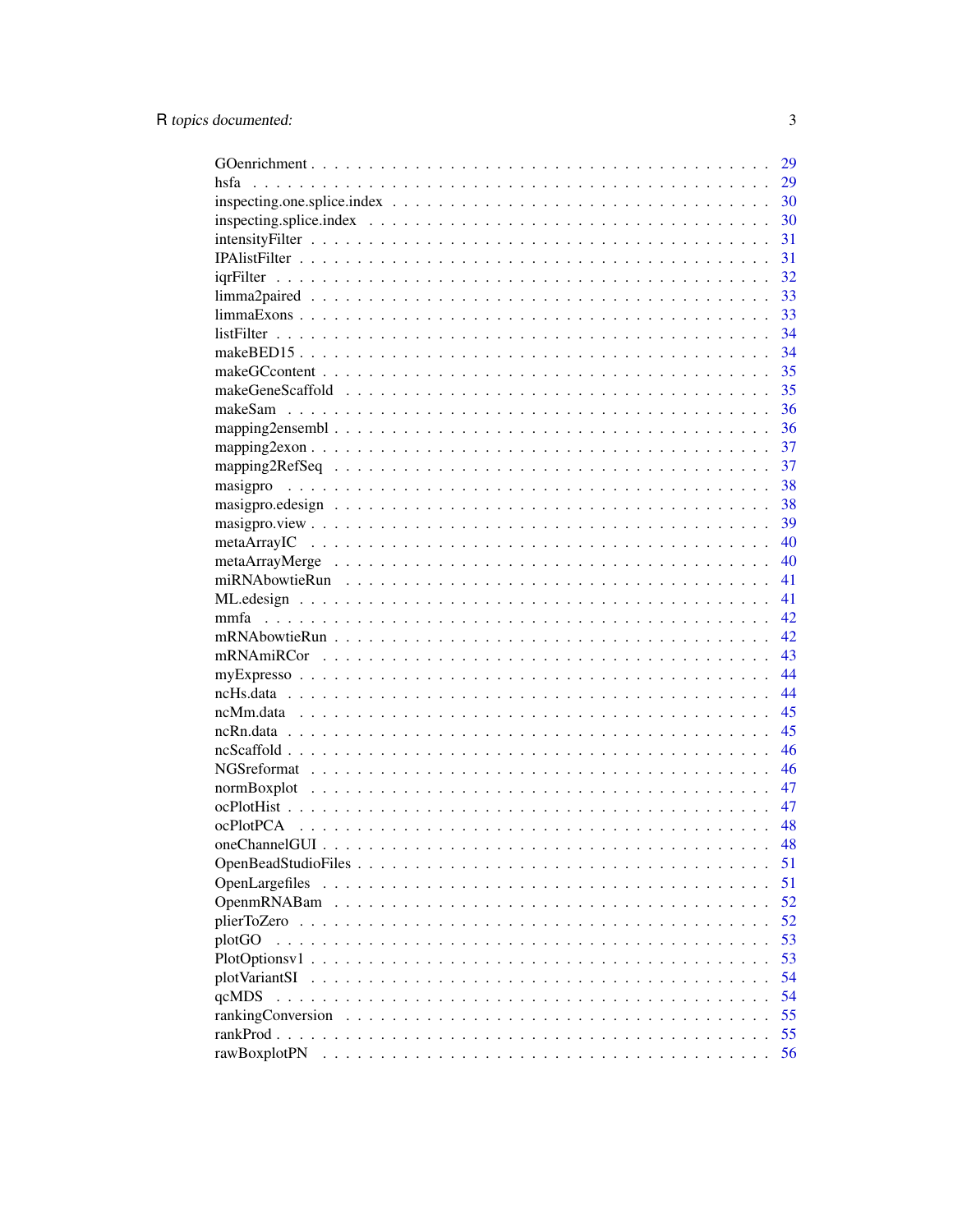GOenrichment . . . . . . . . . . . . . . . . . . . . . . . . . . . . . . . . . . . . . . . 29
hsfa . . . . . . . . . . . . . . . . . . . . . . . . . . . . . . . . . . . . . . . . . . . . 29
inspecting.one.splice.index . . . . . . . . . . . . . . . . . . . . . . . . . . . . . . . . . 30
inspecting.splice.index . . . . . . . . . . . . . . . . . . . . . . . . . . . . . . . . . . . 30
intensityFilter . . . . . . . . . . . . . . . . . . . . . . . . . . . . . . . . . . . . . . . 31
IPAlistFilter . . . . . . . . . . . . . . . . . . . . . . . . . . . . . . . . . . . . . . . . 31
iqrFilter . . . . . . . . . . . . . . . . . . . . . . . . . . . . . . . . . . . . . . . . . . 32
limma2paired . . . . . . . . . . . . . . . . . . . . . . . . . . . . . . . . . . . . . . . . 33
limmaExons . . . . . . . . . . . . . . . . . . . . . . . . . . . . . . . . . . . . . . . . . 33
listFilter . . . . . . . . . . . . . . . . . . . . . . . . . . . . . . . . . . . . . . . . . . 34
makeBED15 . . . . . . . . . . . . . . . . . . . . . . . . . . . . . . . . . . . . . . . . . 34
makeGCcontent . . . . . . . . . . . . . . . . . . . . . . . . . . . . . . . . . . . . . . . 35
makeGeneScaffold . . . . . . . . . . . . . . . . . . . . . . . . . . . . . . . . . . . . . . 35
makeSam . . . . . . . . . . . . . . . . . . . . . . . . . . . . . . . . . . . . . . . . . . . 36
mapping2ensembl . . . . . . . . . . . . . . . . . . . . . . . . . . . . . . . . . . . . . . . 36
mapping2exon . . . . . . . . . . . . . . . . . . . . . . . . . . . . . . . . . . . . . . . . 37
mapping2RefSeq . . . . . . . . . . . . . . . . . . . . . . . . . . . . . . . . . . . . . . . 37
masigpro . . . . . . . . . . . . . . . . . . . . . . . . . . . . . . . . . . . . . . . . . . . 38
masigpro.edesign . . . . . . . . . . . . . . . . . . . . . . . . . . . . . . . . . . . . . . . 38
masigpro.view . . . . . . . . . . . . . . . . . . . . . . . . . . . . . . . . . . . . . . . . 39
metaArrayIC . . . . . . . . . . . . . . . . . . . . . . . . . . . . . . . . . . . . . . . . . 40
metaArrayMerge . . . . . . . . . . . . . . . . . . . . . . . . . . . . . . . . . . . . . . . 40
miRNAbowtieRun . . . . . . . . . . . . . . . . . . . . . . . . . . . . . . . . . . . . . . . 41
ML.edesign . . . . . . . . . . . . . . . . . . . . . . . . . . . . . . . . . . . . . . . . . . 41
mmfa . . . . . . . . . . . . . . . . . . . . . . . . . . . . . . . . . . . . . . . . . . . . . 42
mRNAbowtieRun . . . . . . . . . . . . . . . . . . . . . . . . . . . . . . . . . . . . . . . . 42
mRNAmiRCor . . . . . . . . . . . . . . . . . . . . . . . . . . . . . . . . . . . . . . . . . 43
myExpresso . . . . . . . . . . . . . . . . . . . . . . . . . . . . . . . . . . . . . . . . . . 44
ncHs.data . . . . . . . . . . . . . . . . . . . . . . . . . . . . . . . . . . . . . . . . . . 44
ncMm.data . . . . . . . . . . . . . . . . . . . . . . . . . . . . . . . . . . . . . . . . . . 45
ncRn.data . . . . . . . . . . . . . . . . . . . . . . . . . . . . . . . . . . . . . . . . . . 45
ncScaffold . . . . . . . . . . . . . . . . . . . . . . . . . . . . . . . . . . . . . . . . . . 46
NGSreformat . . . . . . . . . . . . . . . . . . . . . . . . . . . . . . . . . . . . . . . . . 46
normBoxplot . . . . . . . . . . . . . . . . . . . . . . . . . . . . . . . . . . . . . . . . . 47
ocPlotHist . . . . . . . . . . . . . . . . . . . . . . . . . . . . . . . . . . . . . . . . . . 47
ocPlotPCA . . . . . . . . . . . . . . . . . . . . . . . . . . . . . . . . . . . . . . . . . . 48
oneChannelGUI . . . . . . . . . . . . . . . . . . . . . . . . . . . . . . . . . . . . . . . . 48
OpenBeadStudioFiles . . . . . . . . . . . . . . . . . . . . . . . . . . . . . . . . . . . . 51
OpenLargefiles . . . . . . . . . . . . . . . . . . . . . . . . . . . . . . . . . . . . . . . . 51
OpenmRNABam . . . . . . . . . . . . . . . . . . . . . . . . . . . . . . . . . . . . . . . . 52
plierToZero . . . . . . . . . . . . . . . . . . . . . . . . . . . . . . . . . . . . . . . . . 52
plotGO . . . . . . . . . . . . . . . . . . . . . . . . . . . . . . . . . . . . . . . . . . . . 53
PlotOptionsv1 . . . . . . . . . . . . . . . . . . . . . . . . . . . . . . . . . . . . . . . . 53
plotVariantSI . . . . . . . . . . . . . . . . . . . . . . . . . . . . . . . . . . . . . . . . 54
qcMDS . . . . . . . . . . . . . . . . . . . . . . . . . . . . . . . . . . . . . . . . . . . . 54
rankingConversion . . . . . . . . . . . . . . . . . . . . . . . . . . . . . . . . . . . . . . 55
rankProd . . . . . . . . . . . . . . . . . . . . . . . . . . . . . . . . . . . . . . . . . . . 55
rawBoxplotPN . . . . . . . . . . . . . . . . . . . . . . . . . . . . . . . . . . . . . . . . 56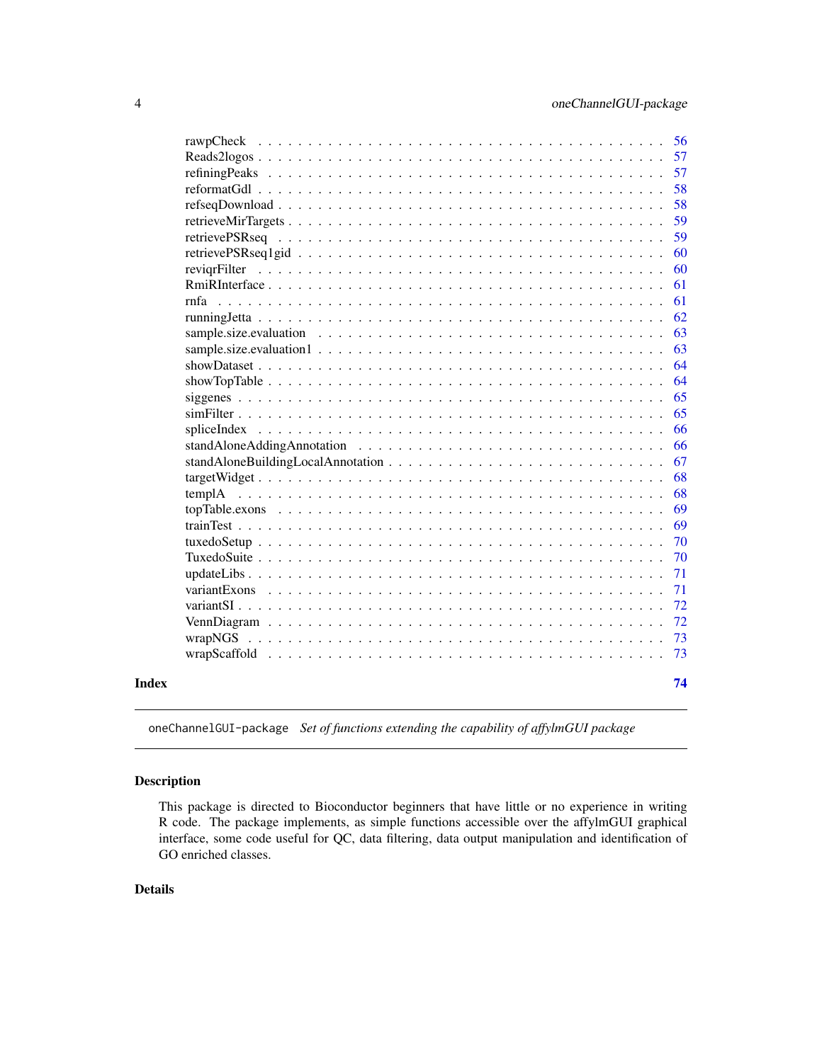rawpCheck . . . . . . . . . . . . . . . . . . . . . . . . . . . . . . . . . . . . 56
Reads2logos . . . . . . . . . . . . . . . . . . . . . . . . . . . . . . . . . . . 57
refiningPeaks . . . . . . . . . . . . . . . . . . . . . . . . . . . . . . . . . . . 57
reformatGdl . . . . . . . . . . . . . . . . . . . . . . . . . . . . . . . . . . . . 58
refseqDownload . . . . . . . . . . . . . . . . . . . . . . . . . . . . . . . . . . 58
retrieveMirTargets . . . . . . . . . . . . . . . . . . . . . . . . . . . . . . . . . 59
retrievePSRseq . . . . . . . . . . . . . . . . . . . . . . . . . . . . . . . . . . 59
retrievePSRseq1gid . . . . . . . . . . . . . . . . . . . . . . . . . . . . . . . . 60
reviqrFilter . . . . . . . . . . . . . . . . . . . . . . . . . . . . . . . . . . . . 60
RmiRInterface . . . . . . . . . . . . . . . . . . . . . . . . . . . . . . . . . . . 61
rnfa . . . . . . . . . . . . . . . . . . . . . . . . . . . . . . . . . . . . . . . 61
runningJetta . . . . . . . . . . . . . . . . . . . . . . . . . . . . . . . . . . . . 62
sample.size.evaluation . . . . . . . . . . . . . . . . . . . . . . . . . . . . . . 63
sample.size.evaluation1 . . . . . . . . . . . . . . . . . . . . . . . . . . . . . . 63
showDataset . . . . . . . . . . . . . . . . . . . . . . . . . . . . . . . . . . . . 64
showTopTable . . . . . . . . . . . . . . . . . . . . . . . . . . . . . . . . . . . 64
siggenes . . . . . . . . . . . . . . . . . . . . . . . . . . . . . . . . . . . . . . 65
simFilter . . . . . . . . . . . . . . . . . . . . . . . . . . . . . . . . . . . . . 65
spliceIndex . . . . . . . . . . . . . . . . . . . . . . . . . . . . . . . . . . . . 66
standAloneAddingAnnotation . . . . . . . . . . . . . . . . . . . . . . . . . . . . 66
standAloneBuildingLocalAnnotation . . . . . . . . . . . . . . . . . . . . . . . . 67
targetWidget . . . . . . . . . . . . . . . . . . . . . . . . . . . . . . . . . . . 68
templA . . . . . . . . . . . . . . . . . . . . . . . . . . . . . . . . . . . . . . 68
topTable.exons . . . . . . . . . . . . . . . . . . . . . . . . . . . . . . . . . . 69
trainTest . . . . . . . . . . . . . . . . . . . . . . . . . . . . . . . . . . . . . 69
tuxedoSetup . . . . . . . . . . . . . . . . . . . . . . . . . . . . . . . . . . . . 70
TuxedoSuite . . . . . . . . . . . . . . . . . . . . . . . . . . . . . . . . . . . . 70
updateLibs . . . . . . . . . . . . . . . . . . . . . . . . . . . . . . . . . . . . 71
variantExons . . . . . . . . . . . . . . . . . . . . . . . . . . . . . . . . . . . 71
variantSI . . . . . . . . . . . . . . . . . . . . . . . . . . . . . . . . . . . . . 72
VennDiagram . . . . . . . . . . . . . . . . . . . . . . . . . . . . . . . . . . . . 72
wrapNGS . . . . . . . . . . . . . . . . . . . . . . . . . . . . . . . . . . . . . . 73
wrapScaffold . . . . . . . . . . . . . . . . . . . . . . . . . . . . . . . . . . . 73

**Index** **74**

---

`oneChannelGUI-package` *Set of functions extending the capability of affylmGUI package*

---

## Description

This package is directed to Bioconductor beginners that have little or no experience in writing R code. The package implements, as simple functions accessible over the affylmGUI graphical interface, some code useful for QC, data filtering, data output manipulation and identification of GO enriched classes.

## Details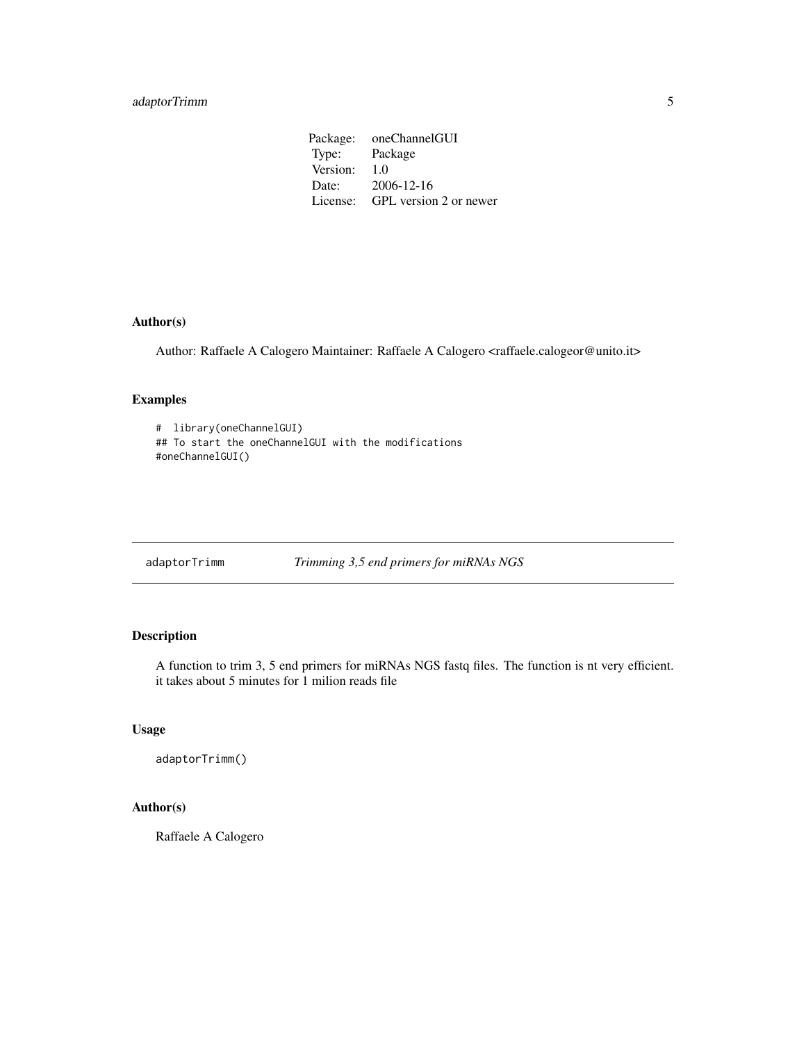| | |
|---|---|
| Package: | oneChannelGUI |
| Type: | Package |
| Version: | 1.0 |
| Date: | 2006-12-16 |
| License: | GPL version 2 or newer |

### Author(s)

Author: Raffaele A Calogero Maintainer: Raffaele A Calogero <raffaele.calogeor@unito.it>

### Examples

```
#  library(oneChannelGUI)
## To start the oneChannelGUI with the modifications
#oneChannelGUI()
```

---

## adaptorTrimm    *Trimming 3,5 end primers for miRNAs NGS*

---

### Description

A function to trim 3, 5 end primers for miRNAs NGS fastq files. The function is nt very efficient. it takes about 5 minutes for 1 milion reads file

### Usage

```
adaptorTrimm()
```

### Author(s)

Raffaele A Calogero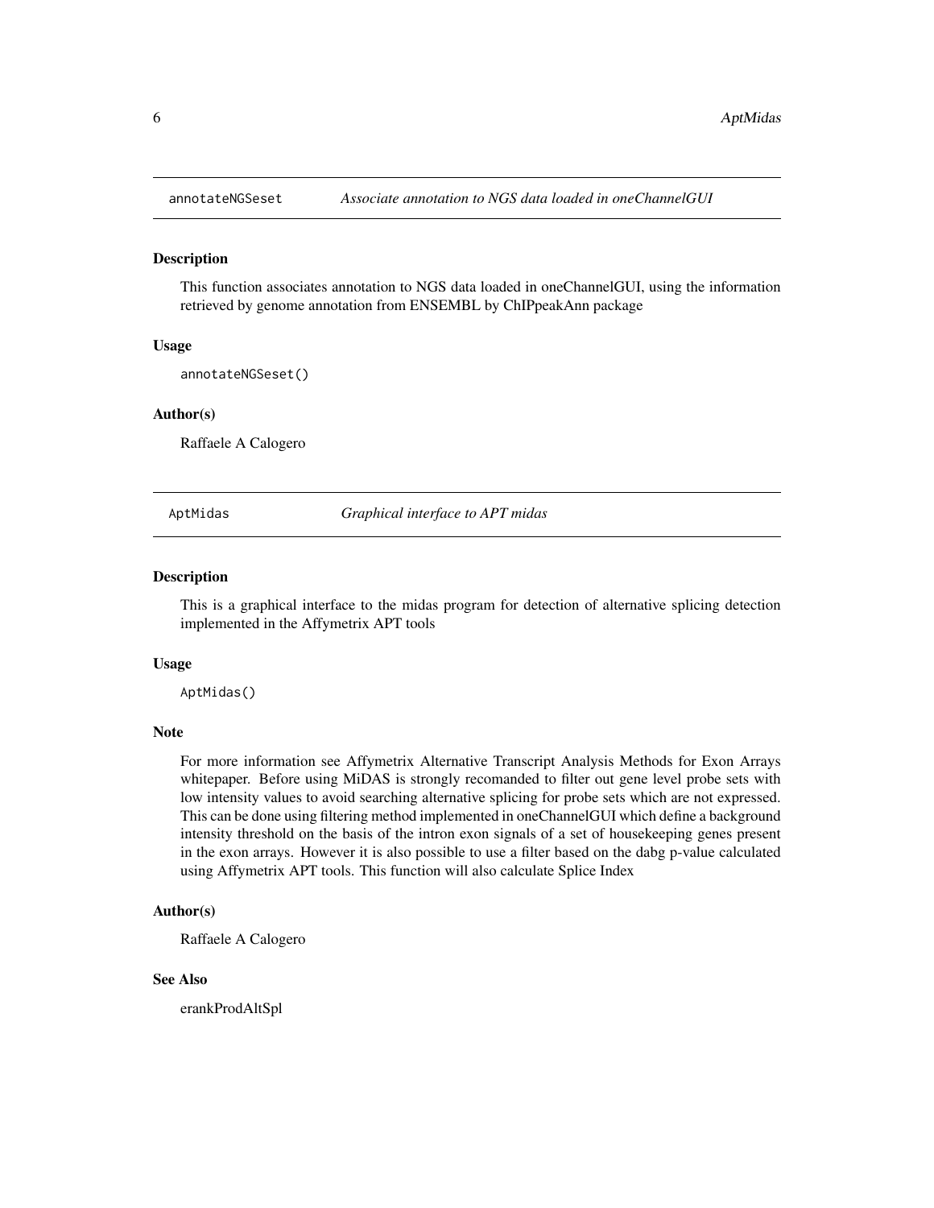## annotateNGSeset *Associate annotation to NGS data loaded in oneChannelGUI*

### Description

This function associates annotation to NGS data loaded in oneChannelGUI, using the information retrieved by genome annotation from ENSEMBL by ChIPpeakAnn package

### Usage

```
annotateNGSeset()
```

### Author(s)

Raffaele A Calogero

## AptMidas *Graphical interface to APT midas*

### Description

This is a graphical interface to the midas program for detection of alternative splicing detection implemented in the Affymetrix APT tools

### Usage

```
AptMidas()
```

### Note

For more information see Affymetrix Alternative Transcript Analysis Methods for Exon Arrays whitepaper. Before using MiDAS is strongly recomanded to filter out gene level probe sets with low intensity values to avoid searching alternative splicing for probe sets which are not expressed. This can be done using filtering method implemented in oneChannelGUI which define a background intensity threshold on the basis of the intron exon signals of a set of housekeeping genes present in the exon arrays. However it is also possible to use a filter based on the dabg p-value calculated using Affymetrix APT tools. This function will also calculate Splice Index

### Author(s)

Raffaele A Calogero

### See Also

erankProdAltSpl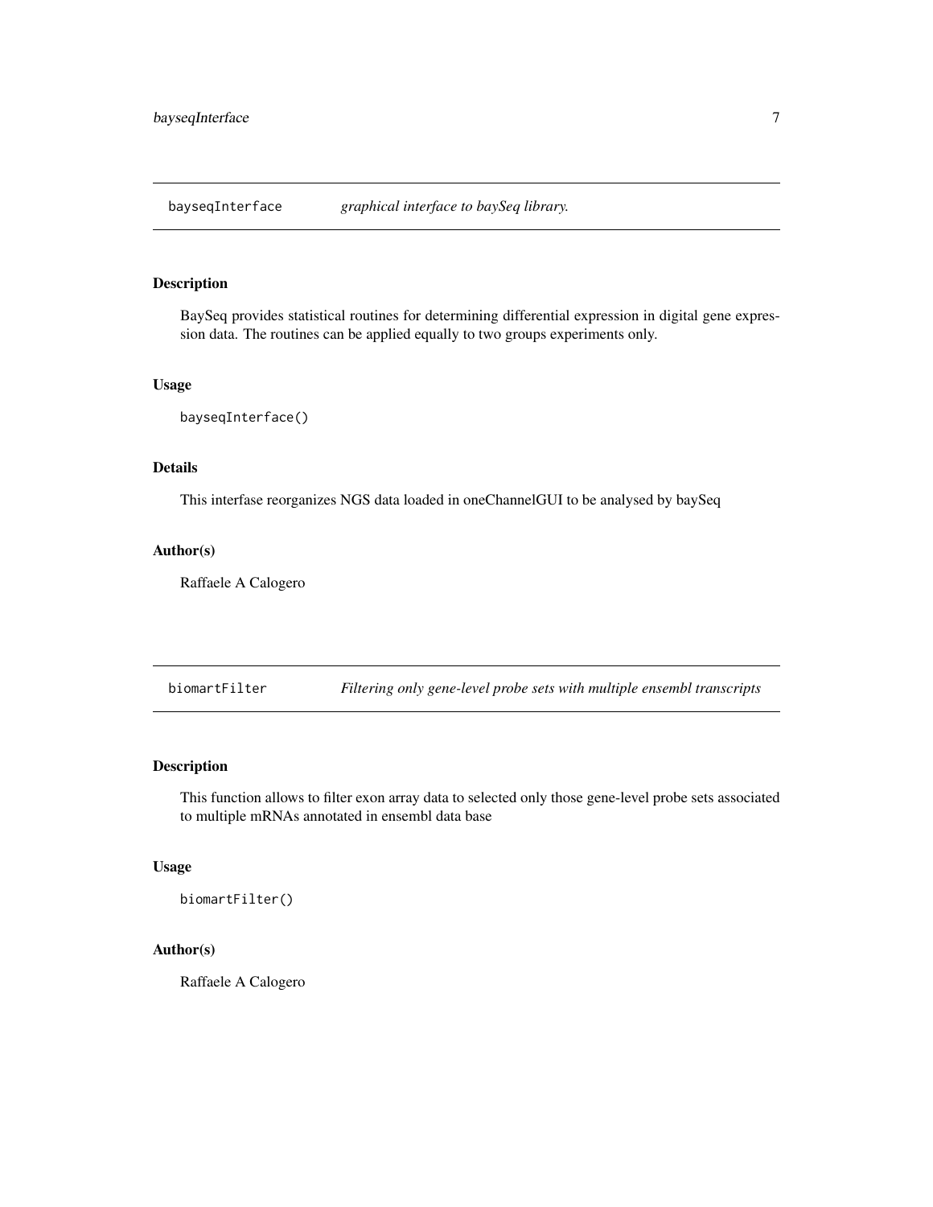## bayseqInterface — *graphical interface to baySeq library.*

### Description

BaySeq provides statistical routines for determining differential expression in digital gene expression data. The routines can be applied equally to two groups experiments only.

### Usage

```
bayseqInterface()
```

### Details

This interfase reorganizes NGS data loaded in oneChannelGUI to be analysed by baySeq

### Author(s)

Raffaele A Calogero

## biomartFilter — *Filtering only gene-level probe sets with multiple ensembl transcripts*

### Description

This function allows to filter exon array data to selected only those gene-level probe sets associated to multiple mRNAs annotated in ensembl data base

### Usage

```
biomartFilter()
```

### Author(s)

Raffaele A Calogero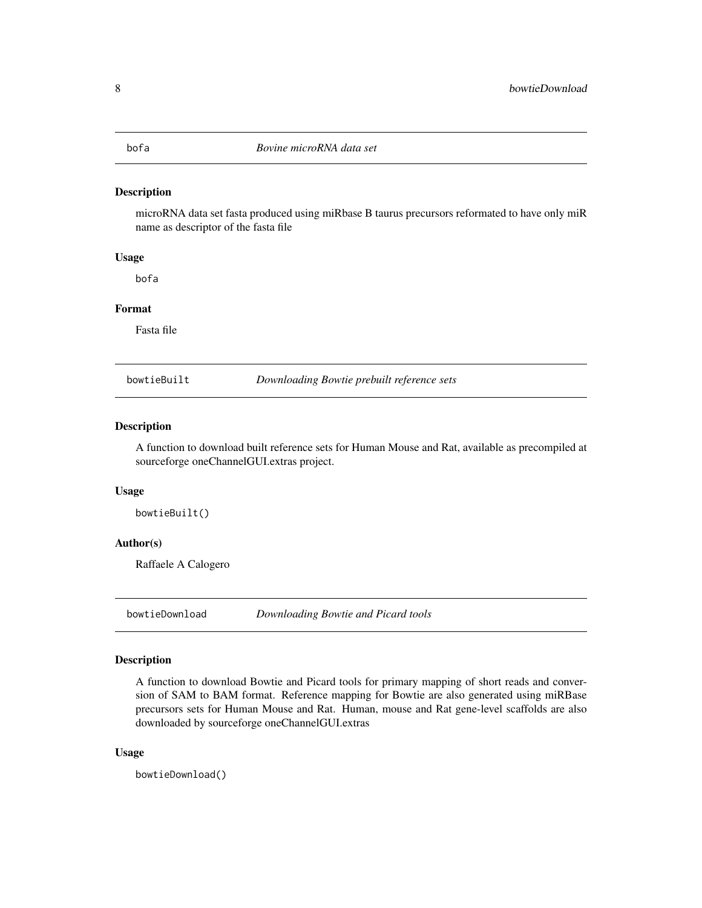## bofa *Bovine microRNA data set*

### Description

microRNA data set fasta produced using miRbase B taurus precursors reformated to have only miR name as descriptor of the fasta file

### Usage

```
bofa
```

### Format

Fasta file

## bowtieBuilt *Downloading Bowtie prebuilt reference sets*

### Description

A function to download built reference sets for Human Mouse and Rat, available as precompiled at sourceforge oneChannelGUI.extras project.

### Usage

```
bowtieBuilt()
```

### Author(s)

Raffaele A Calogero

## bowtieDownload *Downloading Bowtie and Picard tools*

### Description

A function to download Bowtie and Picard tools for primary mapping of short reads and conversion of SAM to BAM format. Reference mapping for Bowtie are also generated using miRBase precursors sets for Human Mouse and Rat. Human, mouse and Rat gene-level scaffolds are also downloaded by sourceforge oneChannelGUI.extras

### Usage

```
bowtieDownload()
```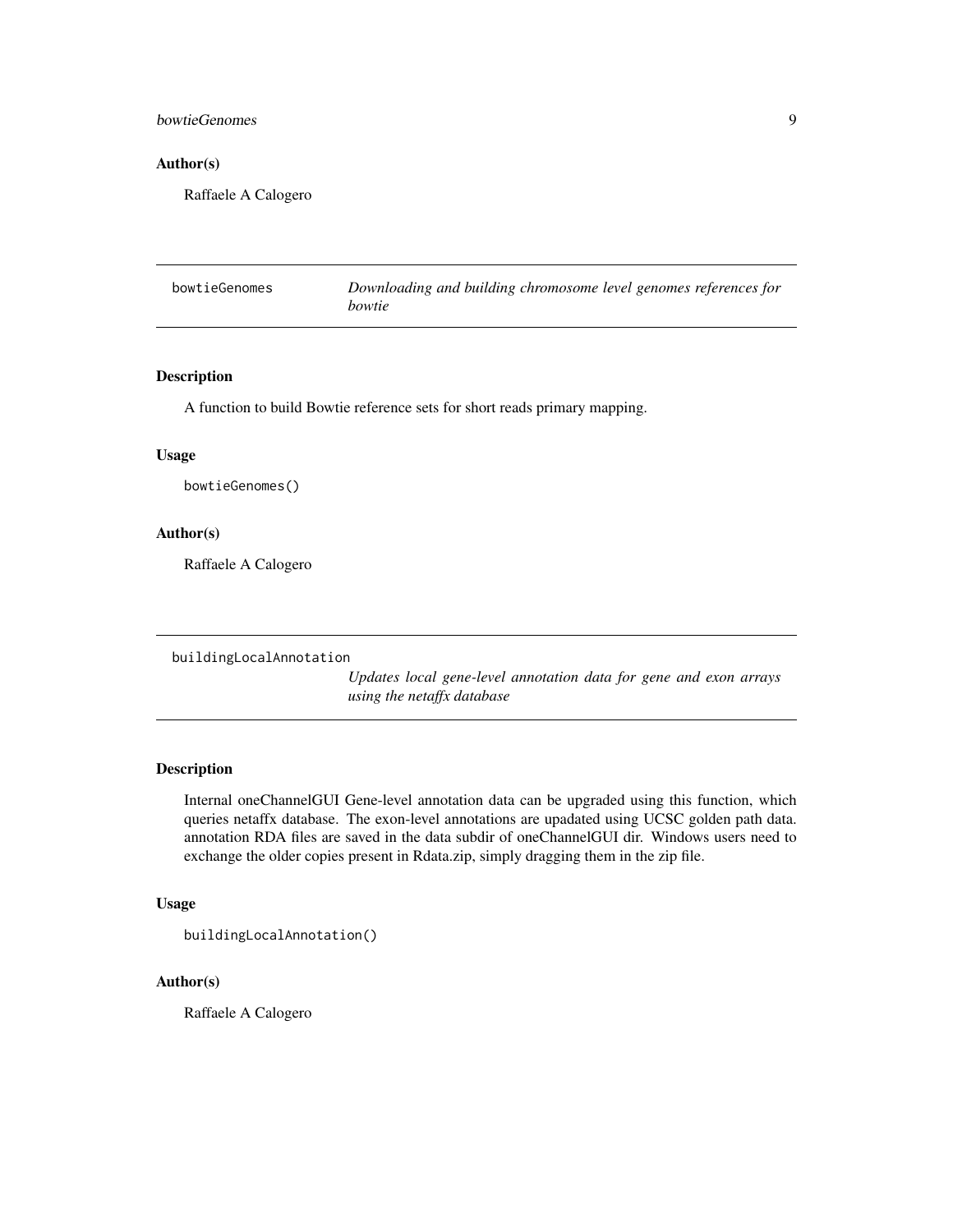### Author(s)

Raffaele A Calogero

---

## bowtieGenomes — *Downloading and building chromosome level genomes references for bowtie*

### Description

A function to build Bowtie reference sets for short reads primary mapping.

### Usage

```
bowtieGenomes()
```

### Author(s)

Raffaele A Calogero

---

## buildingLocalAnnotation — *Updates local gene-level annotation data for gene and exon arrays using the netaffx database*

### Description

Internal oneChannelGUI Gene-level annotation data can be upgraded using this function, which queries netaffx database. The exon-level annotations are upadated using UCSC golden path data. annotation RDA files are saved in the data subdir of oneChannelGUI dir. Windows users need to exchange the older copies present in Rdata.zip, simply dragging them in the zip file.

### Usage

```
buildingLocalAnnotation()
```

### Author(s)

Raffaele A Calogero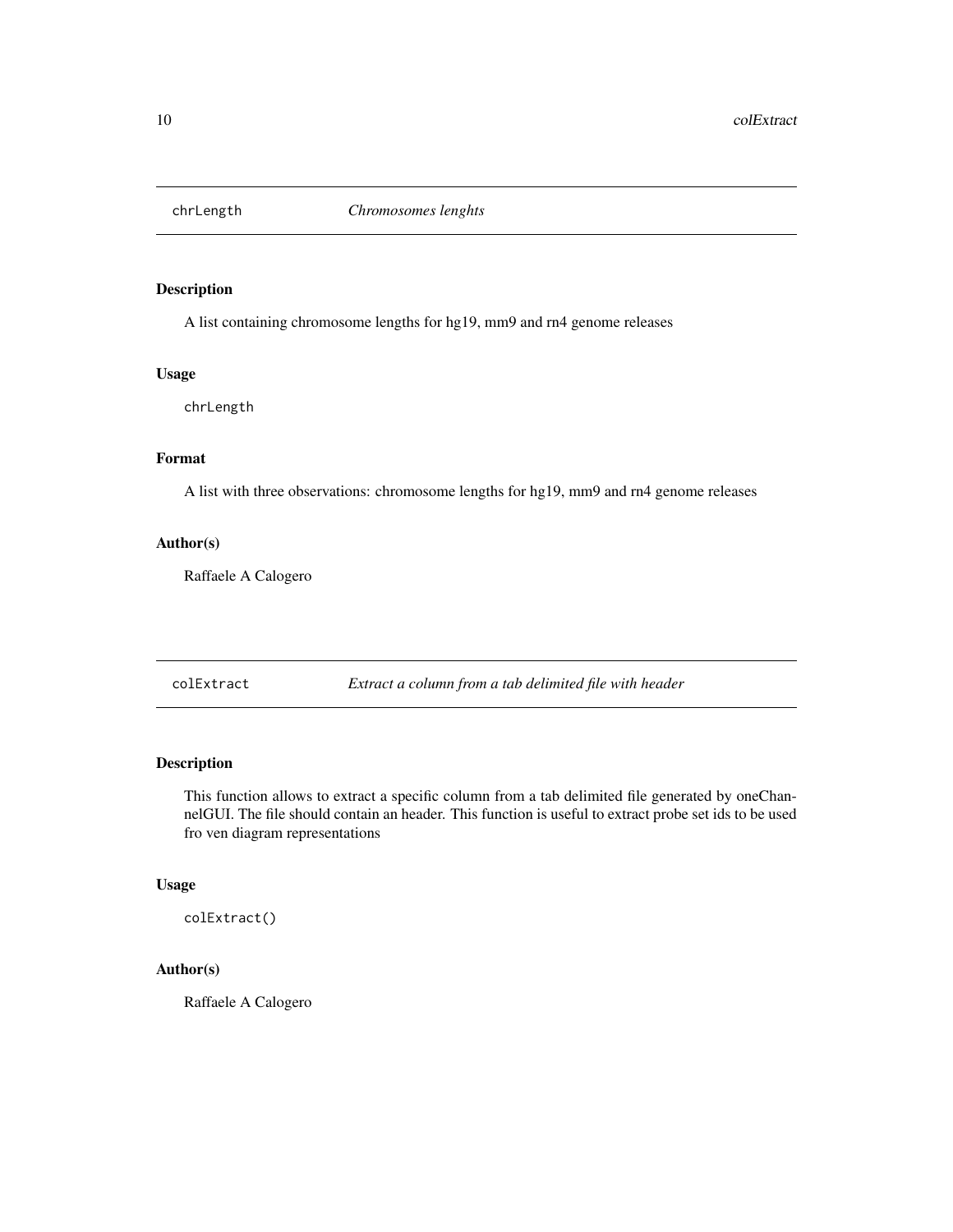## chrLength — *Chromosomes lenghts*

### Description

A list containing chromosome lengths for hg19, mm9 and rn4 genome releases

### Usage

```
chrLength
```

### Format

A list with three observations: chromosome lengths for hg19, mm9 and rn4 genome releases

### Author(s)

Raffaele A Calogero

## colExtract — *Extract a column from a tab delimited file with header*

### Description

This function allows to extract a specific column from a tab delimited file generated by oneChannelGUI. The file should contain an header. This function is useful to extract probe set ids to be used fro ven diagram representations

### Usage

```
colExtract()
```

### Author(s)

Raffaele A Calogero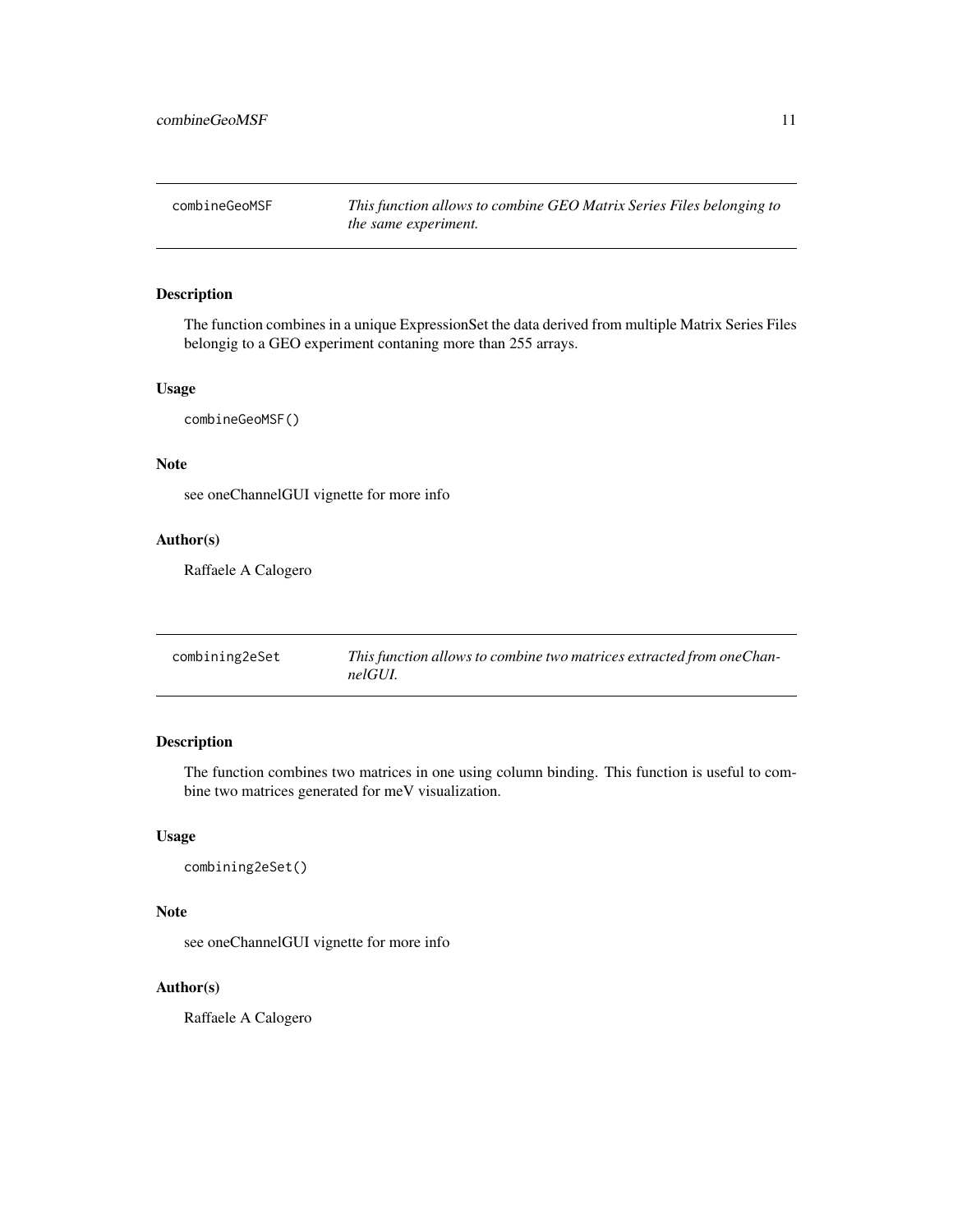## combineGeoMSF — *This function allows to combine GEO Matrix Series Files belonging to the same experiment.*

### Description

The function combines in a unique ExpressionSet the data derived from multiple Matrix Series Files belongig to a GEO experiment contaning more than 255 arrays.

### Usage

```
combineGeoMSF()
```

### Note

see oneChannelGUI vignette for more info

### Author(s)

Raffaele A Calogero

## combining2eSet — *This function allows to combine two matrices extracted from oneChannelGUI.*

### Description

The function combines two matrices in one using column binding. This function is useful to combine two matrices generated for meV visualization.

### Usage

```
combining2eSet()
```

### Note

see oneChannelGUI vignette for more info

### Author(s)

Raffaele A Calogero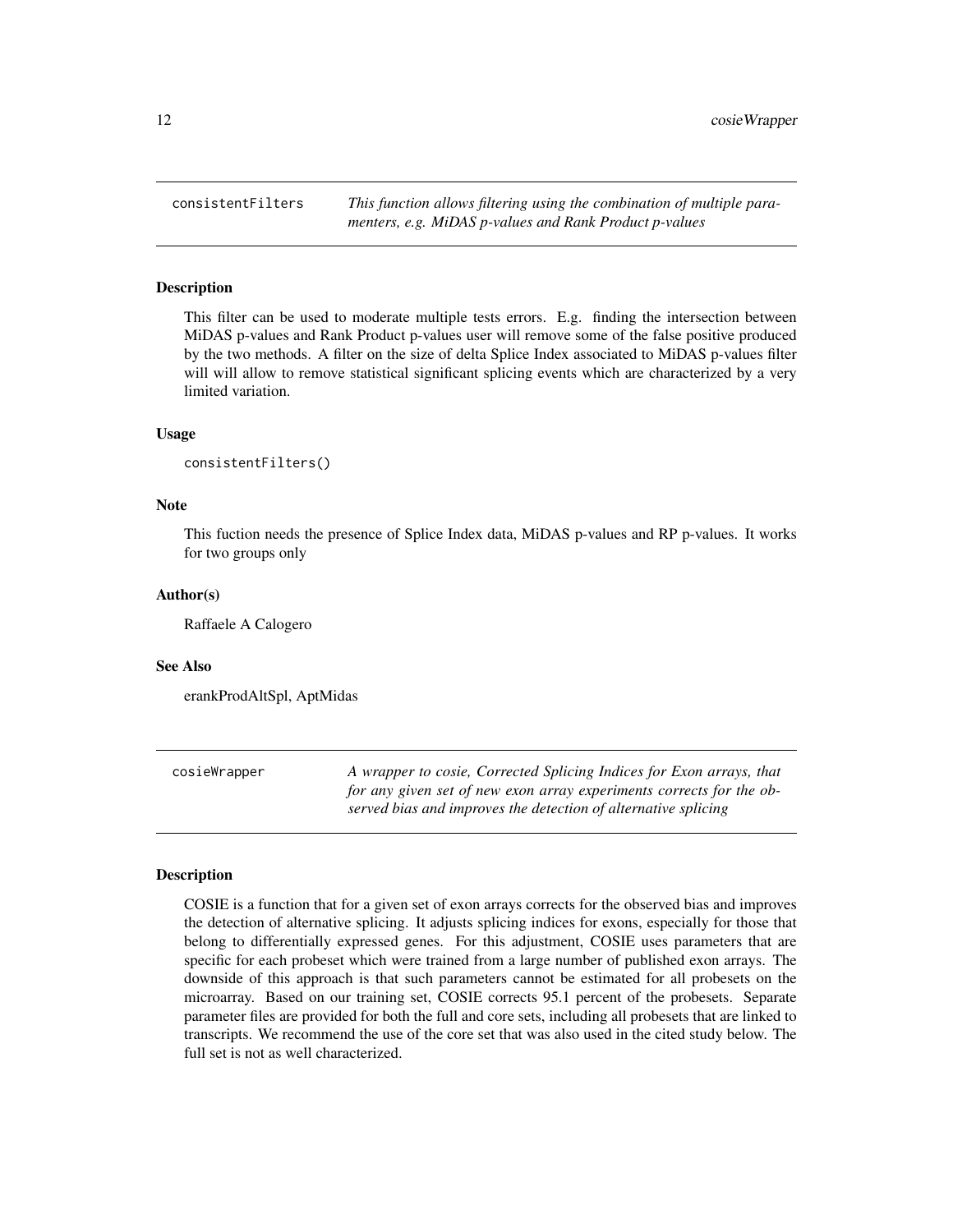## consistentFilters

*This function allows filtering using the combination of multiple paramenters, e.g. MiDAS p-values and Rank Product p-values*

### Description

This filter can be used to moderate multiple tests errors. E.g. finding the intersection between MiDAS p-values and Rank Product p-values user will remove some of the false positive produced by the two methods. A filter on the size of delta Splice Index associated to MiDAS p-values filter will will allow to remove statistical significant splicing events which are characterized by a very limited variation.

### Usage

```
consistentFilters()
```

### Note

This fuction needs the presence of Splice Index data, MiDAS p-values and RP p-values. It works for two groups only

### Author(s)

Raffaele A Calogero

### See Also

erankProdAltSpl, AptMidas

## cosieWrapper

*A wrapper to cosie, Corrected Splicing Indices for Exon arrays, that for any given set of new exon array experiments corrects for the observed bias and improves the detection of alternative splicing*

### Description

COSIE is a function that for a given set of exon arrays corrects for the observed bias and improves the detection of alternative splicing. It adjusts splicing indices for exons, especially for those that belong to differentially expressed genes. For this adjustment, COSIE uses parameters that are specific for each probeset which were trained from a large number of published exon arrays. The downside of this approach is that such parameters cannot be estimated for all probesets on the microarray. Based on our training set, COSIE corrects 95.1 percent of the probesets. Separate parameter files are provided for both the full and core sets, including all probesets that are linked to transcripts. We recommend the use of the core set that was also used in the cited study below. The full set is not as well characterized.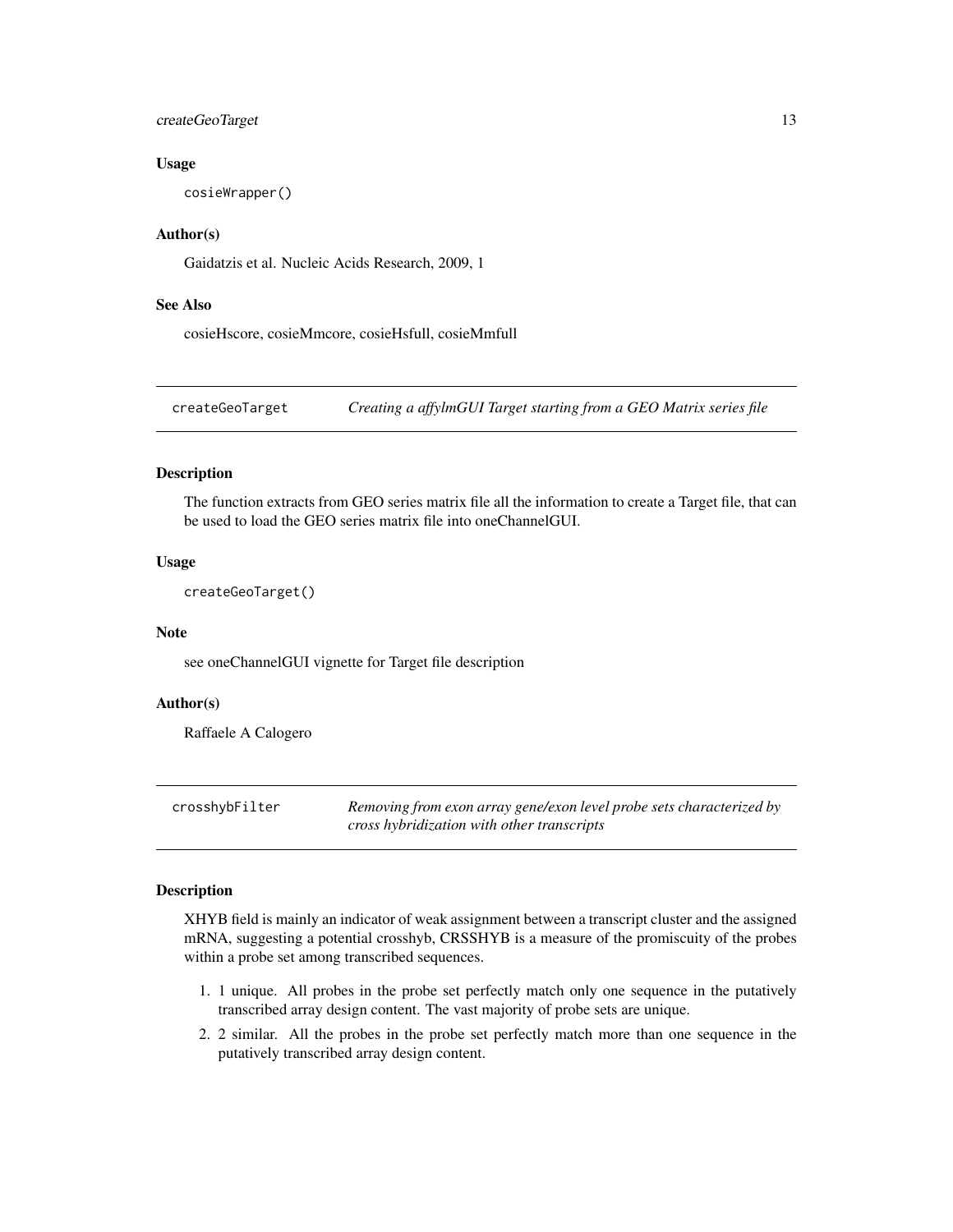## Usage

```
cosieWrapper()
```

## Author(s)

Gaidatzis et al. Nucleic Acids Research, 2009, 1

## See Also

cosieHscore, cosieMmcore, cosieHsfull, cosieMmfull

---

# createGeoTarget — *Creating a affylmGUI Target starting from a GEO Matrix series file*

## Description

The function extracts from GEO series matrix file all the information to create a Target file, that can be used to load the GEO series matrix file into oneChannelGUI.

## Usage

```
createGeoTarget()
```

## Note

see oneChannelGUI vignette for Target file description

## Author(s)

Raffaele A Calogero

---

# crosshybFilter — *Removing from exon array gene/exon level probe sets characterized by cross hybridization with other transcripts*

## Description

XHYB field is mainly an indicator of weak assignment between a transcript cluster and the assigned mRNA, suggesting a potential crosshyb, CRSSHYB is a measure of the promiscuity of the probes within a probe set among transcribed sequences.

1. 1 unique. All probes in the probe set perfectly match only one sequence in the putatively transcribed array design content. The vast majority of probe sets are unique.
2. 2 similar. All the probes in the probe set perfectly match more than one sequence in the putatively transcribed array design content.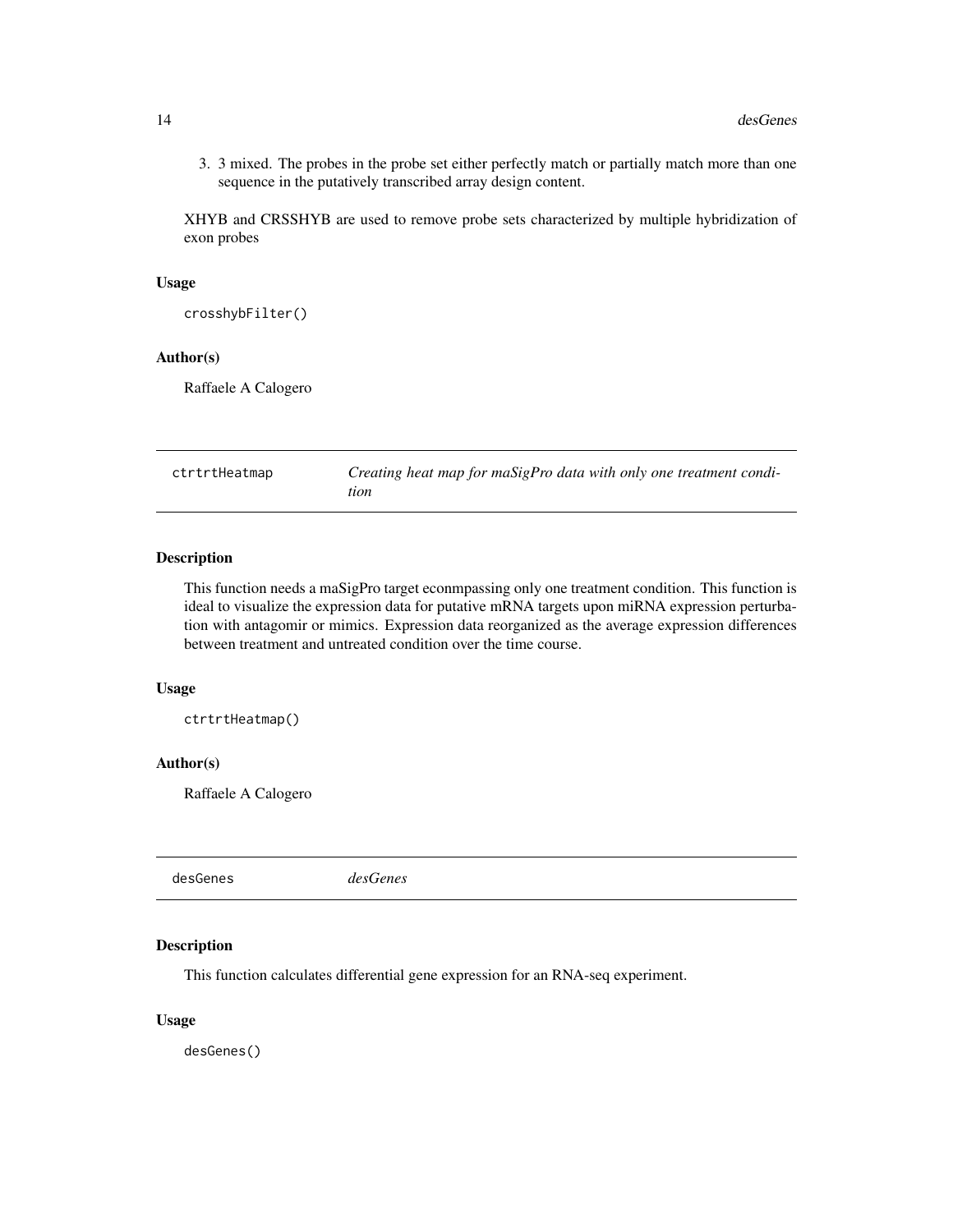3. 3 mixed. The probes in the probe set either perfectly match or partially match more than one sequence in the putatively transcribed array design content.

XHYB and CRSSHYB are used to remove probe sets characterized by multiple hybridization of exon probes

### Usage

```
crosshybFilter()
```

### Author(s)

Raffaele A Calogero

---

## ctrtrtHeatmap — *Creating heat map for maSigPro data with only one treatment condition*

### Description

This function needs a maSigPro target econmpassing only one treatment condition. This function is ideal to visualize the expression data for putative mRNA targets upon miRNA expression perturbation with antagomir or mimics. Expression data reorganized as the average expression differences between treatment and untreated condition over the time course.

### Usage

```
ctrtrtHeatmap()
```

### Author(s)

Raffaele A Calogero

---

## desGenes — *desGenes*

### Description

This function calculates differential gene expression for an RNA-seq experiment.

### Usage

```
desGenes()
```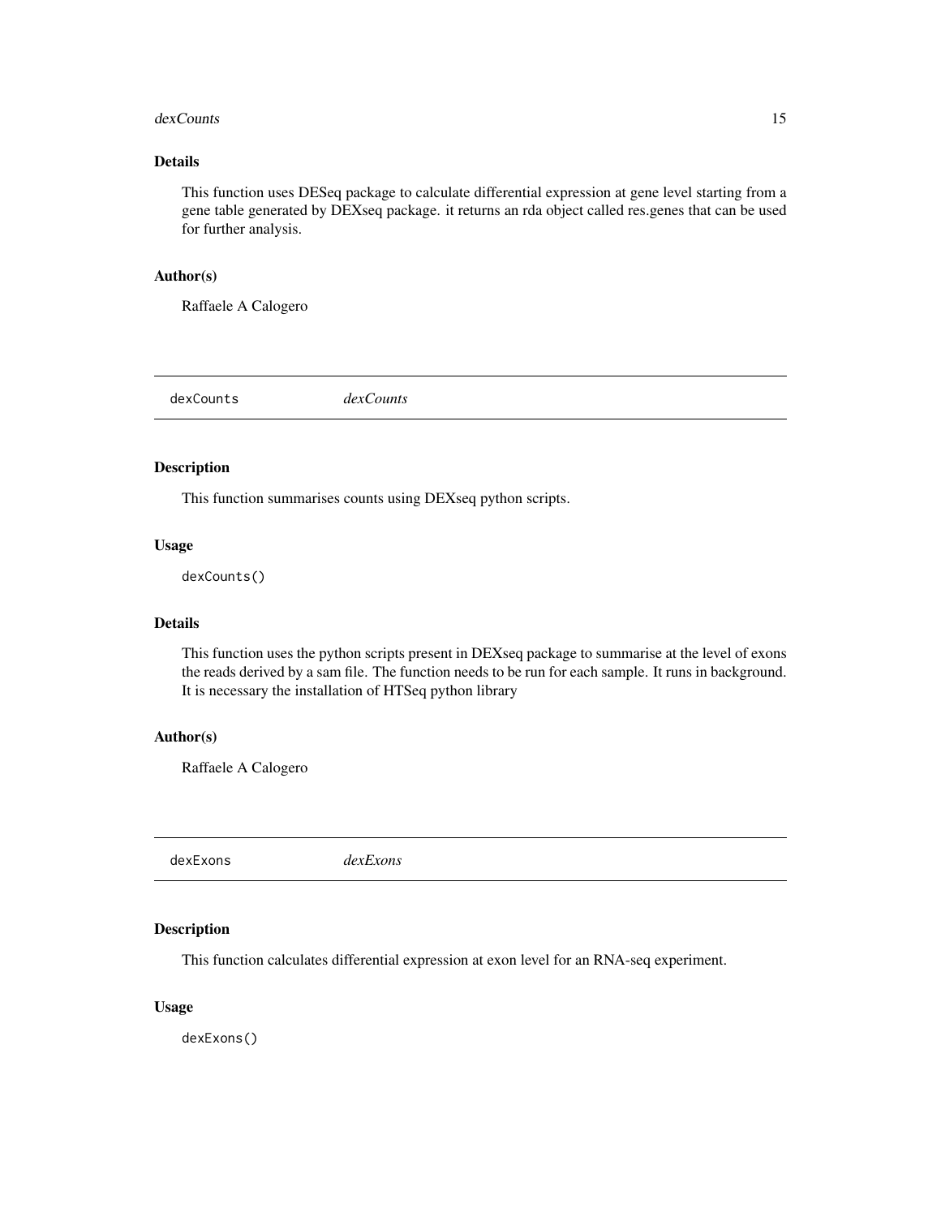### Details

This function uses DESeq package to calculate differential expression at gene level starting from a gene table generated by DEXseq package. it returns an rda object called res.genes that can be used for further analysis.

### Author(s)

Raffaele A Calogero

---

## dexCounts *dexCounts*

---

### Description

This function summarises counts using DEXseq python scripts.

### Usage

```
dexCounts()
```

### Details

This function uses the python scripts present in DEXseq package to summarise at the level of exons the reads derived by a sam file. The function needs to be run for each sample. It runs in background. It is necessary the installation of HTSeq python library

### Author(s)

Raffaele A Calogero

---

## dexExons *dexExons*

---

### Description

This function calculates differential expression at exon level for an RNA-seq experiment.

### Usage

```
dexExons()
```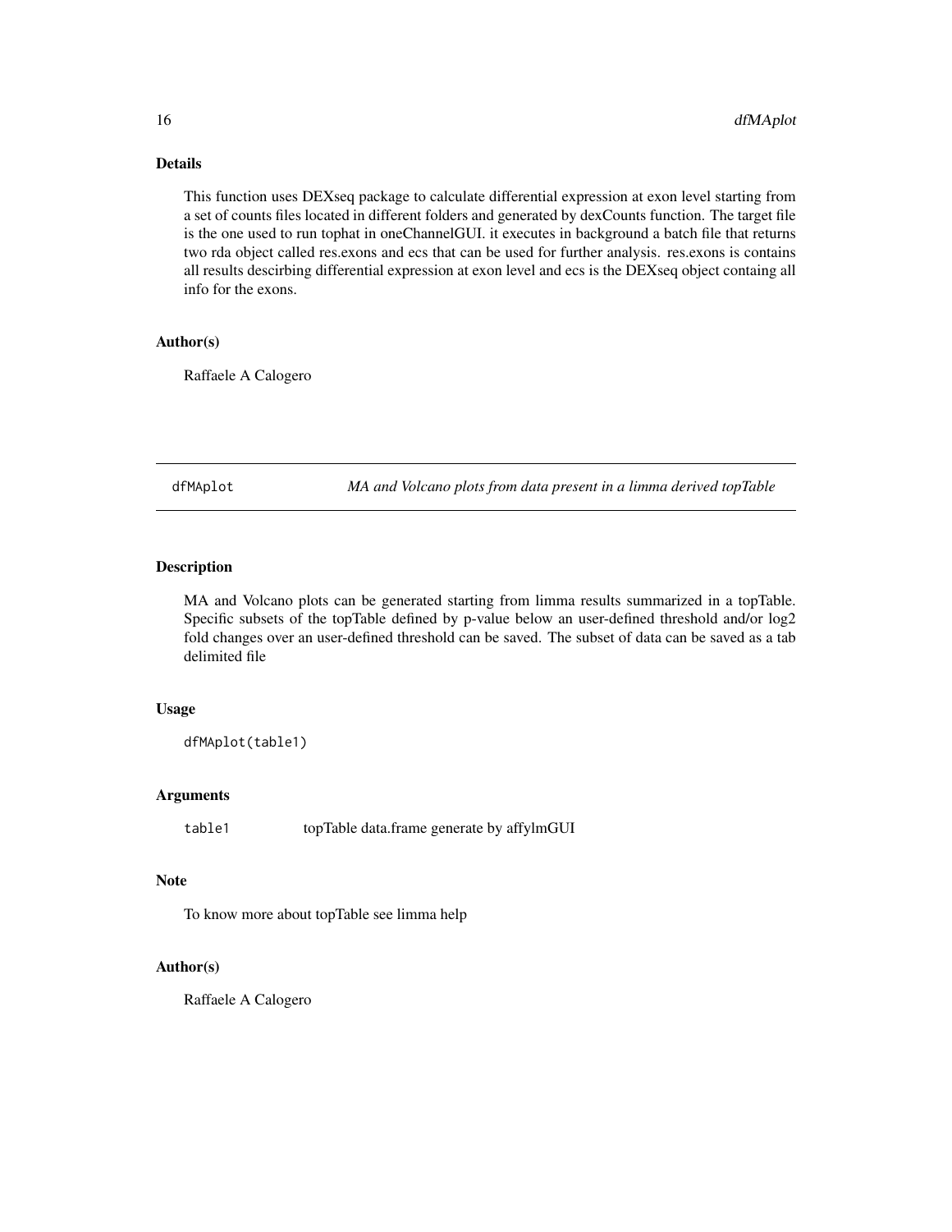## Details

This function uses DEXseq package to calculate differential expression at exon level starting from a set of counts files located in different folders and generated by dexCounts function. The target file is the one used to run tophat in oneChannelGUI. it executes in background a batch file that returns two rda object called res.exons and ecs that can be used for further analysis. res.exons is contains all results descirbing differential expression at exon level and ecs is the DEXseq object containg all info for the exons.

## Author(s)

Raffaele A Calogero

---

# dfMAplot *MA and Volcano plots from data present in a limma derived topTable*

## Description

MA and Volcano plots can be generated starting from limma results summarized in a topTable. Specific subsets of the topTable defined by p-value below an user-defined threshold and/or log2 fold changes over an user-defined threshold can be saved. The subset of data can be saved as a tab delimited file

## Usage

```
dfMAplot(table1)
```

## Arguments

| | |
|---|---|
| table1 | topTable data.frame generate by affylmGUI |

## Note

To know more about topTable see limma help

## Author(s)

Raffaele A Calogero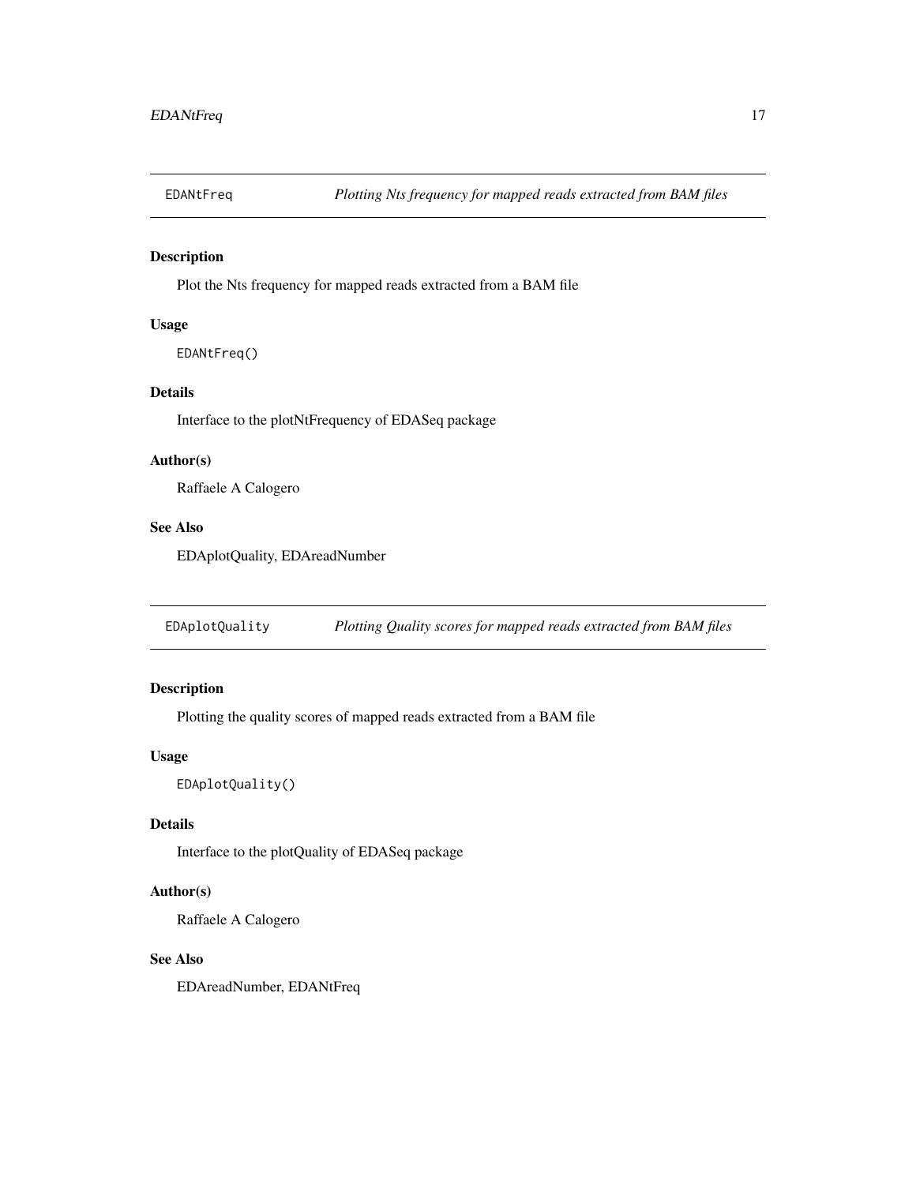## EDANtFreq — *Plotting Nts frequency for mapped reads extracted from BAM files*

### Description

Plot the Nts frequency for mapped reads extracted from a BAM file

### Usage

```
EDANtFreq()
```

### Details

Interface to the plotNtFrequency of EDASeq package

### Author(s)

Raffaele A Calogero

### See Also

EDAplotQuality, EDAreadNumber

## EDAplotQuality — *Plotting Quality scores for mapped reads extracted from BAM files*

### Description

Plotting the quality scores of mapped reads extracted from a BAM file

### Usage

```
EDAplotQuality()
```

### Details

Interface to the plotQuality of EDASeq package

### Author(s)

Raffaele A Calogero

### See Also

EDAreadNumber, EDANtFreq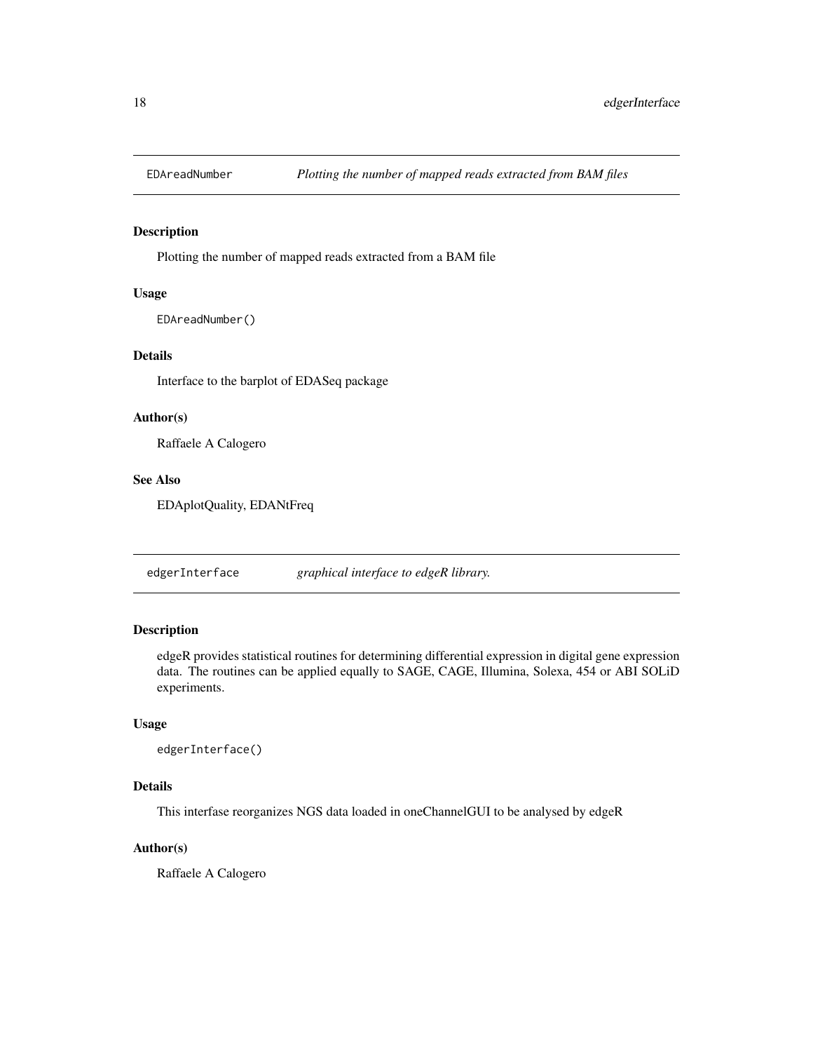## EDAreadNumber — *Plotting the number of mapped reads extracted from BAM files*

### Description

Plotting the number of mapped reads extracted from a BAM file

### Usage

```
EDAreadNumber()
```

### Details

Interface to the barplot of EDASeq package

### Author(s)

Raffaele A Calogero

### See Also

EDAplotQuality, EDANtFreq

## edgerInterface — *graphical interface to edgeR library.*

### Description

edgeR provides statistical routines for determining differential expression in digital gene expression data. The routines can be applied equally to SAGE, CAGE, Illumina, Solexa, 454 or ABI SOLiD experiments.

### Usage

```
edgerInterface()
```

### Details

This interfase reorganizes NGS data loaded in oneChannelGUI to be analysed by edgeR

### Author(s)

Raffaele A Calogero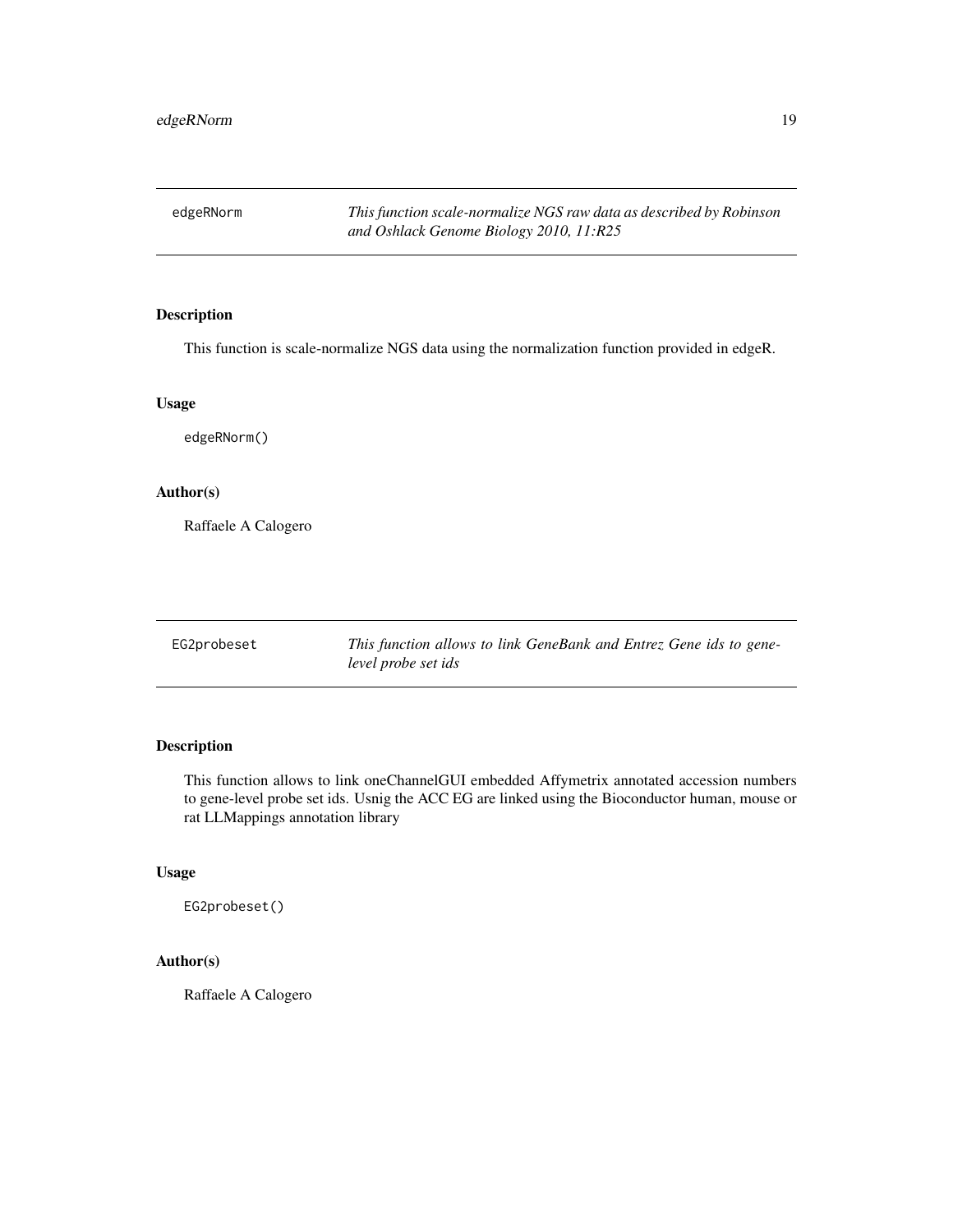## edgeRNorm

*This function scale-normalize NGS raw data as described by Robinson and Oshlack Genome Biology 2010, 11:R25*

### Description

This function is scale-normalize NGS data using the normalization function provided in edgeR.

### Usage

```
edgeRNorm()
```

### Author(s)

Raffaele A Calogero

## EG2probeset

*This function allows to link GeneBank and Entrez Gene ids to gene-level probe set ids*

### Description

This function allows to link oneChannelGUI embedded Affymetrix annotated accession numbers to gene-level probe set ids. Usnig the ACC EG are linked using the Bioconductor human, mouse or rat LLMappings annotation library

### Usage

```
EG2probeset()
```

### Author(s)

Raffaele A Calogero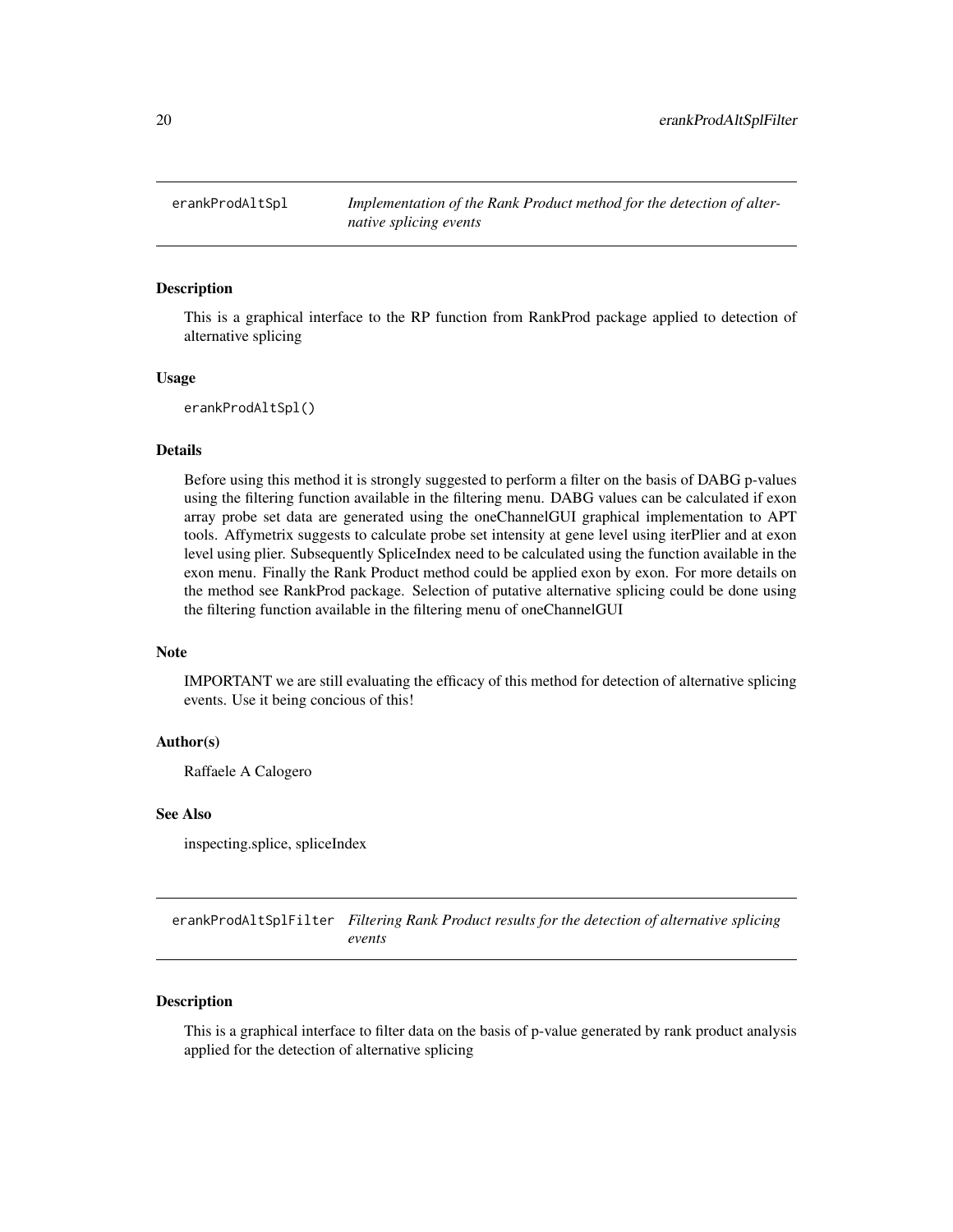## erankProdAltSpl — *Implementation of the Rank Product method for the detection of alternative splicing events*

### Description

This is a graphical interface to the RP function from RankProd package applied to detection of alternative splicing

### Usage

```
erankProdAltSpl()
```

### Details

Before using this method it is strongly suggested to perform a filter on the basis of DABG p-values using the filtering function available in the filtering menu. DABG values can be calculated if exon array probe set data are generated using the oneChannelGUI graphical implementation to APT tools. Affymetrix suggests to calculate probe set intensity at gene level using iterPlier and at exon level using plier. Subsequently SpliceIndex need to be calculated using the function available in the exon menu. Finally the Rank Product method could be applied exon by exon. For more details on the method see RankProd package. Selection of putative alternative splicing could be done using the filtering function available in the filtering menu of oneChannelGUI

### Note

IMPORTANT we are still evaluating the efficacy of this method for detection of alternative splicing events. Use it being concious of this!

### Author(s)

Raffaele A Calogero

### See Also

inspecting.splice, spliceIndex

## erankProdAltSplFilter — *Filtering Rank Product results for the detection of alternative splicing events*

### Description

This is a graphical interface to filter data on the basis of p-value generated by rank product analysis applied for the detection of alternative splicing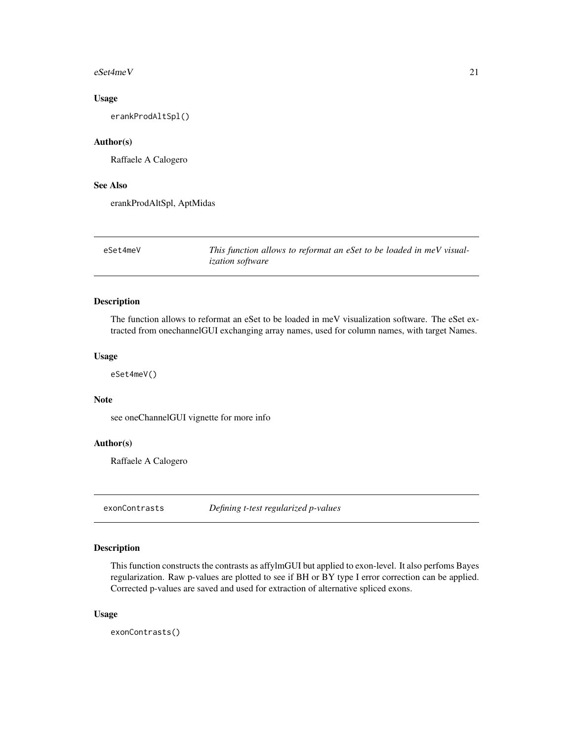### Usage

```
erankProdAltSpl()
```

### Author(s)

Raffaele A Calogero

### See Also

erankProdAltSpl, AptMidas

---

## eSet4meV — *This function allows to reformat an eSet to be loaded in meV visualization software*

### Description

The function allows to reformat an eSet to be loaded in meV visualization software. The eSet extracted from onechannelGUI exchanging array names, used for column names, with target Names.

### Usage

```
eSet4meV()
```

### Note

see oneChannelGUI vignette for more info

### Author(s)

Raffaele A Calogero

---

## exonContrasts — *Defining t-test regularized p-values*

### Description

This function constructs the contrasts as affylmGUI but applied to exon-level. It also perfoms Bayes regularization. Raw p-values are plotted to see if BH or BY type I error correction can be applied. Corrected p-values are saved and used for extraction of alternative spliced exons.

### Usage

```
exonContrasts()
```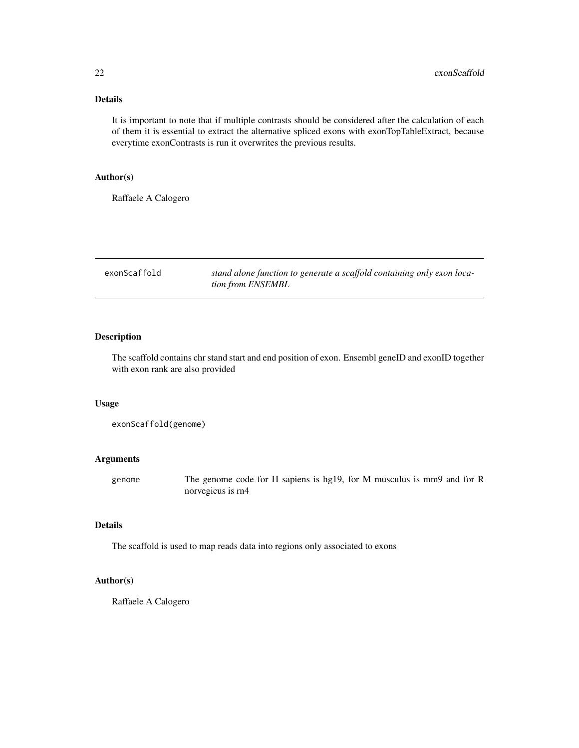## Details

It is important to note that if multiple contrasts should be considered after the calculation of each of them it is essential to extract the alternative spliced exons with exonTopTableExtract, because everytime exonContrasts is run it overwrites the previous results.

## Author(s)

Raffaele A Calogero

---

# exonScaffold *stand alone function to generate a scaffold containing only exon location from ENSEMBL*

---

## Description

The scaffold contains chr stand start and end position of exon. Ensembl geneID and exonID together with exon rank are also provided

## Usage

```
exonScaffold(genome)
```

## Arguments

| | |
|---|---|
| genome | The genome code for H sapiens is hg19, for M musculus is mm9 and for R norvegicus is rn4 |

## Details

The scaffold is used to map reads data into regions only associated to exons

## Author(s)

Raffaele A Calogero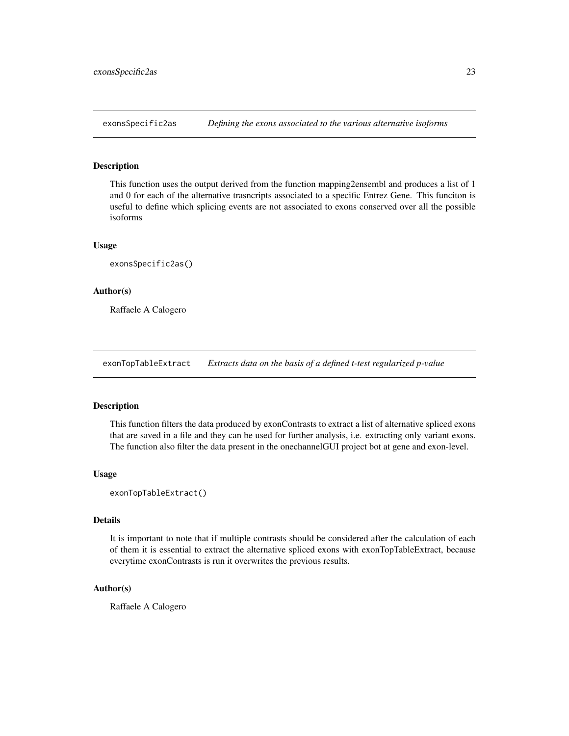## exonsSpecific2as *Defining the exons associated to the various alternative isoforms*

### Description

This function uses the output derived from the function mapping2ensembl and produces a list of 1 and 0 for each of the alternative trasncripts associated to a specific Entrez Gene. This funciton is useful to define which splicing events are not associated to exons conserved over all the possible isoforms

### Usage

```
exonsSpecific2as()
```

### Author(s)

Raffaele A Calogero

## exonTopTableExtract *Extracts data on the basis of a defined t-test regularized p-value*

### Description

This function filters the data produced by exonContrasts to extract a list of alternative spliced exons that are saved in a file and they can be used for further analysis, i.e. extracting only variant exons. The function also filter the data present in the onechannelGUI project bot at gene and exon-level.

### Usage

```
exonTopTableExtract()
```

### Details

It is important to note that if multiple contrasts should be considered after the calculation of each of them it is essential to extract the alternative spliced exons with exonTopTableExtract, because everytime exonContrasts is run it overwrites the previous results.

### Author(s)

Raffaele A Calogero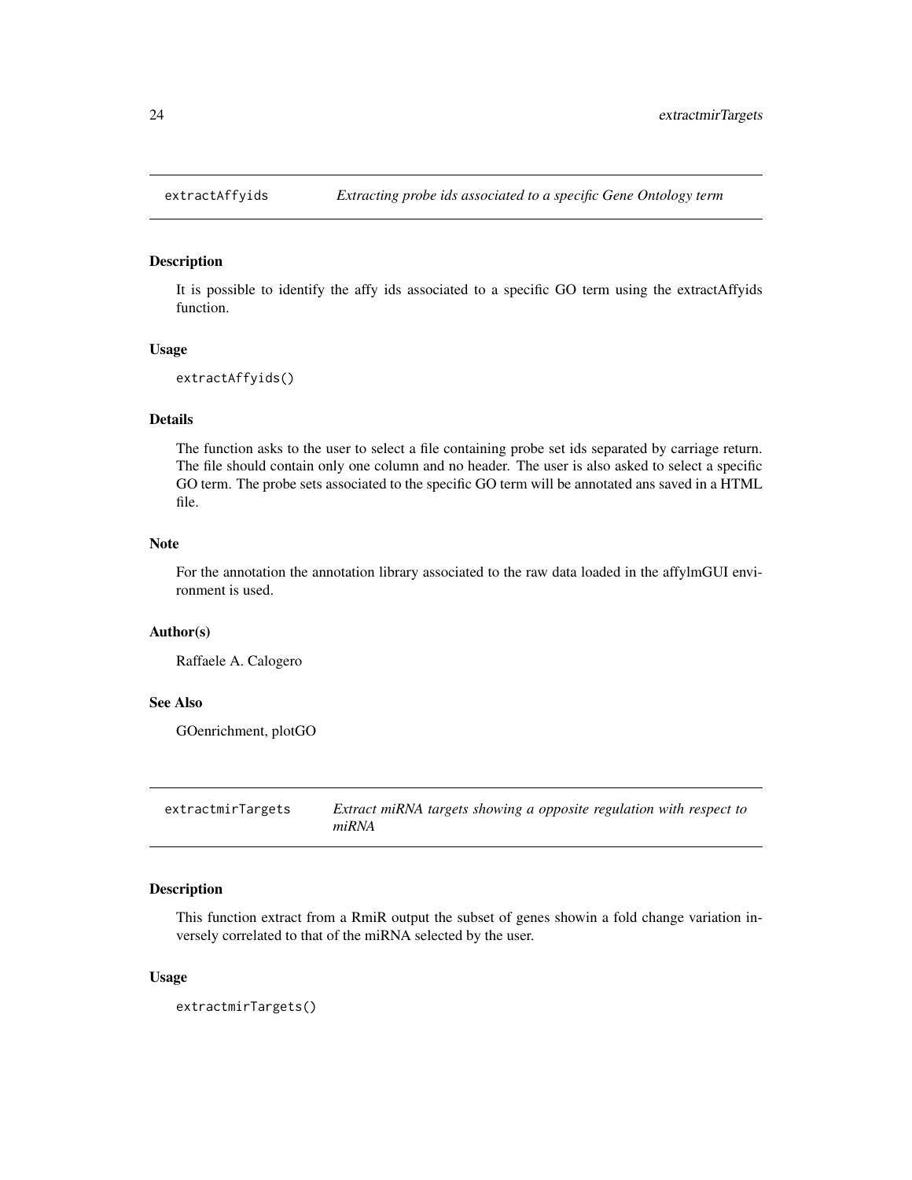## extractAffyids — *Extracting probe ids associated to a specific Gene Ontology term*

### Description

It is possible to identify the affy ids associated to a specific GO term using the extractAffyids function.

### Usage

```
extractAffyids()
```

### Details

The function asks to the user to select a file containing probe set ids separated by carriage return. The file should contain only one column and no header. The user is also asked to select a specific GO term. The probe sets associated to the specific GO term will be annotated ans saved in a HTML file.

### Note

For the annotation the annotation library associated to the raw data loaded in the affylmGUI environment is used.

### Author(s)

Raffaele A. Calogero

### See Also

GOenrichment, plotGO

## extractmirTargets — *Extract miRNA targets showing a opposite regulation with respect to miRNA*

### Description

This function extract from a RmiR output the subset of genes showin a fold change variation inversely correlated to that of the miRNA selected by the user.

### Usage

```
extractmirTargets()
```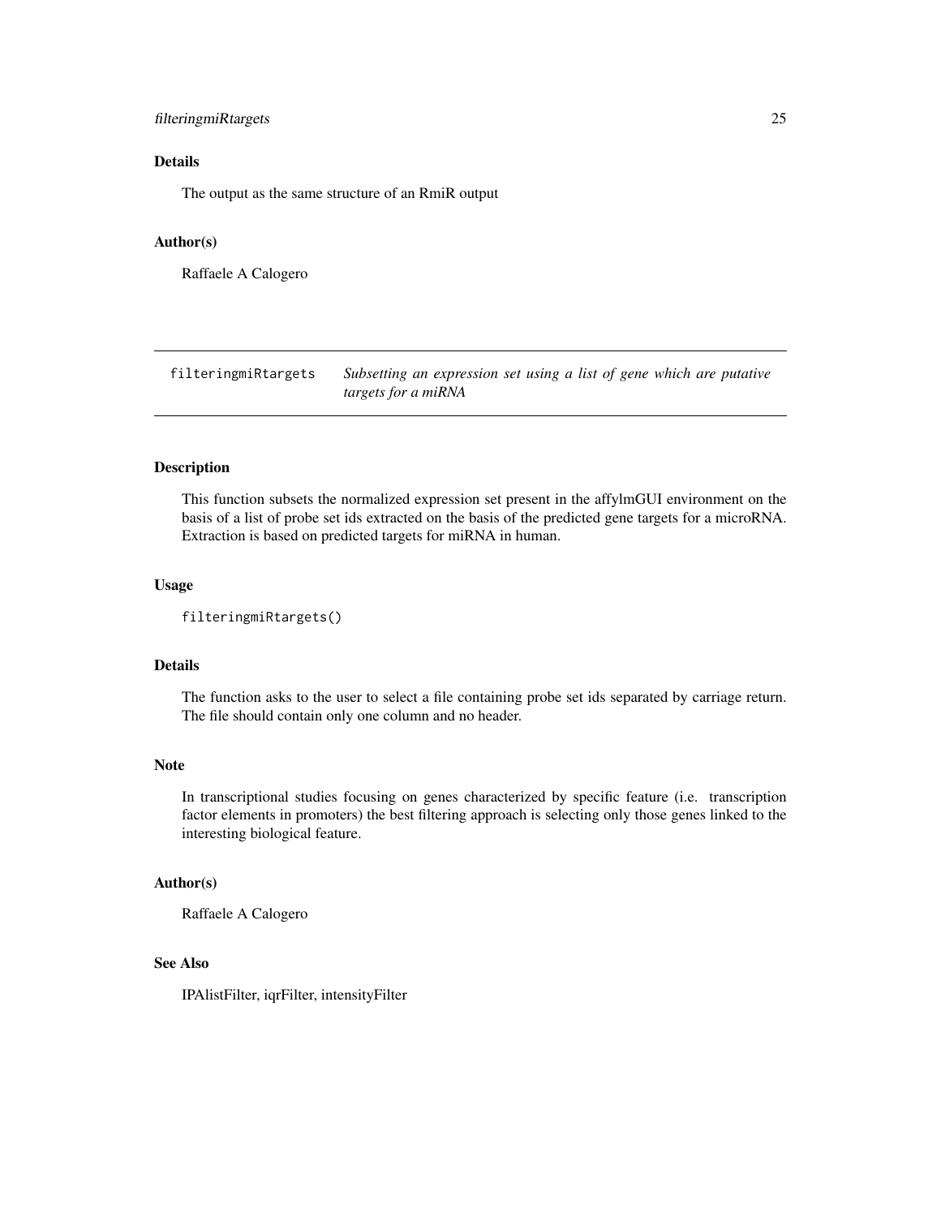### Details

The output as the same structure of an RmiR output

### Author(s)

Raffaele A Calogero

---

## filteringmiRtargets — *Subsetting an expression set using a list of gene which are putative targets for a miRNA*

---

### Description

This function subsets the normalized expression set present in the affylmGUI environment on the basis of a list of probe set ids extracted on the basis of the predicted gene targets for a microRNA. Extraction is based on predicted targets for miRNA in human.

### Usage

```
filteringmiRtargets()
```

### Details

The function asks to the user to select a file containing probe set ids separated by carriage return. The file should contain only one column and no header.

### Note

In transcriptional studies focusing on genes characterized by specific feature (i.e. transcription factor elements in promoters) the best filtering approach is selecting only those genes linked to the interesting biological feature.

### Author(s)

Raffaele A Calogero

### See Also

IPAlistFilter, iqrFilter, intensityFilter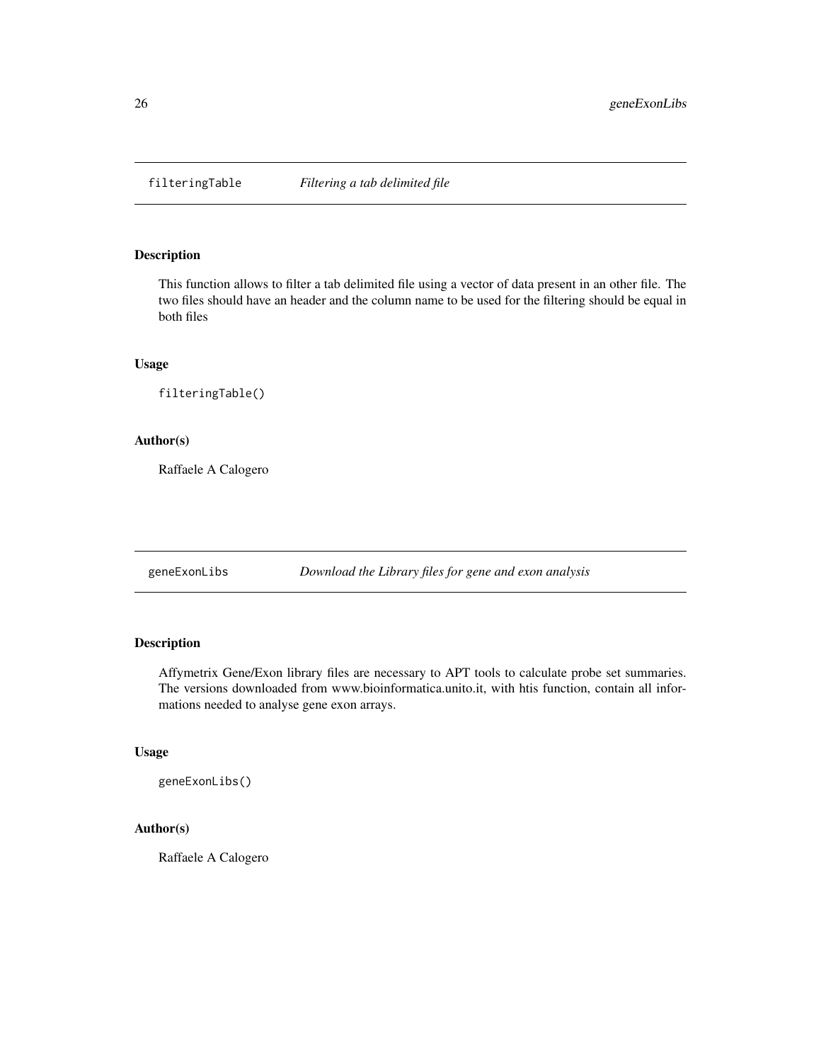## filteringTable *Filtering a tab delimited file*

### Description

This function allows to filter a tab delimited file using a vector of data present in an other file. The two files should have an header and the column name to be used for the filtering should be equal in both files

### Usage

```
filteringTable()
```

### Author(s)

Raffaele A Calogero

## geneExonLibs *Download the Library files for gene and exon analysis*

### Description

Affymetrix Gene/Exon library files are necessary to APT tools to calculate probe set summaries. The versions downloaded from www.bioinformatica.unito.it, with htis function, contain all informations needed to analyse gene exon arrays.

### Usage

```
geneExonLibs()
```

### Author(s)

Raffaele A Calogero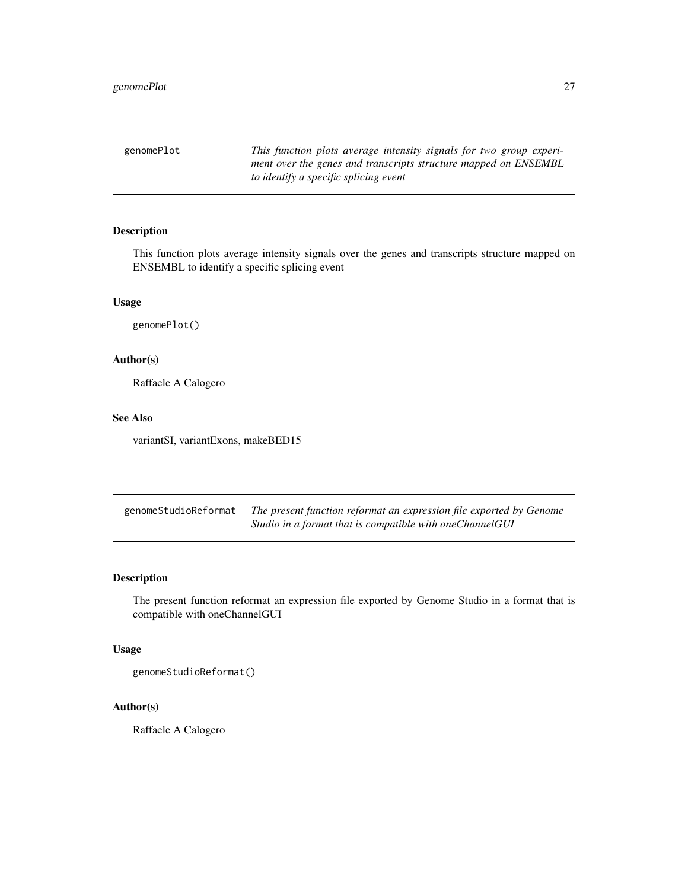## genomePlot

*This function plots average intensity signals for two group experiment over the genes and transcripts structure mapped on ENSEMBL to identify a specific splicing event*

### Description

This function plots average intensity signals over the genes and transcripts structure mapped on ENSEMBL to identify a specific splicing event

### Usage

```
genomePlot()
```

### Author(s)

Raffaele A Calogero

### See Also

variantSI, variantExons, makeBED15

## genomeStudioReformat

*The present function reformat an expression file exported by Genome Studio in a format that is compatible with oneChannelGUI*

### Description

The present function reformat an expression file exported by Genome Studio in a format that is compatible with oneChannelGUI

### Usage

```
genomeStudioReformat()
```

### Author(s)

Raffaele A Calogero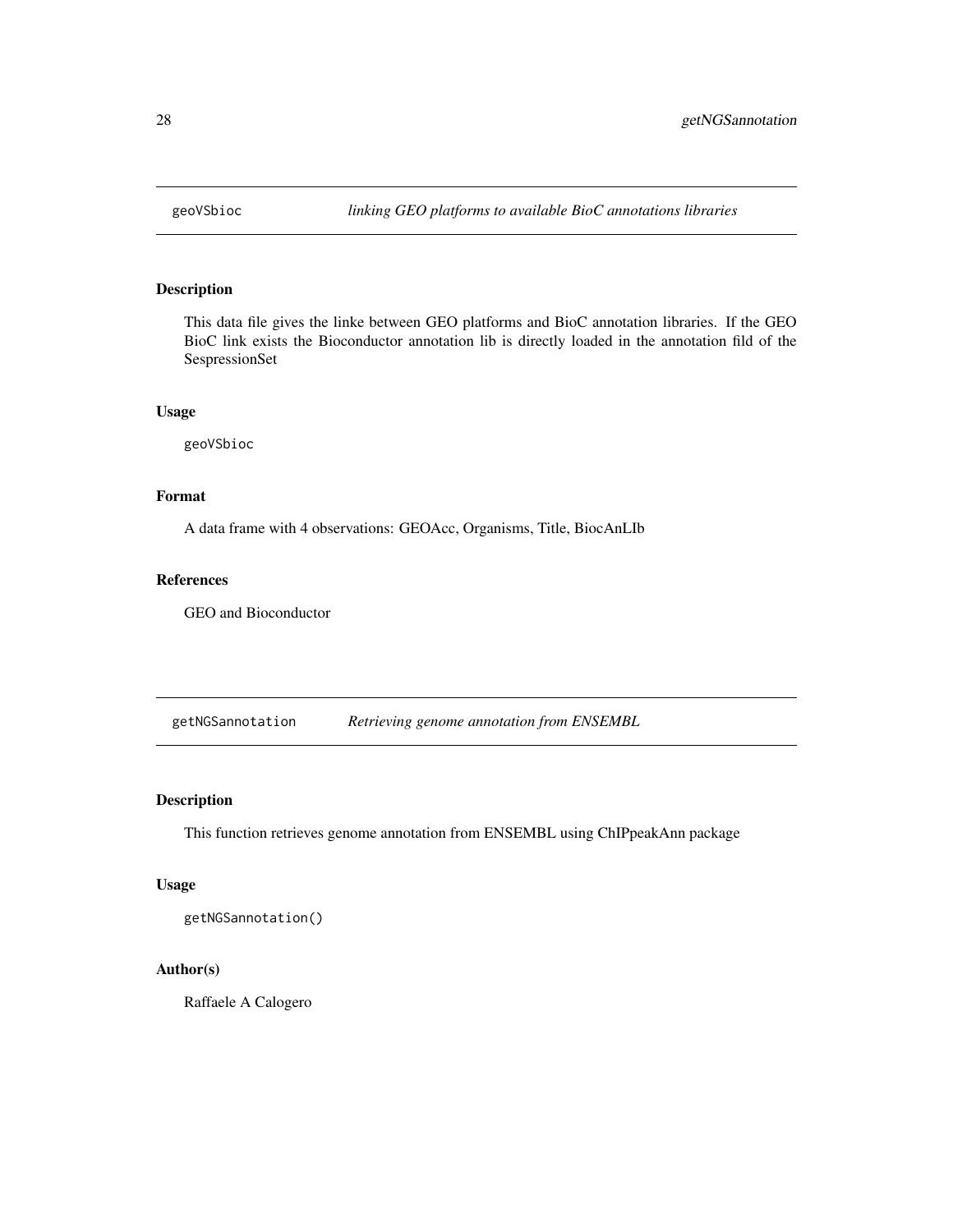## geoVSbioc *linking GEO platforms to available BioC annotations libraries*

### Description

This data file gives the linke between GEO platforms and BioC annotation libraries. If the GEO BioC link exists the Bioconductor annotation lib is directly loaded in the annotation fild of the SespressionSet

### Usage

```
geoVSbioc
```

### Format

A data frame with 4 observations: GEOAcc, Organisms, Title, BiocAnLIb

### References

GEO and Bioconductor

## getNGSannotation *Retrieving genome annotation from ENSEMBL*

### Description

This function retrieves genome annotation from ENSEMBL using ChIPpeakAnn package

### Usage

```
getNGSannotation()
```

### Author(s)

Raffaele A Calogero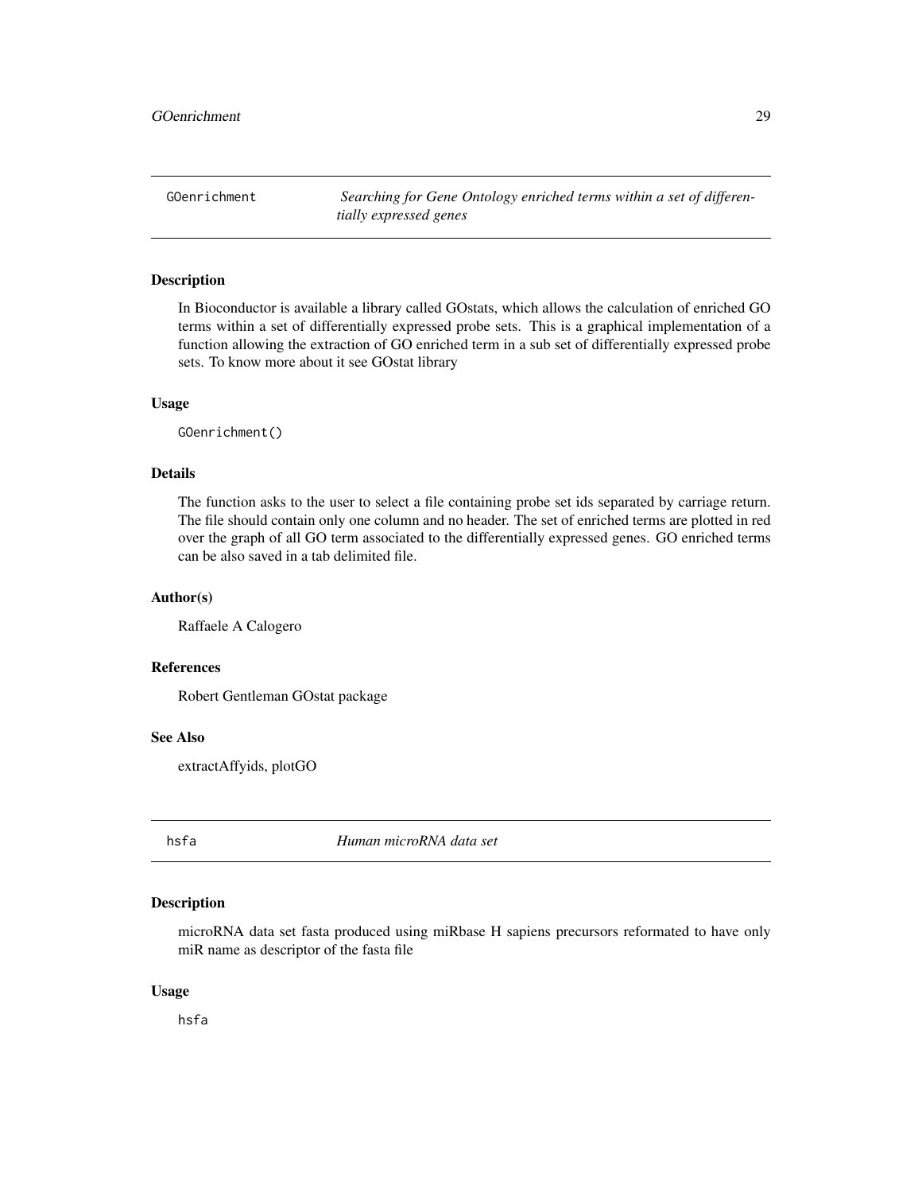## GOenrichment — *Searching for Gene Ontology enriched terms within a set of differentially expressed genes*

### Description

In Bioconductor is available a library called GOstats, which allows the calculation of enriched GO terms within a set of differentially expressed probe sets. This is a graphical implementation of a function allowing the extraction of GO enriched term in a sub set of differentially expressed probe sets. To know more about it see GOstat library

### Usage

```
GOenrichment()
```

### Details

The function asks to the user to select a file containing probe set ids separated by carriage return. The file should contain only one column and no header. The set of enriched terms are plotted in red over the graph of all GO term associated to the differentially expressed genes. GO enriched terms can be also saved in a tab delimited file.

### Author(s)

Raffaele A Calogero

### References

Robert Gentleman GOstat package

### See Also

extractAffyids, plotGO

## hsfa — *Human microRNA data set*

### Description

microRNA data set fasta produced using miRbase H sapiens precursors reformated to have only miR name as descriptor of the fasta file

### Usage

```
hsfa
```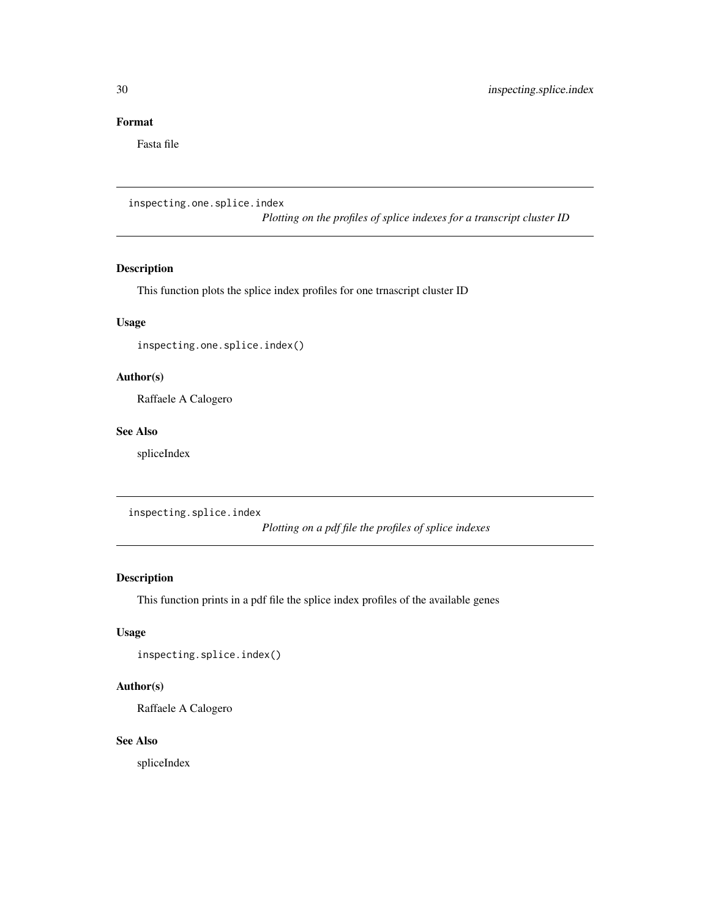## Format

Fasta file

---

## inspecting.one.splice.index

*Plotting on the profiles of splice indexes for a transcript cluster ID*

### Description

This function plots the splice index profiles for one trnascript cluster ID

### Usage

```
inspecting.one.splice.index()
```

### Author(s)

Raffaele A Calogero

### See Also

spliceIndex

---

## inspecting.splice.index

*Plotting on a pdf file the profiles of splice indexes*

### Description

This function prints in a pdf file the splice index profiles of the available genes

### Usage

```
inspecting.splice.index()
```

### Author(s)

Raffaele A Calogero

### See Also

spliceIndex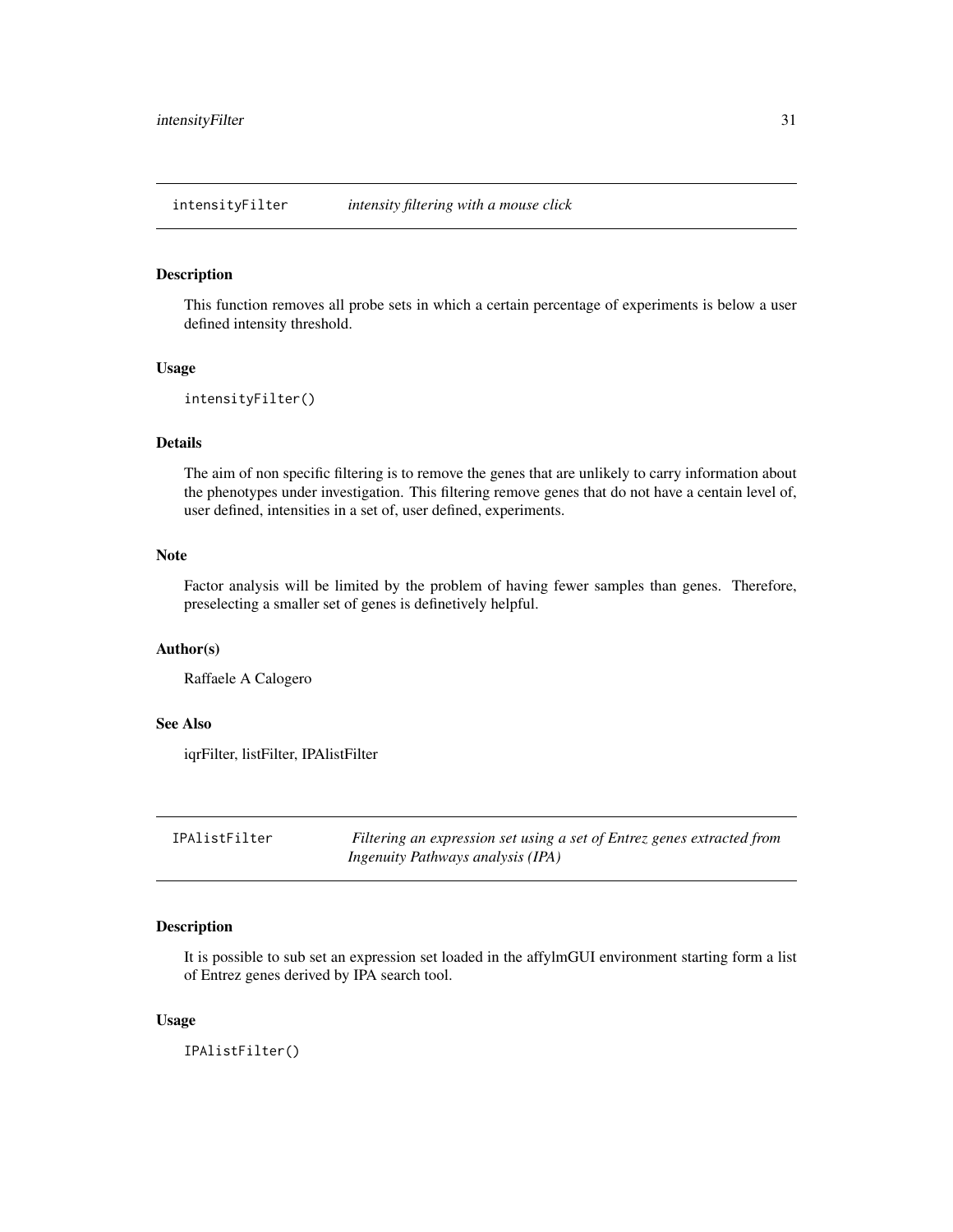## intensityFilter *intensity filtering with a mouse click*

### Description

This function removes all probe sets in which a certain percentage of experiments is below a user defined intensity threshold.

### Usage

```
intensityFilter()
```

### Details

The aim of non specific filtering is to remove the genes that are unlikely to carry information about the phenotypes under investigation. This filtering remove genes that do not have a centain level of, user defined, intensities in a set of, user defined, experiments.

### Note

Factor analysis will be limited by the problem of having fewer samples than genes. Therefore, preselecting a smaller set of genes is definetively helpful.

### Author(s)

Raffaele A Calogero

### See Also

iqrFilter, listFilter, IPAlistFilter

## IPAlistFilter *Filtering an expression set using a set of Entrez genes extracted from Ingenuity Pathways analysis (IPA)*

### Description

It is possible to sub set an expression set loaded in the affylmGUI environment starting form a list of Entrez genes derived by IPA search tool.

### Usage

```
IPAlistFilter()
```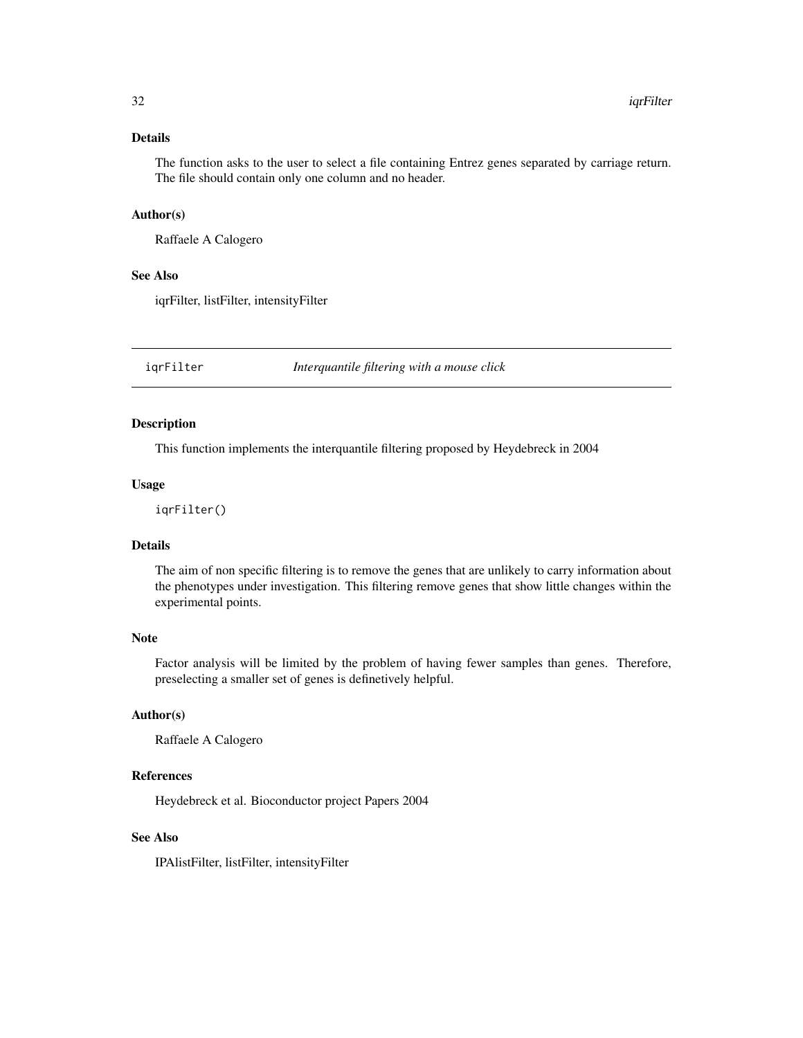### Details

The function asks to the user to select a file containing Entrez genes separated by carriage return. The file should contain only one column and no header.

### Author(s)

Raffaele A Calogero

### See Also

iqrFilter, listFilter, intensityFilter

---

## iqrFilter — *Interquantile filtering with a mouse click*

---

### Description

This function implements the interquantile filtering proposed by Heydebreck in 2004

### Usage

```
iqrFilter()
```

### Details

The aim of non specific filtering is to remove the genes that are unlikely to carry information about the phenotypes under investigation. This filtering remove genes that show little changes within the experimental points.

### Note

Factor analysis will be limited by the problem of having fewer samples than genes. Therefore, preselecting a smaller set of genes is definetively helpful.

### Author(s)

Raffaele A Calogero

### References

Heydebreck et al. Bioconductor project Papers 2004

### See Also

IPAlistFilter, listFilter, intensityFilter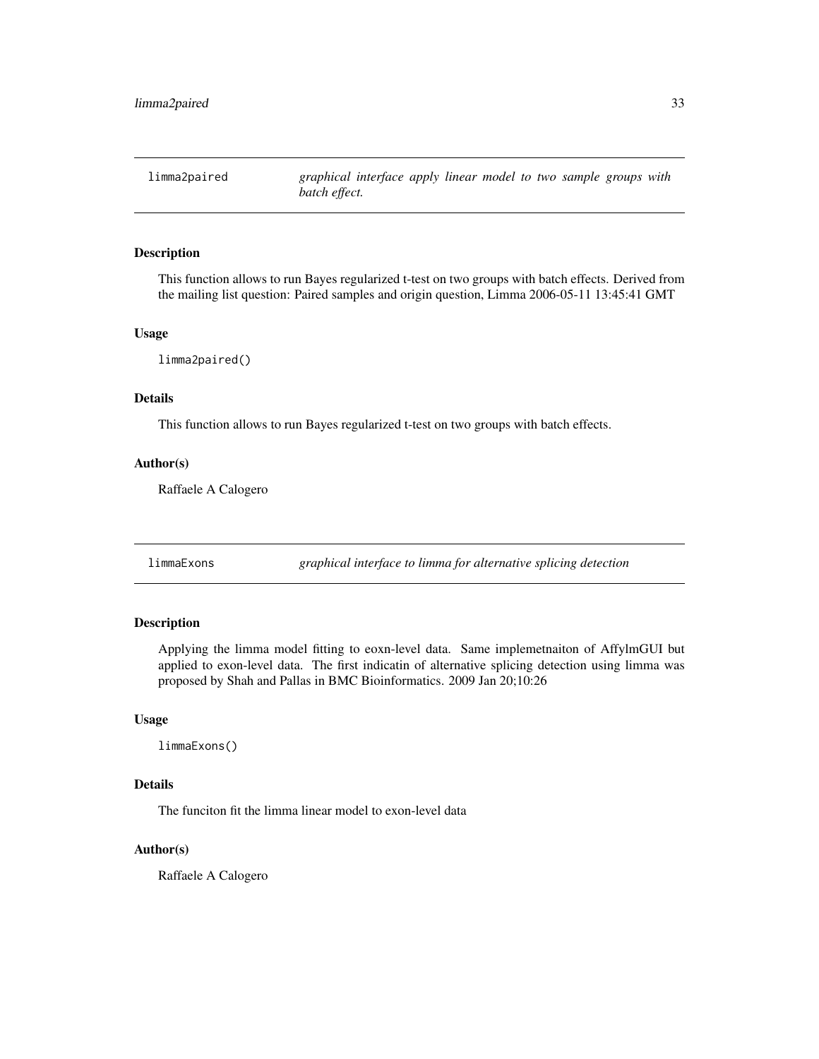## limma2paired — *graphical interface apply linear model to two sample groups with batch effect.*

### Description

This function allows to run Bayes regularized t-test on two groups with batch effects. Derived from the mailing list question: Paired samples and origin question, Limma 2006-05-11 13:45:41 GMT

### Usage

```
limma2paired()
```

### Details

This function allows to run Bayes regularized t-test on two groups with batch effects.

### Author(s)

Raffaele A Calogero

## limmaExons — *graphical interface to limma for alternative splicing detection*

### Description

Applying the limma model fitting to eoxn-level data. Same implemetnaiton of AffylmGUI but applied to exon-level data. The first indicatin of alternative splicing detection using limma was proposed by Shah and Pallas in BMC Bioinformatics. 2009 Jan 20;10:26

### Usage

```
limmaExons()
```

### Details

The funciton fit the limma linear model to exon-level data

### Author(s)

Raffaele A Calogero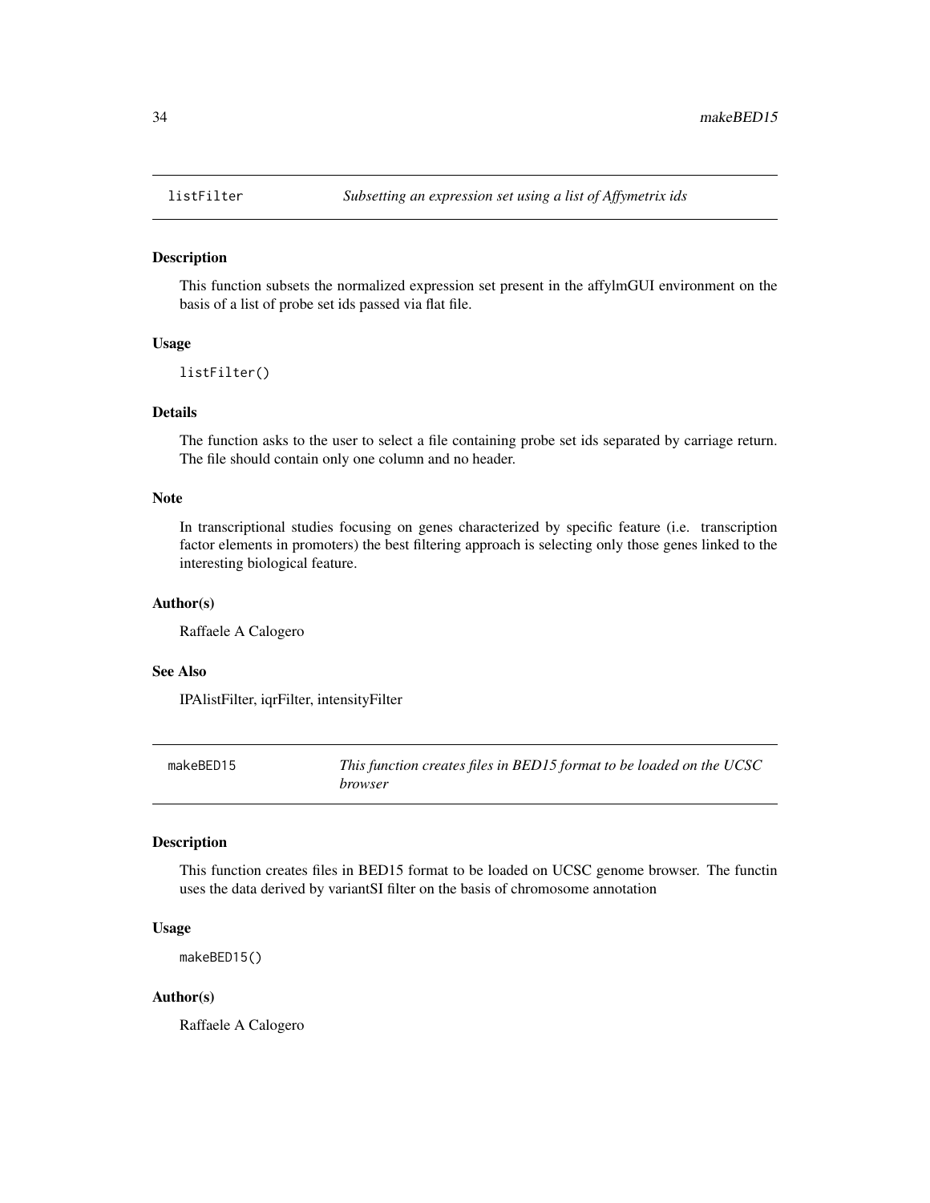## listFilter — *Subsetting an expression set using a list of Affymetrix ids*

### Description

This function subsets the normalized expression set present in the affylmGUI environment on the basis of a list of probe set ids passed via flat file.

### Usage

```
listFilter()
```

### Details

The function asks to the user to select a file containing probe set ids separated by carriage return. The file should contain only one column and no header.

### Note

In transcriptional studies focusing on genes characterized by specific feature (i.e. transcription factor elements in promoters) the best filtering approach is selecting only those genes linked to the interesting biological feature.

### Author(s)

Raffaele A Calogero

### See Also

IPAlistFilter, iqrFilter, intensityFilter

## makeBED15 — *This function creates files in BED15 format to be loaded on the UCSC browser*

### Description

This function creates files in BED15 format to be loaded on UCSC genome browser. The functin uses the data derived by variantSI filter on the basis of chromosome annotation

### Usage

```
makeBED15()
```

### Author(s)

Raffaele A Calogero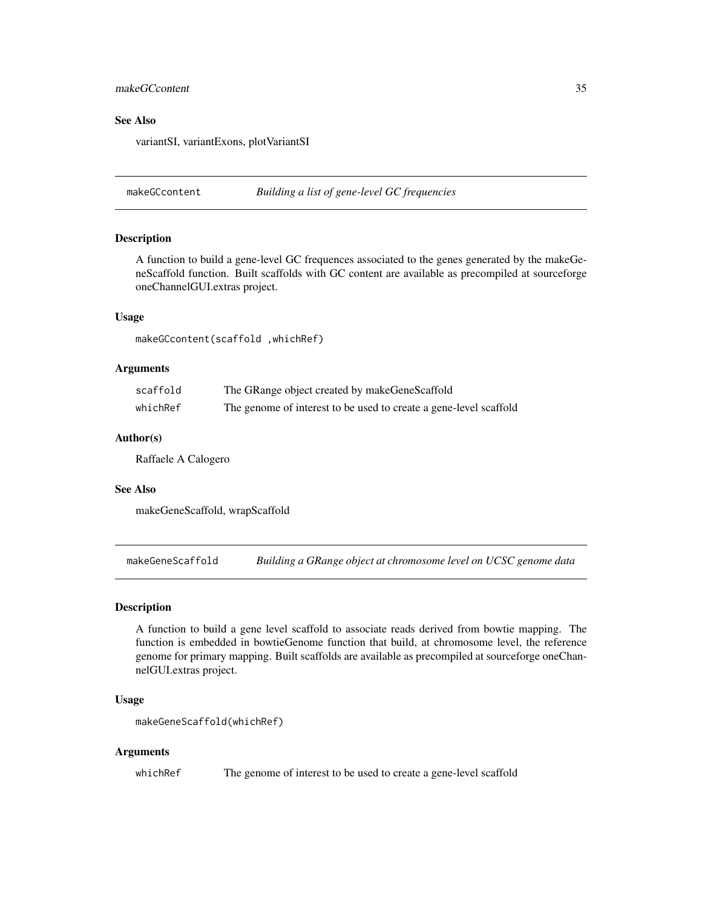## See Also

variantSI, variantExons, plotVariantSI

---

## makeGCcontent *Building a list of gene-level GC frequencies*

### Description

A function to build a gene-level GC frequences associated to the genes generated by the makeGeneScaffold function. Built scaffolds with GC content are available as precompiled at sourceforge oneChannelGUI.extras project.

### Usage

```
makeGCcontent(scaffold ,whichRef)
```

### Arguments

| | |
|---|---|
| scaffold | The GRange object created by makeGeneScaffold |
| whichRef | The genome of interest to be used to create a gene-level scaffold |

### Author(s)

Raffaele A Calogero

### See Also

makeGeneScaffold, wrapScaffold

---

## makeGeneScaffold *Building a GRange object at chromosome level on UCSC genome data*

### Description

A function to build a gene level scaffold to associate reads derived from bowtie mapping. The function is embedded in bowtieGenome function that build, at chromosome level, the reference genome for primary mapping. Built scaffolds are available as precompiled at sourceforge oneChannelGUI.extras project.

### Usage

```
makeGeneScaffold(whichRef)
```

### Arguments

| | |
|---|---|
| whichRef | The genome of interest to be used to create a gene-level scaffold |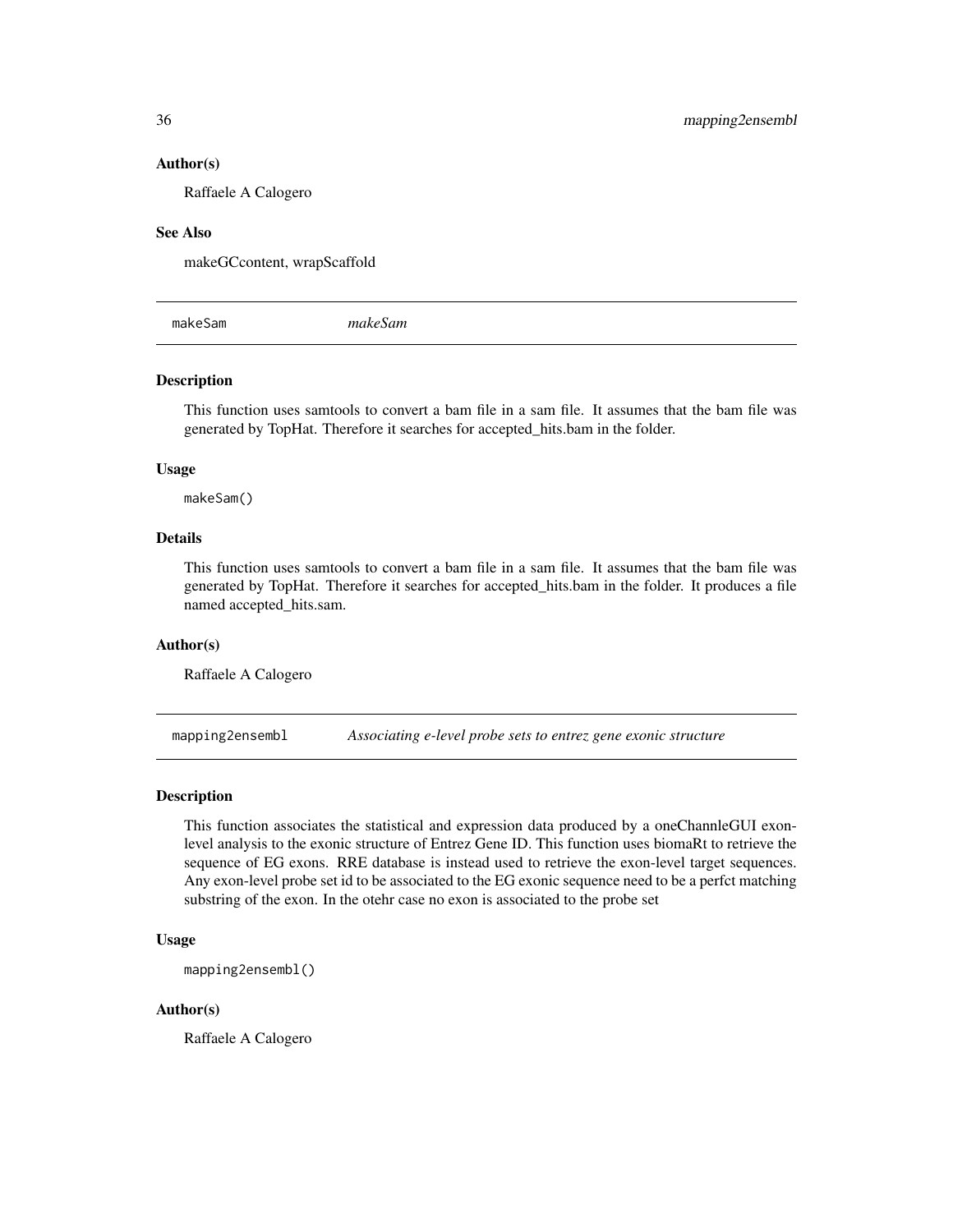### Author(s)

Raffaele A Calogero

### See Also

makeGCcontent, wrapScaffold

---

## makeSam *makeSam*

---

### Description

This function uses samtools to convert a bam file in a sam file. It assumes that the bam file was generated by TopHat. Therefore it searches for accepted_hits.bam in the folder.

### Usage

```
makeSam()
```

### Details

This function uses samtools to convert a bam file in a sam file. It assumes that the bam file was generated by TopHat. Therefore it searches for accepted_hits.bam in the folder. It produces a file named accepted_hits.sam.

### Author(s)

Raffaele A Calogero

---

## mapping2ensembl *Associating e-level probe sets to entrez gene exonic structure*

---

### Description

This function associates the statistical and expression data produced by a oneChannleGUI exon-level analysis to the exonic structure of Entrez Gene ID. This function uses biomaRt to retrieve the sequence of EG exons. RRE database is instead used to retrieve the exon-level target sequences. Any exon-level probe set id to be associated to the EG exonic sequence need to be a perfct matching substring of the exon. In the otehr case no exon is associated to the probe set

### Usage

```
mapping2ensembl()
```

### Author(s)

Raffaele A Calogero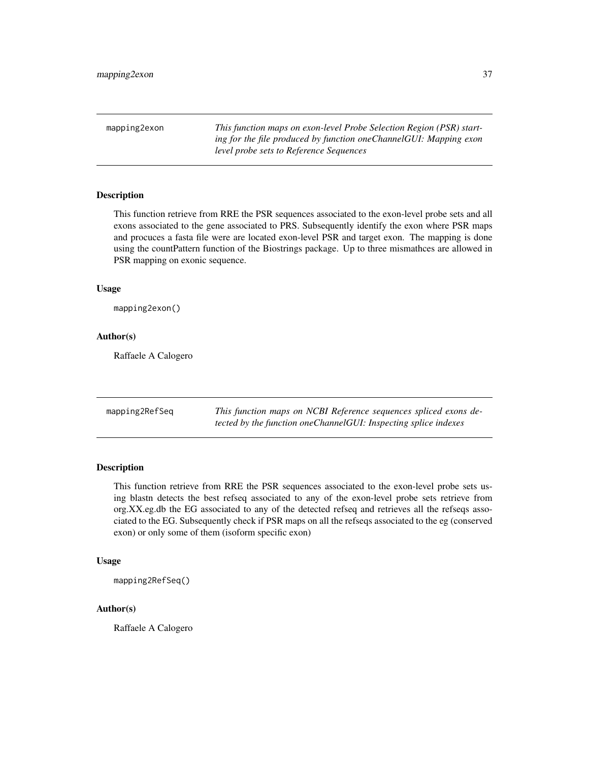## mapping2exon

*This function maps on exon-level Probe Selection Region (PSR) starting for the file produced by function oneChannelGUI: Mapping exon level probe sets to Reference Sequences*

### Description

This function retrieve from RRE the PSR sequences associated to the exon-level probe sets and all exons associated to the gene associated to PRS. Subsequently identify the exon where PSR maps and procuces a fasta file were are located exon-level PSR and target exon. The mapping is done using the countPattern function of the Biostrings package. Up to three mismathces are allowed in PSR mapping on exonic sequence.

### Usage

```
mapping2exon()
```

### Author(s)

Raffaele A Calogero

## mapping2RefSeq

*This function maps on NCBI Reference sequences spliced exons detected by the function oneChannelGUI: Inspecting splice indexes*

### Description

This function retrieve from RRE the PSR sequences associated to the exon-level probe sets using blastn detects the best refseq associated to any of the exon-level probe sets retrieve from org.XX.eg.db the EG associated to any of the detected refseq and retrieves all the refseqs associated to the EG. Subsequently check if PSR maps on all the refseqs associated to the eg (conserved exon) or only some of them (isoform specific exon)

### Usage

```
mapping2RefSeq()
```

### Author(s)

Raffaele A Calogero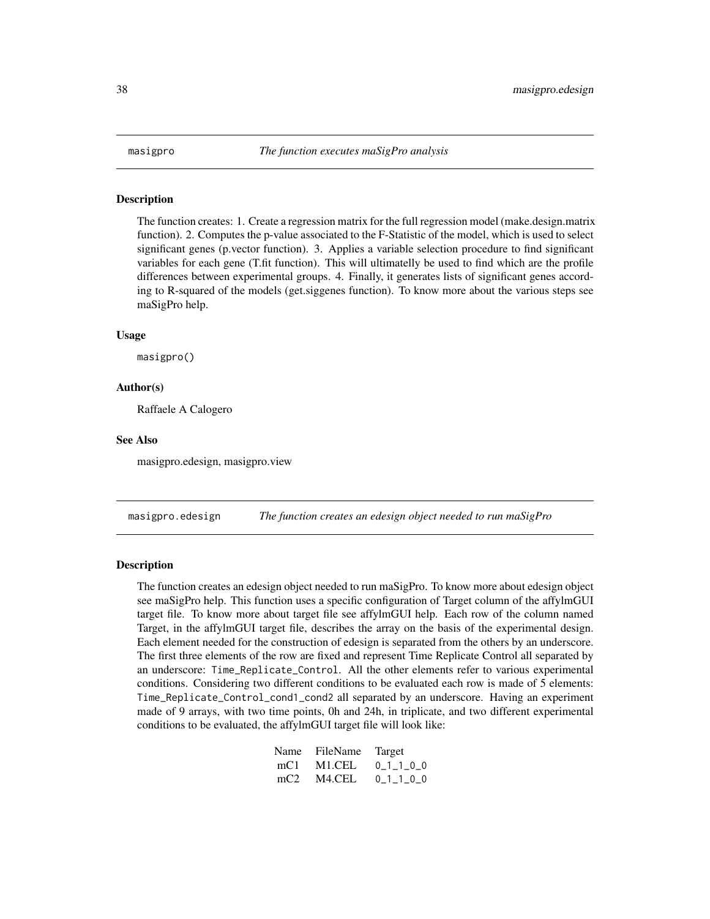## masigpro *The function executes maSigPro analysis*

### Description

The function creates: 1. Create a regression matrix for the full regression model (make.design.matrix function). 2. Computes the p-value associated to the F-Statistic of the model, which is used to select significant genes (p.vector function). 3. Applies a variable selection procedure to find significant variables for each gene (T.fit function). This will ultimatelly be used to find which are the profile differences between experimental groups. 4. Finally, it generates lists of significant genes according to R-squared of the models (get.siggenes function). To know more about the various steps see maSigPro help.

### Usage

```
masigpro()
```

### Author(s)

Raffaele A Calogero

### See Also

masigpro.edesign, masigpro.view

## masigpro.edesign *The function creates an edesign object needed to run maSigPro*

### Description

The function creates an edesign object needed to run maSigPro. To know more about edesign object see maSigPro help. This function uses a specific configuration of Target column of the affylmGUI target file. To know more about target file see affylmGUI help. Each row of the column named Target, in the affylmGUI target file, describes the array on the basis of the experimental design. Each element needed for the construction of edesign is separated from the others by an underscore. The first three elements of the row are fixed and represent Time Replicate Control all separated by an underscore: `Time_Replicate_Control`. All the other elements refer to various experimental conditions. Considering two different conditions to be evaluated each row is made of 5 elements: `Time_Replicate_Control_cond1_cond2` all separated by an underscore. Having an experiment made of 9 arrays, with two time points, 0h and 24h, in triplicate, and two different experimental conditions to be evaluated, the affylmGUI target file will look like:

| Name | FileName | Target |
|---|---|---|
| mC1 | M1.CEL | 0_1_1_0_0 |
| mC2 | M4.CEL | 0_1_1_0_0 |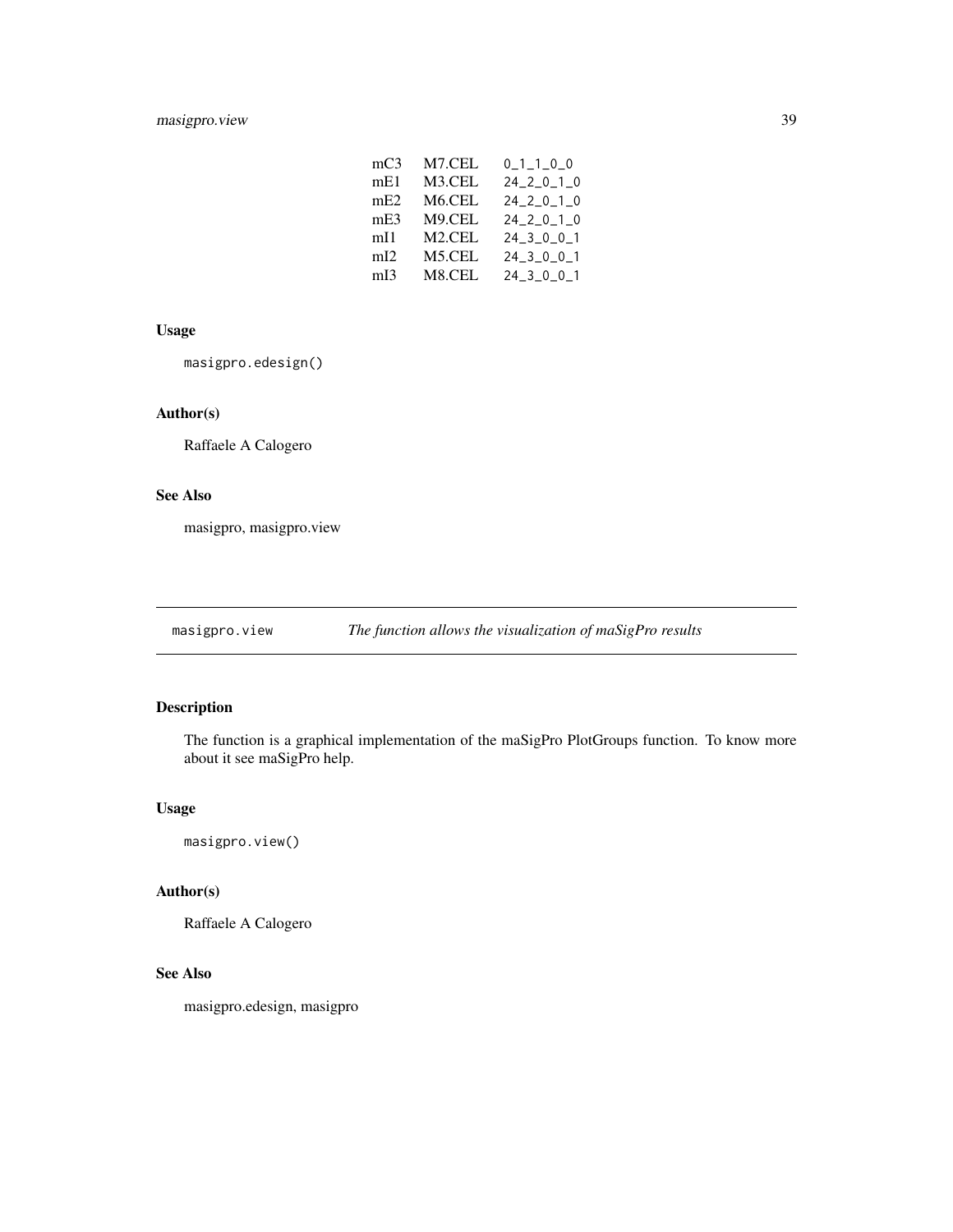| | | |
|---|---|---|
| mC3 | M7.CEL | 0_1_1_0_0 |
| mE1 | M3.CEL | 24_2_0_1_0 |
| mE2 | M6.CEL | 24_2_0_1_0 |
| mE3 | M9.CEL | 24_2_0_1_0 |
| mI1 | M2.CEL | 24_3_0_0_1 |
| mI2 | M5.CEL | 24_3_0_0_1 |
| mI3 | M8.CEL | 24_3_0_0_1 |

### Usage

```
masigpro.edesign()
```

### Author(s)

Raffaele A Calogero

### See Also

masigpro, masigpro.view

---

## masigpro.view — *The function allows the visualization of maSigPro results*

### Description

The function is a graphical implementation of the maSigPro PlotGroups function. To know more about it see maSigPro help.

### Usage

```
masigpro.view()
```

### Author(s)

Raffaele A Calogero

### See Also

masigpro.edesign, masigpro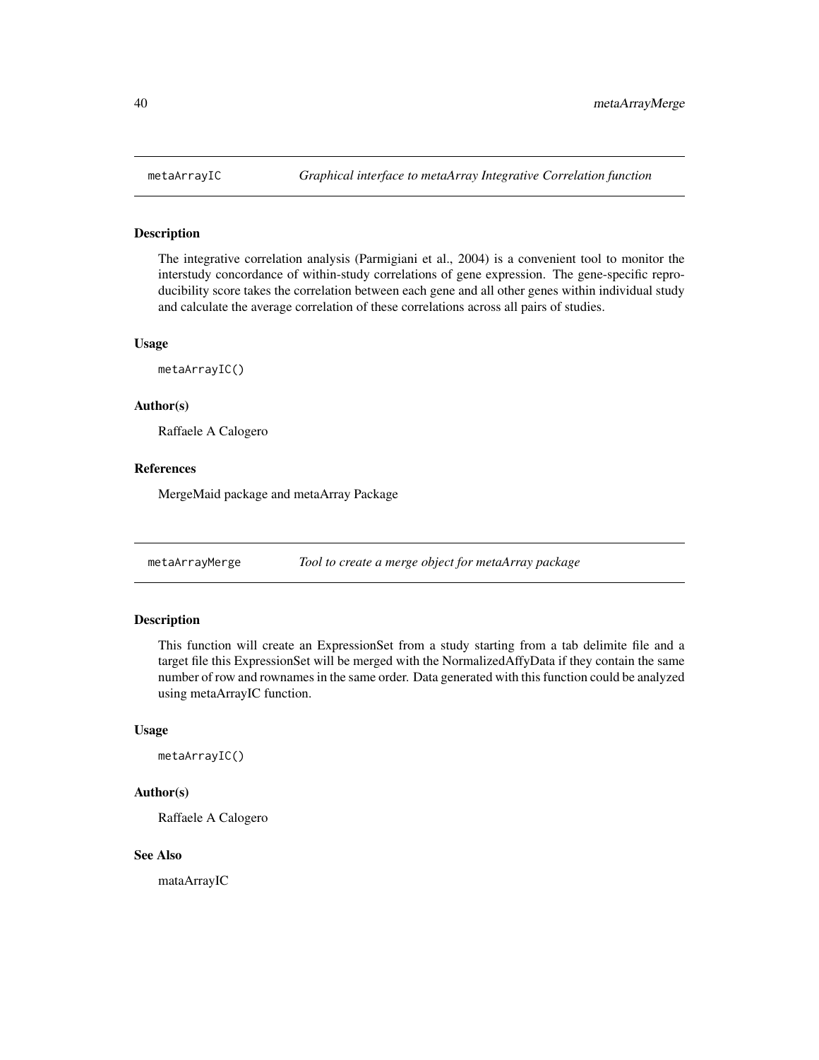## metaArrayIC *Graphical interface to metaArray Integrative Correlation function*

### Description

The integrative correlation analysis (Parmigiani et al., 2004) is a convenient tool to monitor the interstudy concordance of within-study correlations of gene expression. The gene-specific reproducibility score takes the correlation between each gene and all other genes within individual study and calculate the average correlation of these correlations across all pairs of studies.

### Usage

```
metaArrayIC()
```

### Author(s)

Raffaele A Calogero

### References

MergeMaid package and metaArray Package

## metaArrayMerge *Tool to create a merge object for metaArray package*

### Description

This function will create an ExpressionSet from a study starting from a tab delimite file and a target file this ExpressionSet will be merged with the NormalizedAffyData if they contain the same number of row and rownames in the same order. Data generated with this function could be analyzed using metaArrayIC function.

### Usage

```
metaArrayIC()
```

### Author(s)

Raffaele A Calogero

### See Also

mataArrayIC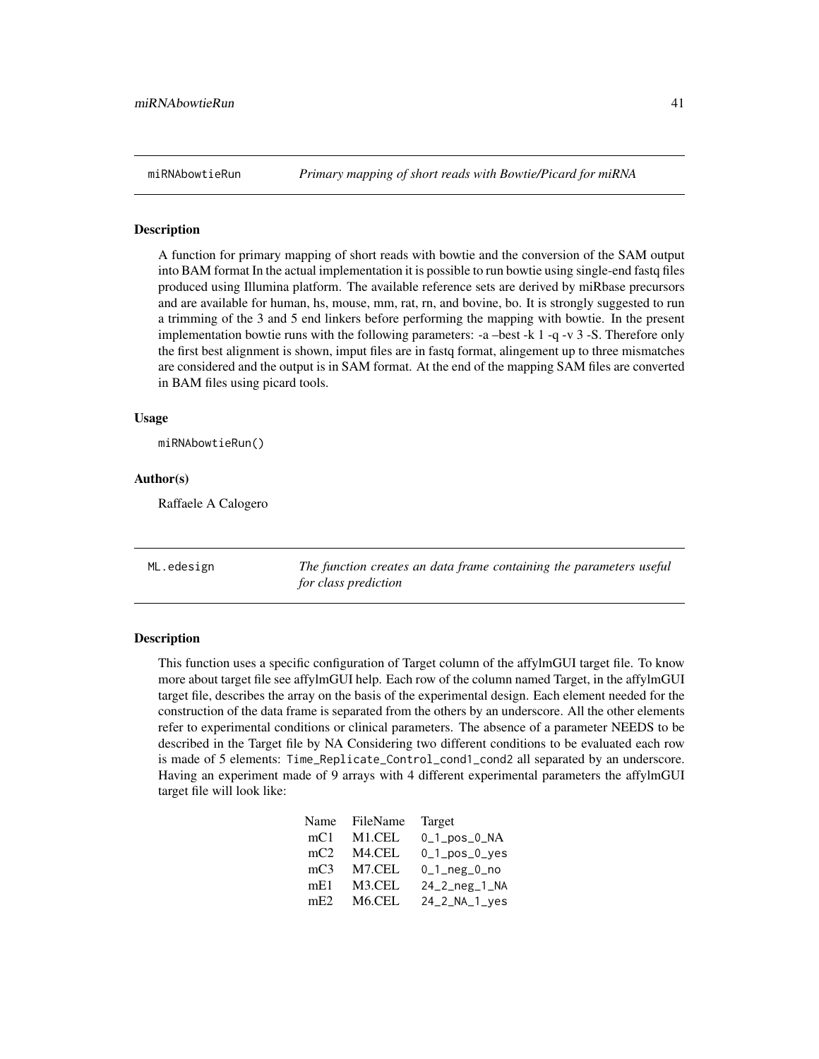## miRNAbowtieRun — *Primary mapping of short reads with Bowtie/Picard for miRNA*

### Description

A function for primary mapping of short reads with bowtie and the conversion of the SAM output into BAM format In the actual implementation it is possible to run bowtie using single-end fastq files produced using Illumina platform. The available reference sets are derived by miRbase precursors and are available for human, hs, mouse, mm, rat, rn, and bovine, bo. It is strongly suggested to run a trimming of the 3 and 5 end linkers before performing the mapping with bowtie. In the present implementation bowtie runs with the following parameters: -a –best -k 1 -q -v 3 -S. Therefore only the first best alignment is shown, imput files are in fastq format, alingement up to three mismatches are considered and the output is in SAM format. At the end of the mapping SAM files are converted in BAM files using picard tools.

### Usage

```
miRNAbowtieRun()
```

### Author(s)

Raffaele A Calogero

## ML.edesign — *The function creates an data frame containing the parameters useful for class prediction*

### Description

This function uses a specific configuration of Target column of the affylmGUI target file. To know more about target file see affylmGUI help. Each row of the column named Target, in the affylmGUI target file, describes the array on the basis of the experimental design. Each element needed for the construction of the data frame is separated from the others by an underscore. All the other elements refer to experimental conditions or clinical parameters. The absence of a parameter NEEDS to be described in the Target file by NA Considering two different conditions to be evaluated each row is made of 5 elements: `Time_Replicate_Control_cond1_cond2` all separated by an underscore. Having an experiment made of 9 arrays with 4 different experimental parameters the affylmGUI target file will look like:

| Name | FileName | Target |
|---|---|---|
| mC1 | M1.CEL | `0_1_pos_0_NA` |
| mC2 | M4.CEL | `0_1_pos_0_yes` |
| mC3 | M7.CEL | `0_1_neg_0_no` |
| mE1 | M3.CEL | `24_2_neg_1_NA` |
| mE2 | M6.CEL | `24_2_NA_1_yes` |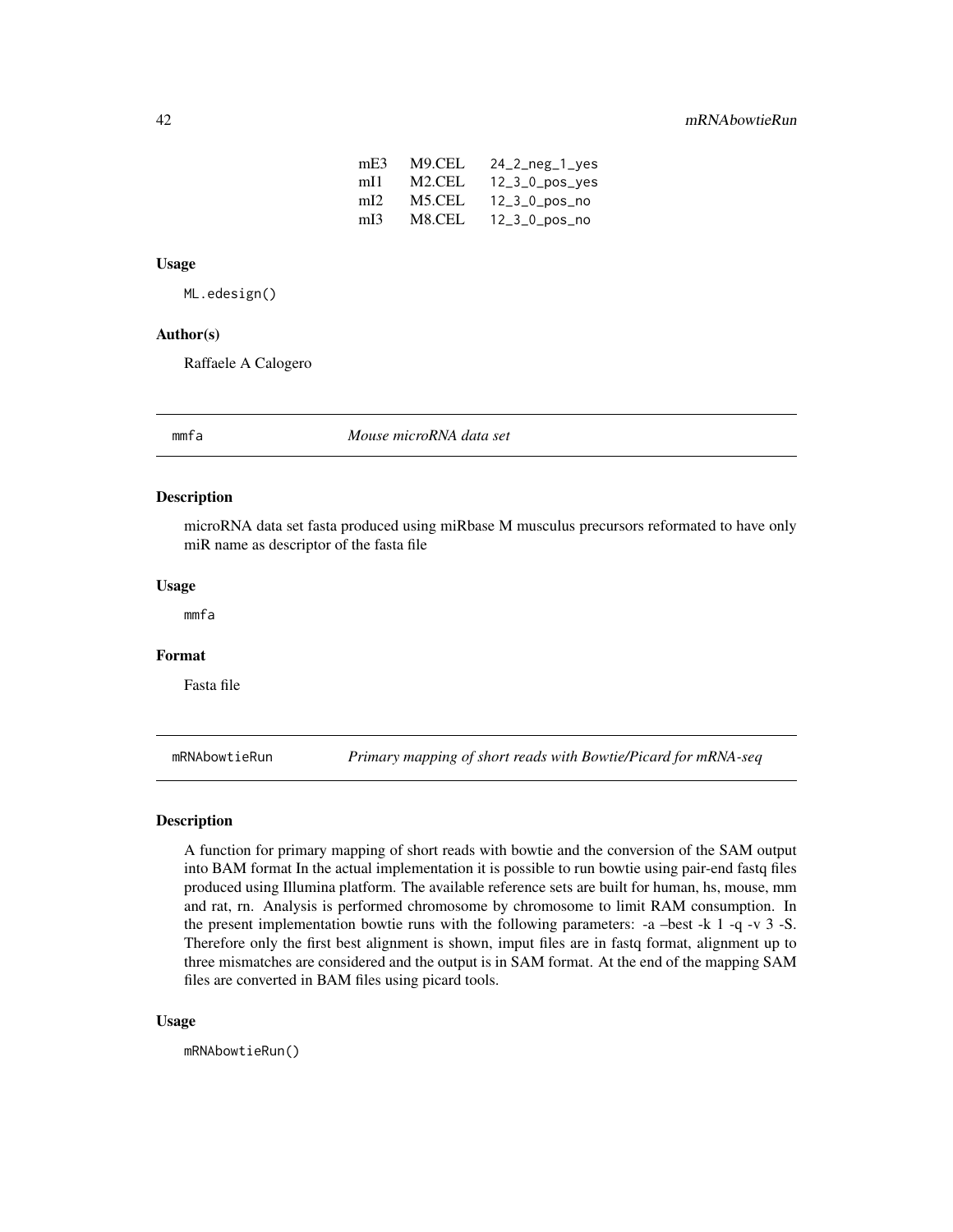| | | |
|---|---|---|
| mE3 | M9.CEL | 24_2_neg_1_yes |
| mI1 | M2.CEL | 12_3_0_pos_yes |
| mI2 | M5.CEL | 12_3_0_pos_no |
| mI3 | M8.CEL | 12_3_0_pos_no |

### Usage

```
ML.edesign()
```

### Author(s)

Raffaele A Calogero

---

## mmfa — *Mouse microRNA data set*

### Description

microRNA data set fasta produced using miRbase M musculus precursors reformated to have only miR name as descriptor of the fasta file

### Usage

```
mmfa
```

### Format

Fasta file

---

## mRNAbowtieRun — *Primary mapping of short reads with Bowtie/Picard for mRNA-seq*

### Description

A function for primary mapping of short reads with bowtie and the conversion of the SAM output into BAM format In the actual implementation it is possible to run bowtie using pair-end fastq files produced using Illumina platform. The available reference sets are built for human, hs, mouse, mm and rat, rn. Analysis is performed chromosome by chromosome to limit RAM consumption. In the present implementation bowtie runs with the following parameters: -a –best -k 1 -q -v 3 -S. Therefore only the first best alignment is shown, imput files are in fastq format, alignment up to three mismatches are considered and the output is in SAM format. At the end of the mapping SAM files are converted in BAM files using picard tools.

### Usage

```
mRNAbowtieRun()
```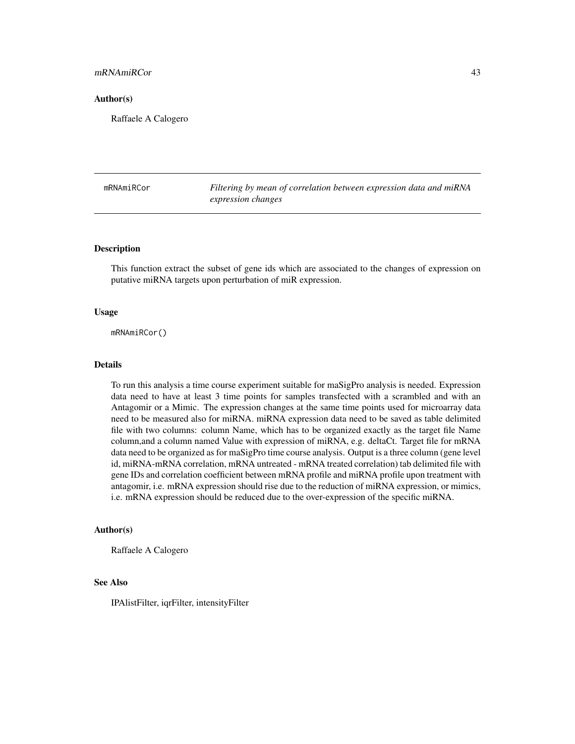## Author(s)

Raffaele A Calogero

---

`mRNAmiRCor` *Filtering by mean of correlation between expression data and miRNA expression changes*

---

## Description

This function extract the subset of gene ids which are associated to the changes of expression on putative miRNA targets upon perturbation of miR expression.

## Usage

```
mRNAmiRCor()
```

## Details

To run this analysis a time course experiment suitable for maSigPro analysis is needed. Expression data need to have at least 3 time points for samples transfected with a scrambled and with an Antagomir or a Mimic. The expression changes at the same time points used for microarray data need to be measured also for miRNA. miRNA expression data need to be saved as table delimited file with two columns: column Name, which has to be organized exactly as the target file Name column,and a column named Value with expression of miRNA, e.g. deltaCt. Target file for mRNA data need to be organized as for maSigPro time course analysis. Output is a three column (gene level id, miRNA-mRNA correlation, mRNA untreated - mRNA treated correlation) tab delimited file with gene IDs and correlation coefficient between mRNA profile and miRNA profile upon treatment with antagomir, i.e. mRNA expression should rise due to the reduction of miRNA expression, or mimics, i.e. mRNA expression should be reduced due to the over-expression of the specific miRNA.

## Author(s)

Raffaele A Calogero

## See Also

IPAlistFilter, iqrFilter, intensityFilter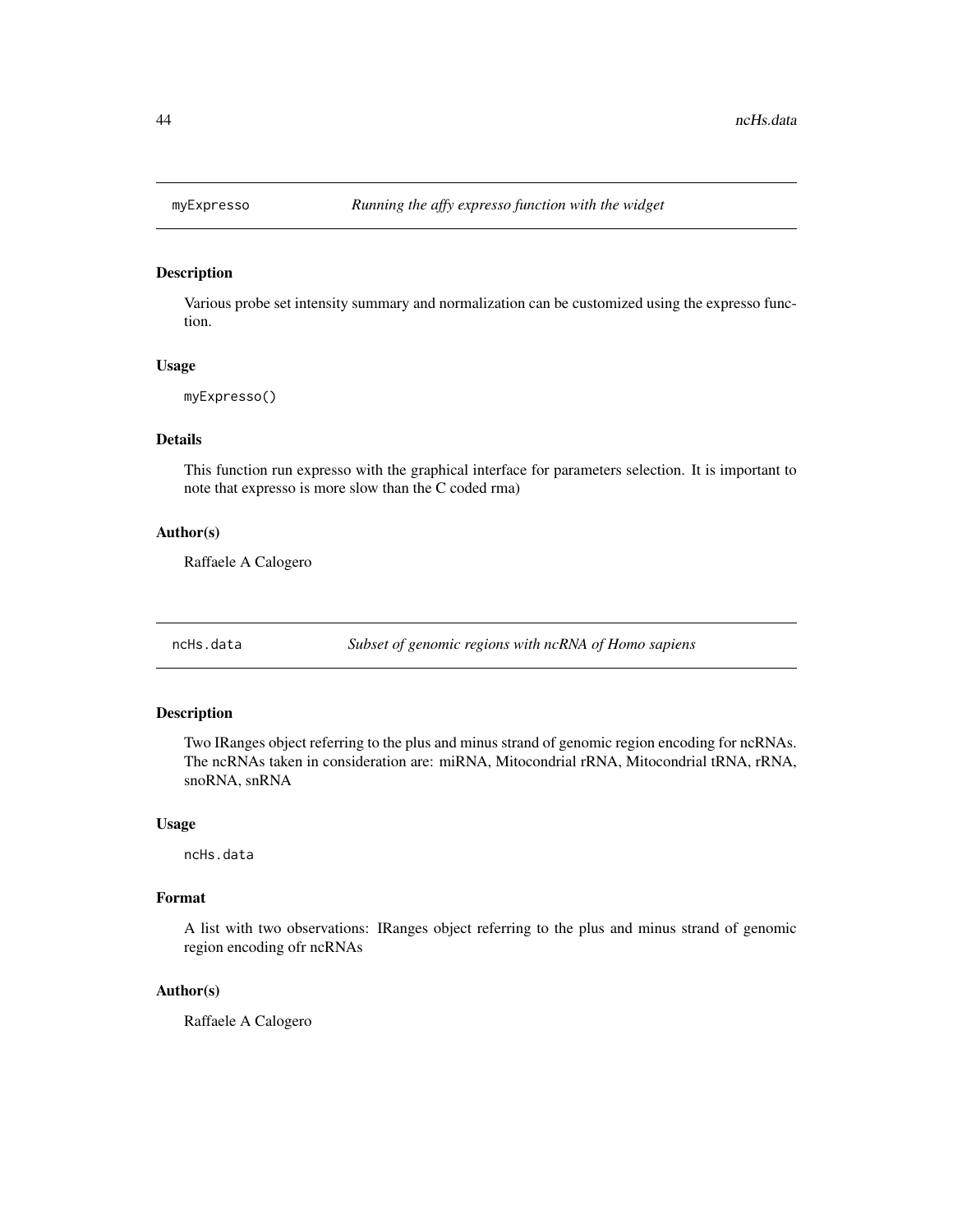## myExpresso *Running the affy expresso function with the widget*

### Description

Various probe set intensity summary and normalization can be customized using the expresso function.

### Usage

```
myExpresso()
```

### Details

This function run expresso with the graphical interface for parameters selection. It is important to note that expresso is more slow than the C coded rma)

### Author(s)

Raffaele A Calogero

## ncHs.data *Subset of genomic regions with ncRNA of Homo sapiens*

### Description

Two IRanges object referring to the plus and minus strand of genomic region encoding for ncRNAs. The ncRNAs taken in consideration are: miRNA, Mitocondrial rRNA, Mitocondrial tRNA, rRNA, snoRNA, snRNA

### Usage

```
ncHs.data
```

### Format

A list with two observations: IRanges object referring to the plus and minus strand of genomic region encoding ofr ncRNAs

### Author(s)

Raffaele A Calogero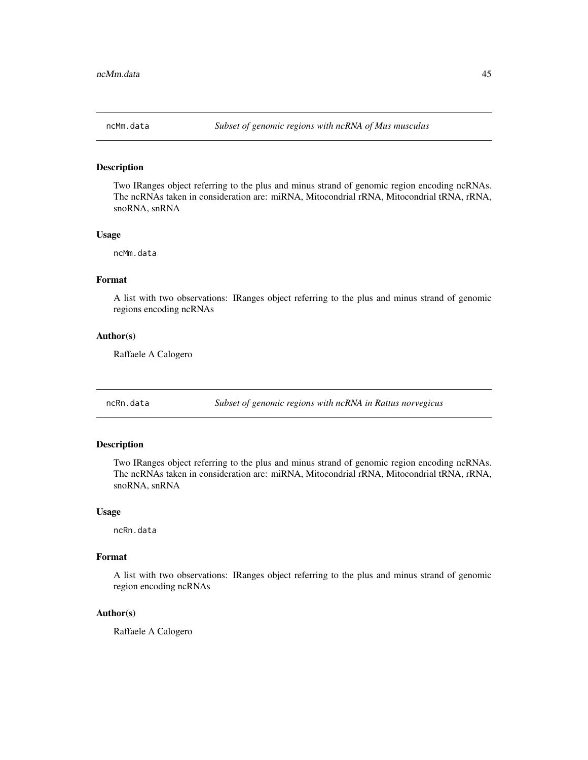## ncMm.data — *Subset of genomic regions with ncRNA of Mus musculus*

### Description

Two IRanges object referring to the plus and minus strand of genomic region encoding ncRNAs. The ncRNAs taken in consideration are: miRNA, Mitocondrial rRNA, Mitocondrial tRNA, rRNA, snoRNA, snRNA

### Usage

```
ncMm.data
```

### Format

A list with two observations: IRanges object referring to the plus and minus strand of genomic regions encoding ncRNAs

### Author(s)

Raffaele A Calogero

## ncRn.data — *Subset of genomic regions with ncRNA in Rattus norvegicus*

### Description

Two IRanges object referring to the plus and minus strand of genomic region encoding ncRNAs. The ncRNAs taken in consideration are: miRNA, Mitocondrial rRNA, Mitocondrial tRNA, rRNA, snoRNA, snRNA

### Usage

```
ncRn.data
```

### Format

A list with two observations: IRanges object referring to the plus and minus strand of genomic region encoding ncRNAs

### Author(s)

Raffaele A Calogero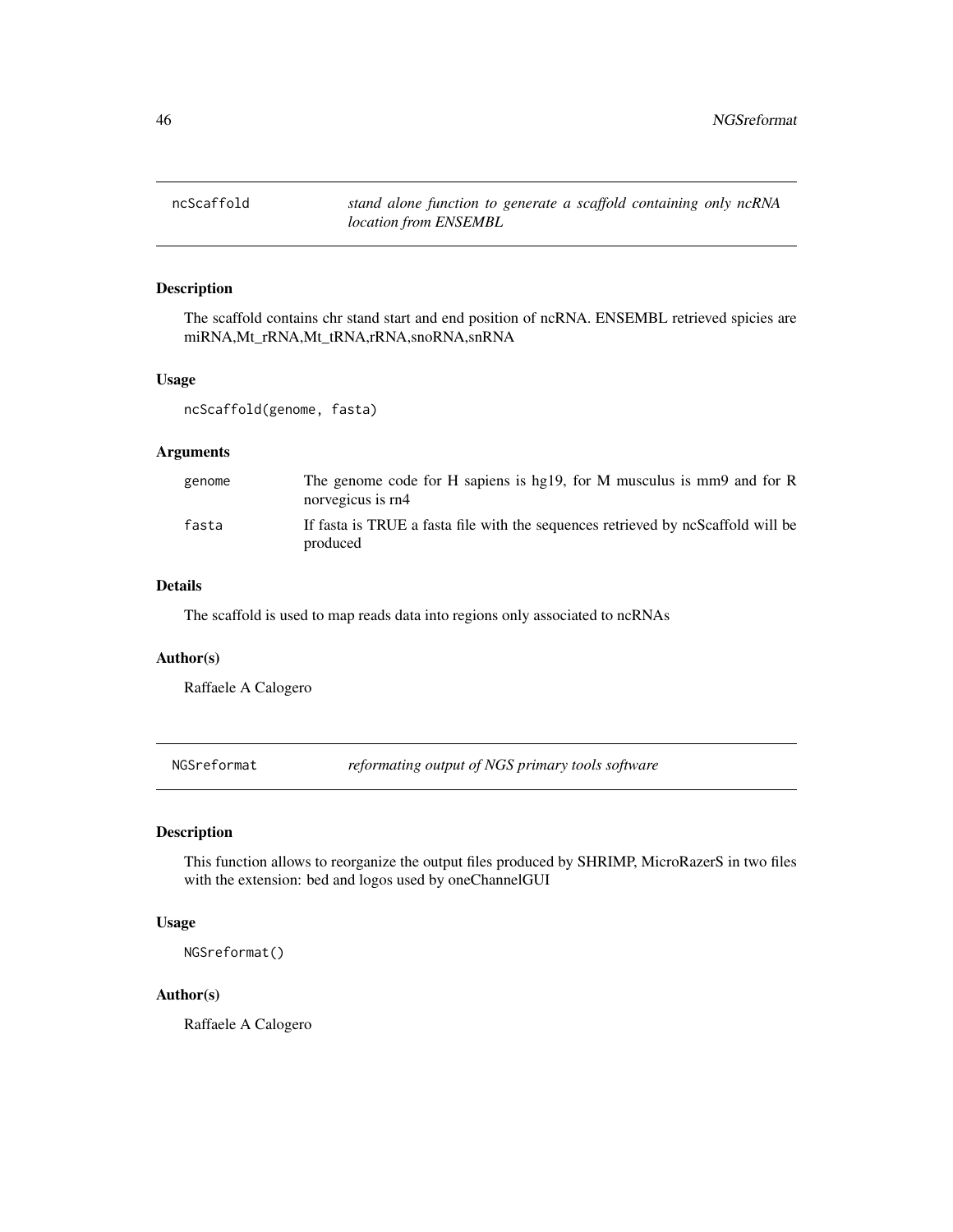## ncScaffold

*stand alone function to generate a scaffold containing only ncRNA location from ENSEMBL*

### Description

The scaffold contains chr stand start and end position of ncRNA. ENSEMBL retrieved spicies are miRNA,Mt_rRNA,Mt_tRNA,rRNA,snoRNA,snRNA

### Usage

```
ncScaffold(genome, fasta)
```

### Arguments

| | |
|---|---|
| genome | The genome code for H sapiens is hg19, for M musculus is mm9 and for R norvegicus is rn4 |
| fasta | If fasta is TRUE a fasta file with the sequences retrieved by ncScaffold will be produced |

### Details

The scaffold is used to map reads data into regions only associated to ncRNAs

### Author(s)

Raffaele A Calogero

## NGSreformat

*reformating output of NGS primary tools software*

### Description

This function allows to reorganize the output files produced by SHRIMP, MicroRazerS in two files with the extension: bed and logos used by oneChannelGUI

### Usage

```
NGSreformat()
```

### Author(s)

Raffaele A Calogero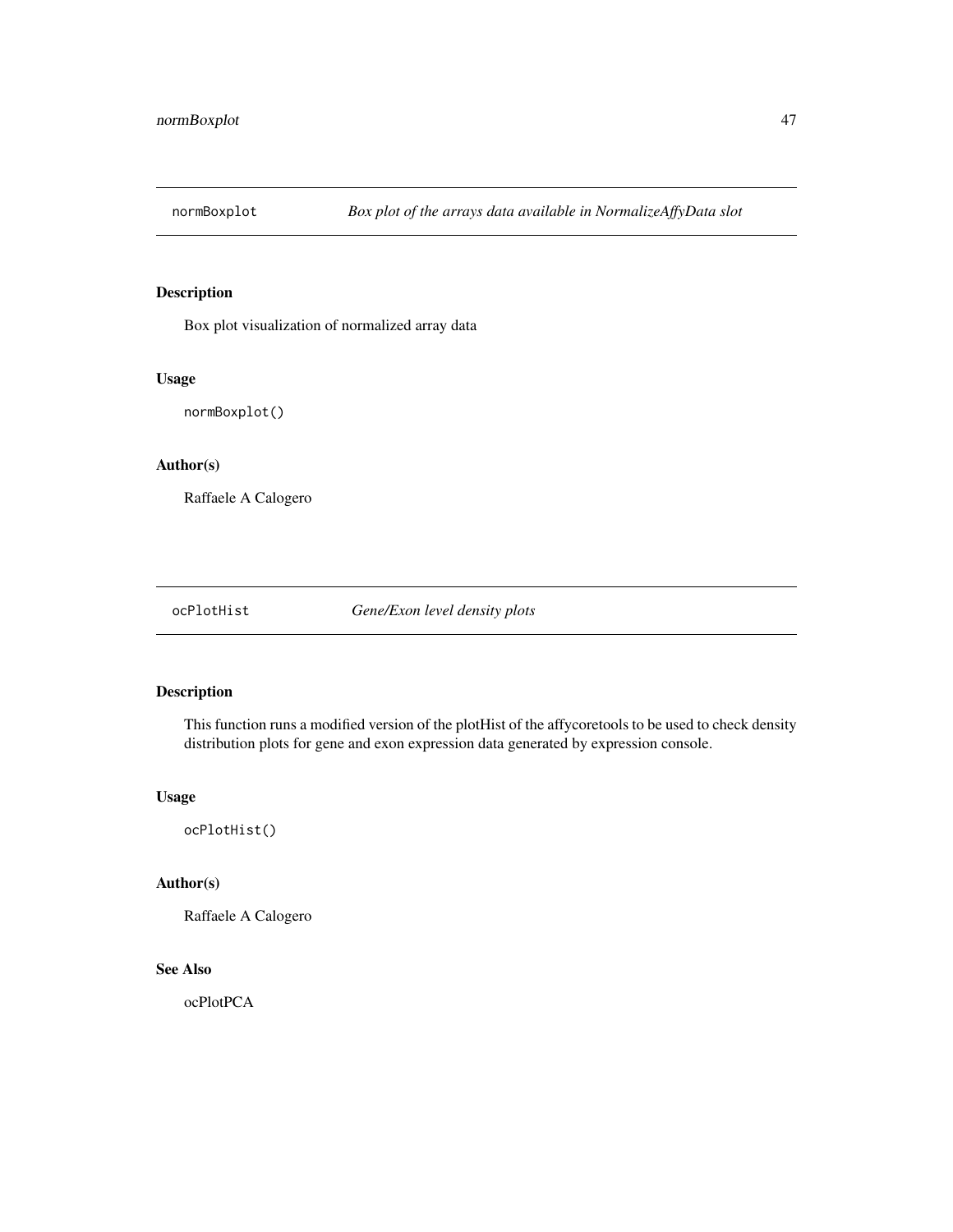## normBoxplot *Box plot of the arrays data available in NormalizeAffyData slot*

### Description

Box plot visualization of normalized array data

### Usage

```
normBoxplot()
```

### Author(s)

Raffaele A Calogero

## ocPlotHist *Gene/Exon level density plots*

### Description

This function runs a modified version of the plotHist of the affycoretools to be used to check density distribution plots for gene and exon expression data generated by expression console.

### Usage

```
ocPlotHist()
```

### Author(s)

Raffaele A Calogero

### See Also

ocPlotPCA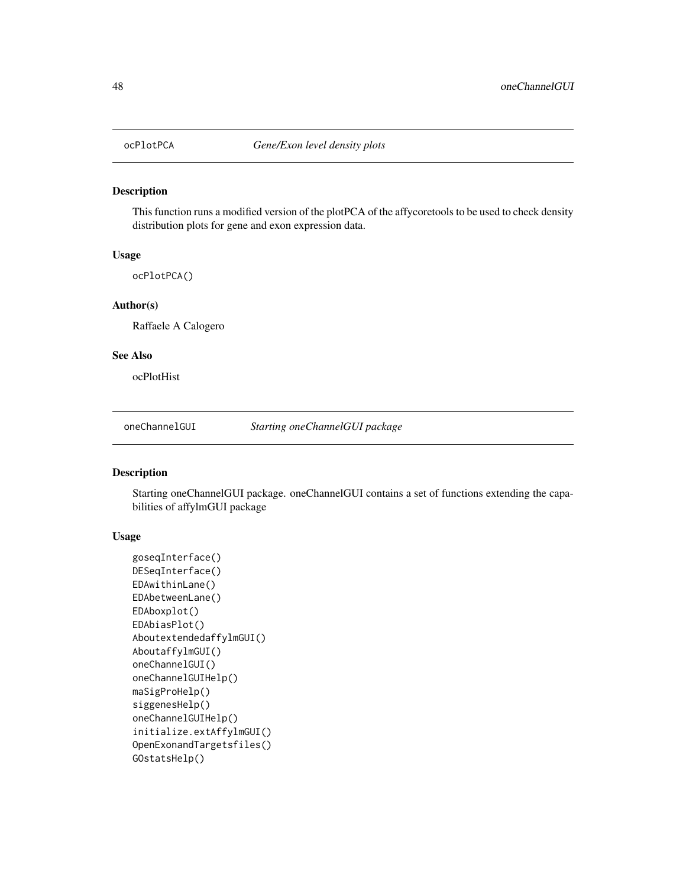## ocPlotPCA *Gene/Exon level density plots*

### Description

This function runs a modified version of the plotPCA of the affycoretools to be used to check density distribution plots for gene and exon expression data.

### Usage

```
ocPlotPCA()
```

### Author(s)

Raffaele A Calogero

### See Also

ocPlotHist

## oneChannelGUI *Starting oneChannelGUI package*

### Description

Starting oneChannelGUI package. oneChannelGUI contains a set of functions extending the capabilities of affylmGUI package

### Usage

```
goseqInterface()
DESeqInterface()
EDAwithinLane()
EDAbetweenLane()
EDAboxplot()
EDAbiasPlot()
AboutextendedaffylmGUI()
AboutaffylmGUI()
oneChannelGUI()
oneChannelGUIHelp()
maSigProHelp()
siggenesHelp()
oneChannelGUIHelp()
initialize.extAffylmGUI()
OpenExonandTargetsfiles()
GOstatsHelp()
```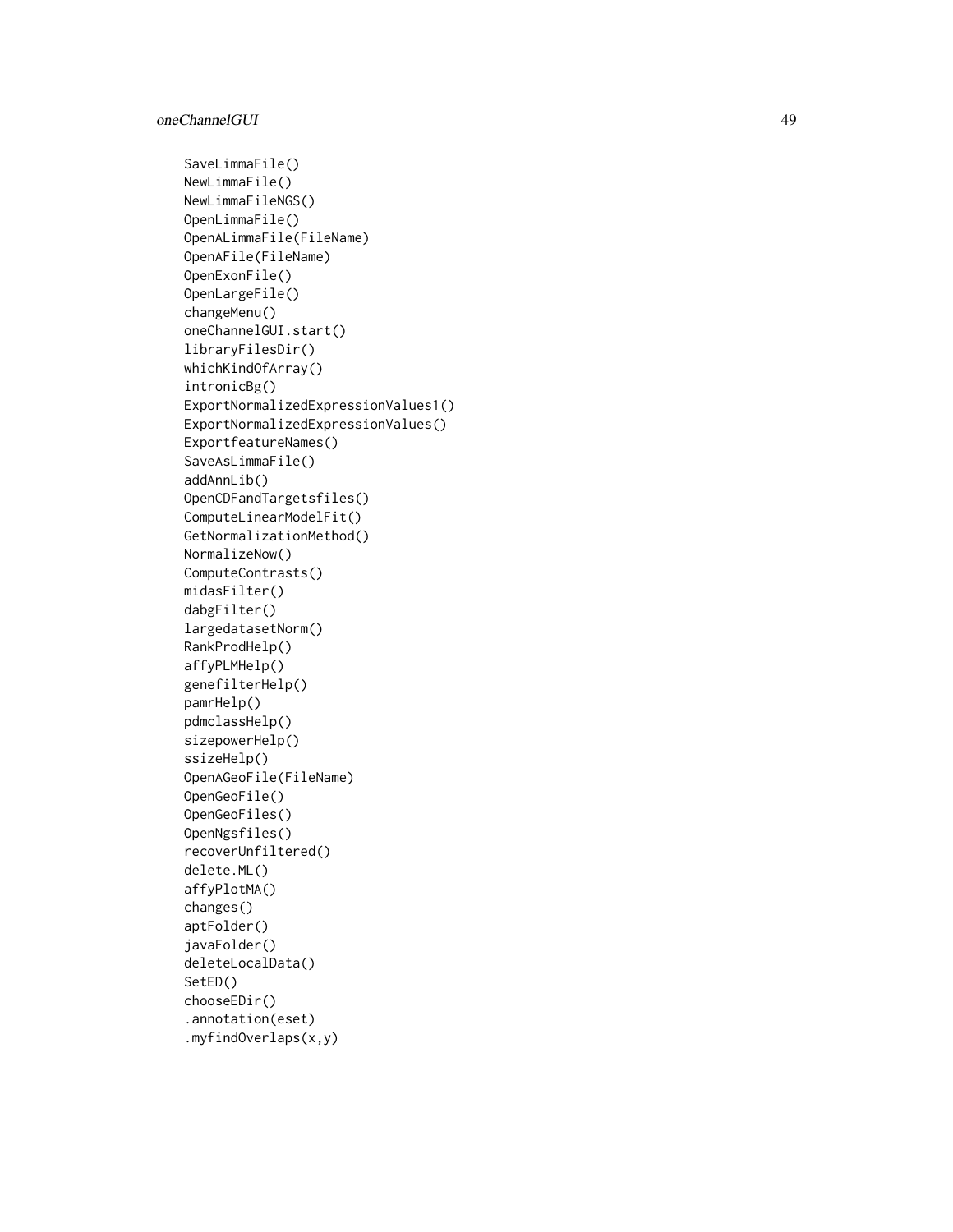```
SaveLimmaFile()
NewLimmaFile()
NewLimmaFileNGS()
OpenLimmaFile()
OpenALimmaFile(FileName)
OpenAFile(FileName)
OpenExonFile()
OpenLargeFile()
changeMenu()
oneChannelGUI.start()
libraryFilesDir()
whichKindOfArray()
intronicBg()
ExportNormalizedExpressionValues1()
ExportNormalizedExpressionValues()
ExportfeatureNames()
SaveAsLimmaFile()
addAnnLib()
OpenCDFandTargetsfiles()
ComputeLinearModelFit()
GetNormalizationMethod()
NormalizeNow()
ComputeContrasts()
midasFilter()
dabgFilter()
largedatasetNorm()
RankProdHelp()
affyPLMHelp()
genefilterHelp()
pamrHelp()
pdmclassHelp()
sizepowerHelp()
ssizeHelp()
OpenAGeoFile(FileName)
OpenGeoFile()
OpenGeoFiles()
OpenNgsfiles()
recoverUnfiltered()
delete.ML()
affyPlotMA()
changes()
aptFolder()
javaFolder()
deleteLocalData()
SetED()
chooseEDir()
.annotation(eset)
.myfindOverlaps(x,y)
```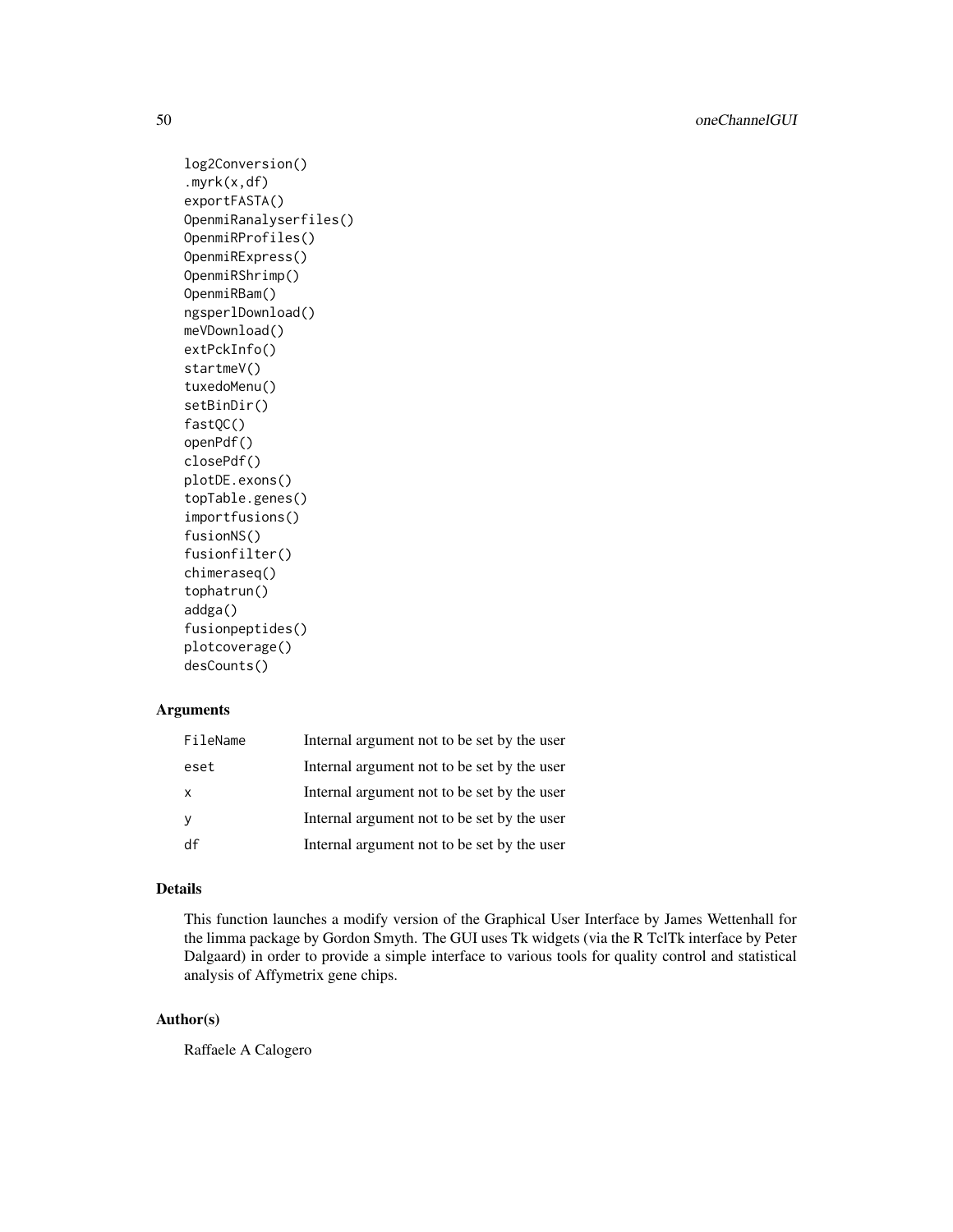```
log2Conversion()
.myrk(x,df)
exportFASTA()
OpenmiRanalyserfiles()
OpenmiRProfiles()
OpenmiRExpress()
OpenmiRShrimp()
OpenmiRBam()
ngsperlDownload()
meVDownload()
extPckInfo()
startmeV()
tuxedoMenu()
setBinDir()
fastQC()
openPdf()
closePdf()
plotDE.exons()
topTable.genes()
importfusions()
fusionNS()
fusionfilter()
chimeraseq()
tophatrun()
addga()
fusionpeptides()
plotcoverage()
desCounts()
```

## Arguments

| | |
|---|---|
| `FileName` | Internal argument not to be set by the user |
| `eset` | Internal argument not to be set by the user |
| `x` | Internal argument not to be set by the user |
| `y` | Internal argument not to be set by the user |
| `df` | Internal argument not to be set by the user |

## Details

This function launches a modify version of the Graphical User Interface by James Wettenhall for the limma package by Gordon Smyth. The GUI uses Tk widgets (via the R TclTk interface by Peter Dalgaard) in order to provide a simple interface to various tools for quality control and statistical analysis of Affymetrix gene chips.

## Author(s)

Raffaele A Calogero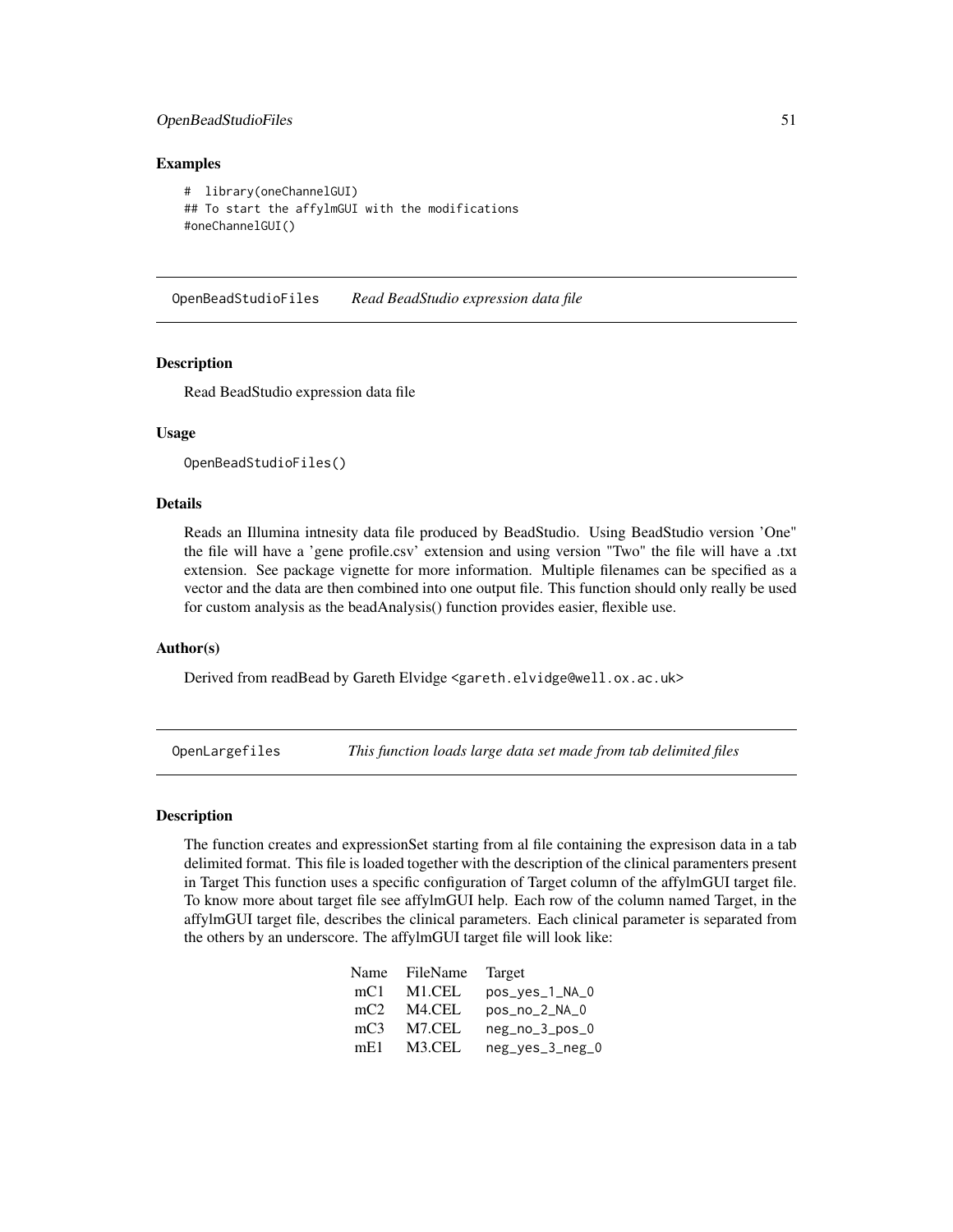### Examples

```
#  library(oneChannelGUI)
## To start the affylmGUI with the modifications
#oneChannelGUI()
```

---

## OpenBeadStudioFiles    *Read BeadStudio expression data file*

---

### Description

Read BeadStudio expression data file

### Usage

```
OpenBeadStudioFiles()
```

### Details

Reads an Illumina intnesity data file produced by BeadStudio. Using BeadStudio version 'One" the file will have a 'gene profile.csv' extension and using version "Two" the file will have a .txt extension. See package vignette for more information. Multiple filenames can be specified as a vector and the data are then combined into one output file. This function should only really be used for custom analysis as the beadAnalysis() function provides easier, flexible use.

### Author(s)

Derived from readBead by Gareth Elvidge <gareth.elvidge@well.ox.ac.uk>

---

## OpenLargefiles    *This function loads large data set made from tab delimited files*

---

### Description

The function creates and expressionSet starting from al file containing the expresison data in a tab delimited format. This file is loaded together with the description of the clinical paramenters present in Target This function uses a specific configuration of Target column of the affylmGUI target file. To know more about target file see affylmGUI help. Each row of the column named Target, in the affylmGUI target file, describes the clinical parameters. Each clinical parameter is separated from the others by an underscore. The affylmGUI target file will look like:

| Name | FileName | Target |
|---|---|---|
| mC1 | M1.CEL | pos_yes_1_NA_0 |
| mC2 | M4.CEL | pos_no_2_NA_0 |
| mC3 | M7.CEL | neg_no_3_pos_0 |
| mE1 | M3.CEL | neg_yes_3_neg_0 |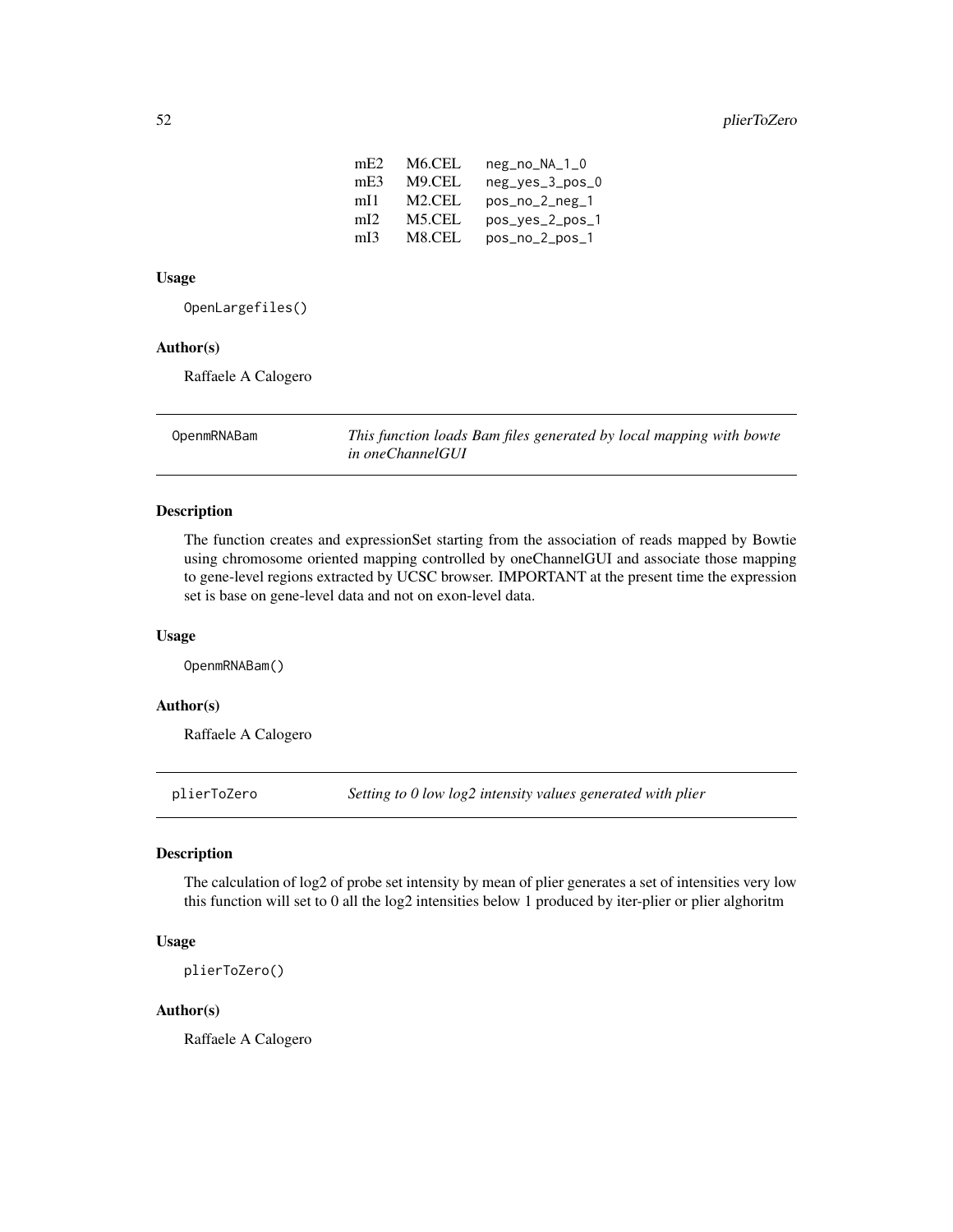| | | |
|---|---|---|
| mE2 | M6.CEL | neg_no_NA_1_0 |
| mE3 | M9.CEL | neg_yes_3_pos_0 |
| mI1 | M2.CEL | pos_no_2_neg_1 |
| mI2 | M5.CEL | pos_yes_2_pos_1 |
| mI3 | M8.CEL | pos_no_2_pos_1 |

### Usage

```
OpenLargefiles()
```

### Author(s)

Raffaele A Calogero

---

## OpenmRNABam — *This function loads Bam files generated by local mapping with bowte in oneChannelGUI*

### Description

The function creates and expressionSet starting from the association of reads mapped by Bowtie using chromosome oriented mapping controlled by oneChannelGUI and associate those mapping to gene-level regions extracted by UCSC browser. IMPORTANT at the present time the expression set is base on gene-level data and not on exon-level data.

### Usage

```
OpenmRNABam()
```

### Author(s)

Raffaele A Calogero

---

## plierToZero — *Setting to 0 low log2 intensity values generated with plier*

### Description

The calculation of log2 of probe set intensity by mean of plier generates a set of intensities very low this function will set to 0 all the log2 intensities below 1 produced by iter-plier or plier alghoritm

### Usage

```
plierToZero()
```

### Author(s)

Raffaele A Calogero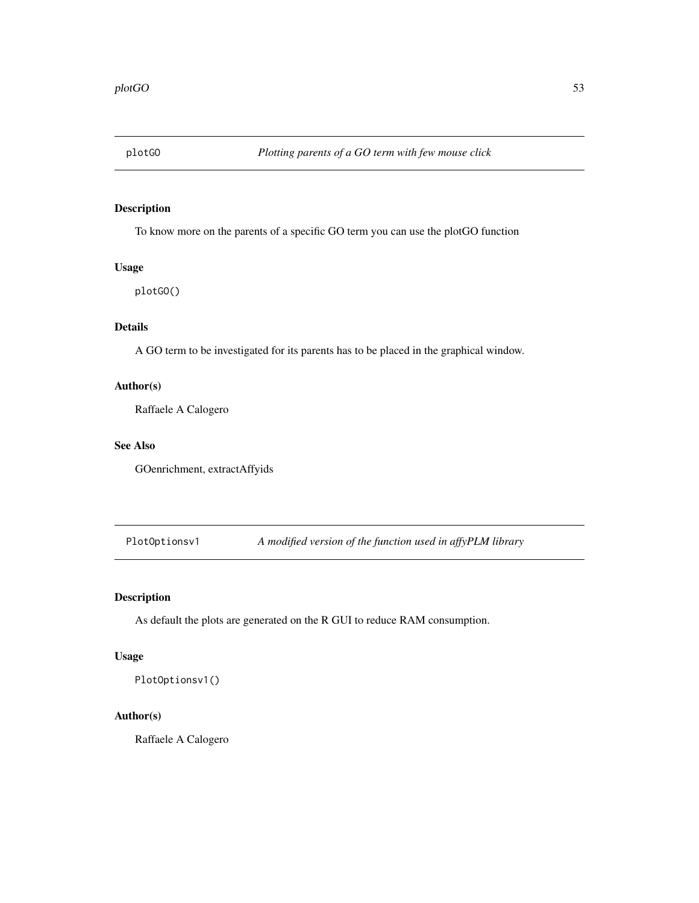## plotGO *Plotting parents of a GO term with few mouse click*

### Description

To know more on the parents of a specific GO term you can use the plotGO function

### Usage

```
plotGO()
```

### Details

A GO term to be investigated for its parents has to be placed in the graphical window.

### Author(s)

Raffaele A Calogero

### See Also

GOenrichment, extractAffyids

## PlotOptionsv1 *A modified version of the function used in affyPLM library*

### Description

As default the plots are generated on the R GUI to reduce RAM consumption.

### Usage

```
PlotOptionsv1()
```

### Author(s)

Raffaele A Calogero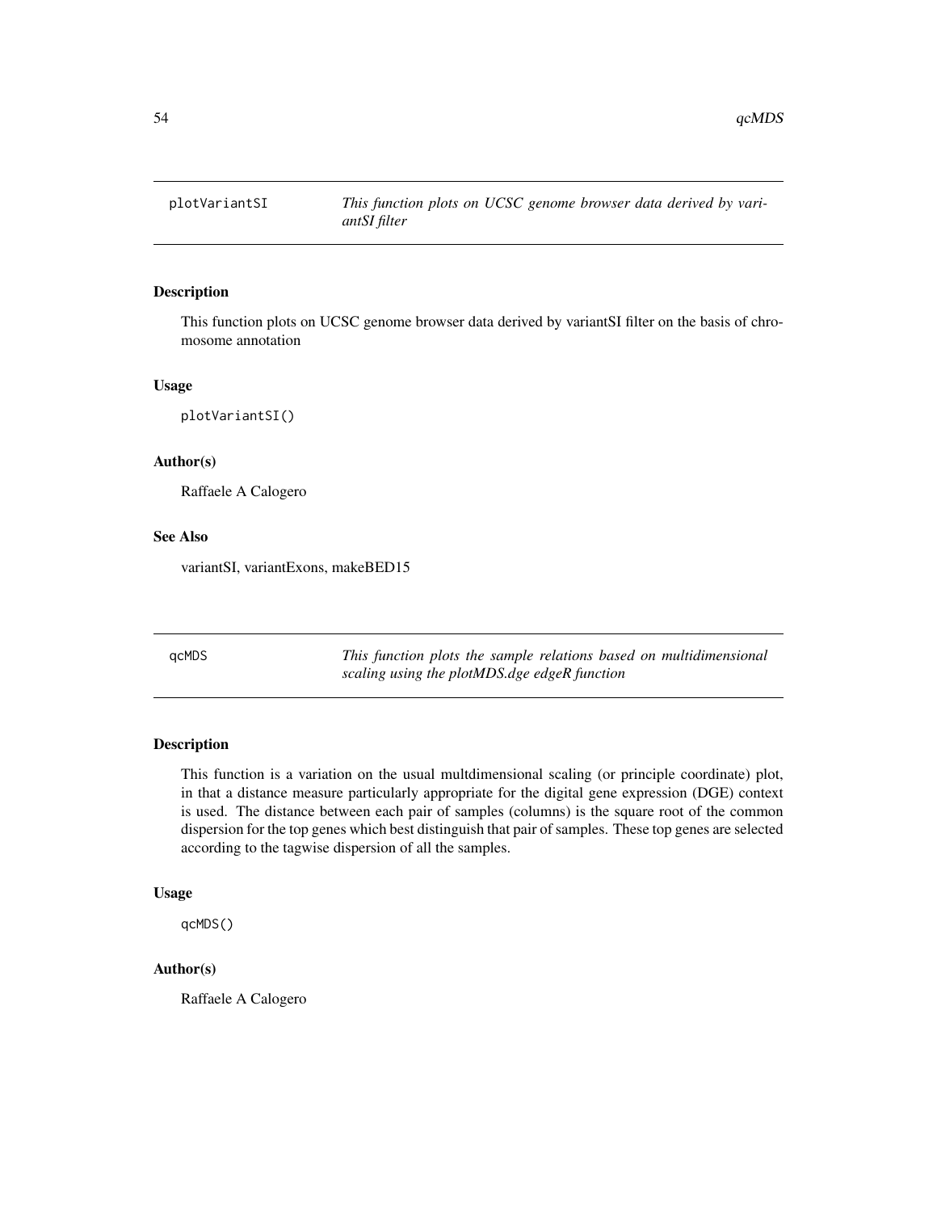## plotVariantSI

*This function plots on UCSC genome browser data derived by variantSI filter*

### Description

This function plots on UCSC genome browser data derived by variantSI filter on the basis of chromosome annotation

### Usage

```
plotVariantSI()
```

### Author(s)

Raffaele A Calogero

### See Also

variantSI, variantExons, makeBED15

## qcMDS

*This function plots the sample relations based on multidimensional scaling using the plotMDS.dge edgeR function*

### Description

This function is a variation on the usual multdimensional scaling (or principle coordinate) plot, in that a distance measure particularly appropriate for the digital gene expression (DGE) context is used. The distance between each pair of samples (columns) is the square root of the common dispersion for the top genes which best distinguish that pair of samples. These top genes are selected according to the tagwise dispersion of all the samples.

### Usage

```
qcMDS()
```

### Author(s)

Raffaele A Calogero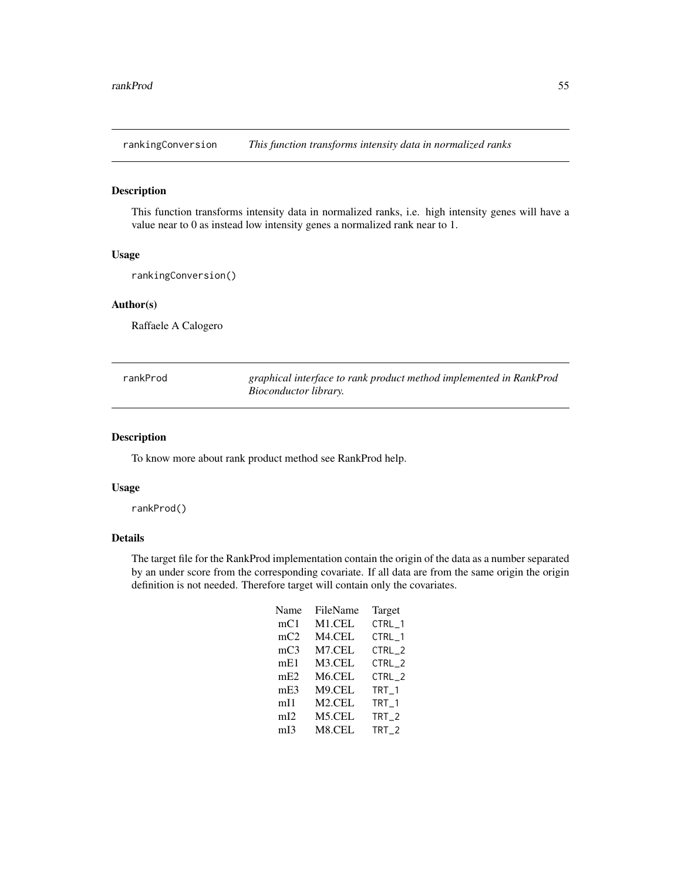## rankingConversion — *This function transforms intensity data in normalized ranks*

### Description

This function transforms intensity data in normalized ranks, i.e. high intensity genes will have a value near to 0 as instead low intensity genes a normalized rank near to 1.

### Usage

```
rankingConversion()
```

### Author(s)

Raffaele A Calogero

## rankProd — *graphical interface to rank product method implemented in RankProd Bioconductor library.*

### Description

To know more about rank product method see RankProd help.

### Usage

```
rankProd()
```

### Details

The target file for the RankProd implementation contain the origin of the data as a number separated by an under score from the corresponding covariate. If all data are from the same origin the origin definition is not needed. Therefore target will contain only the covariates.

| Name | FileName | Target |
|---|---|---|
| mC1 | M1.CEL | CTRL_1 |
| mC2 | M4.CEL | CTRL_1 |
| mC3 | M7.CEL | CTRL_2 |
| mE1 | M3.CEL | CTRL_2 |
| mE2 | M6.CEL | CTRL_2 |
| mE3 | M9.CEL | TRT_1 |
| mI1 | M2.CEL | TRT_1 |
| mI2 | M5.CEL | TRT_2 |
| mI3 | M8.CEL | TRT_2 |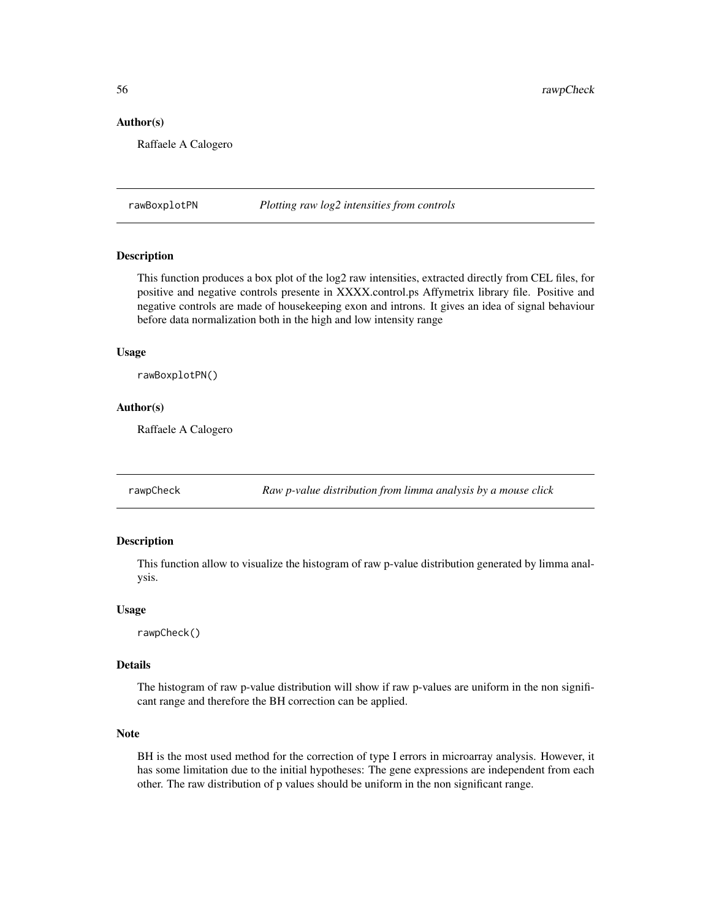### Author(s)

Raffaele A Calogero

---

## rawBoxplotPN *Plotting raw log2 intensities from controls*

### Description

This function produces a box plot of the log2 raw intensities, extracted directly from CEL files, for positive and negative controls presente in XXXX.control.ps Affymetrix library file. Positive and negative controls are made of housekeeping exon and introns. It gives an idea of signal behaviour before data normalization both in the high and low intensity range

### Usage

```
rawBoxplotPN()
```

### Author(s)

Raffaele A Calogero

---

## rawpCheck *Raw p-value distribution from limma analysis by a mouse click*

### Description

This function allow to visualize the histogram of raw p-value distribution generated by limma analysis.

### Usage

```
rawpCheck()
```

### Details

The histogram of raw p-value distribution will show if raw p-values are uniform in the non significant range and therefore the BH correction can be applied.

### Note

BH is the most used method for the correction of type I errors in microarray analysis. However, it has some limitation due to the initial hypotheses: The gene expressions are independent from each other. The raw distribution of p values should be uniform in the non significant range.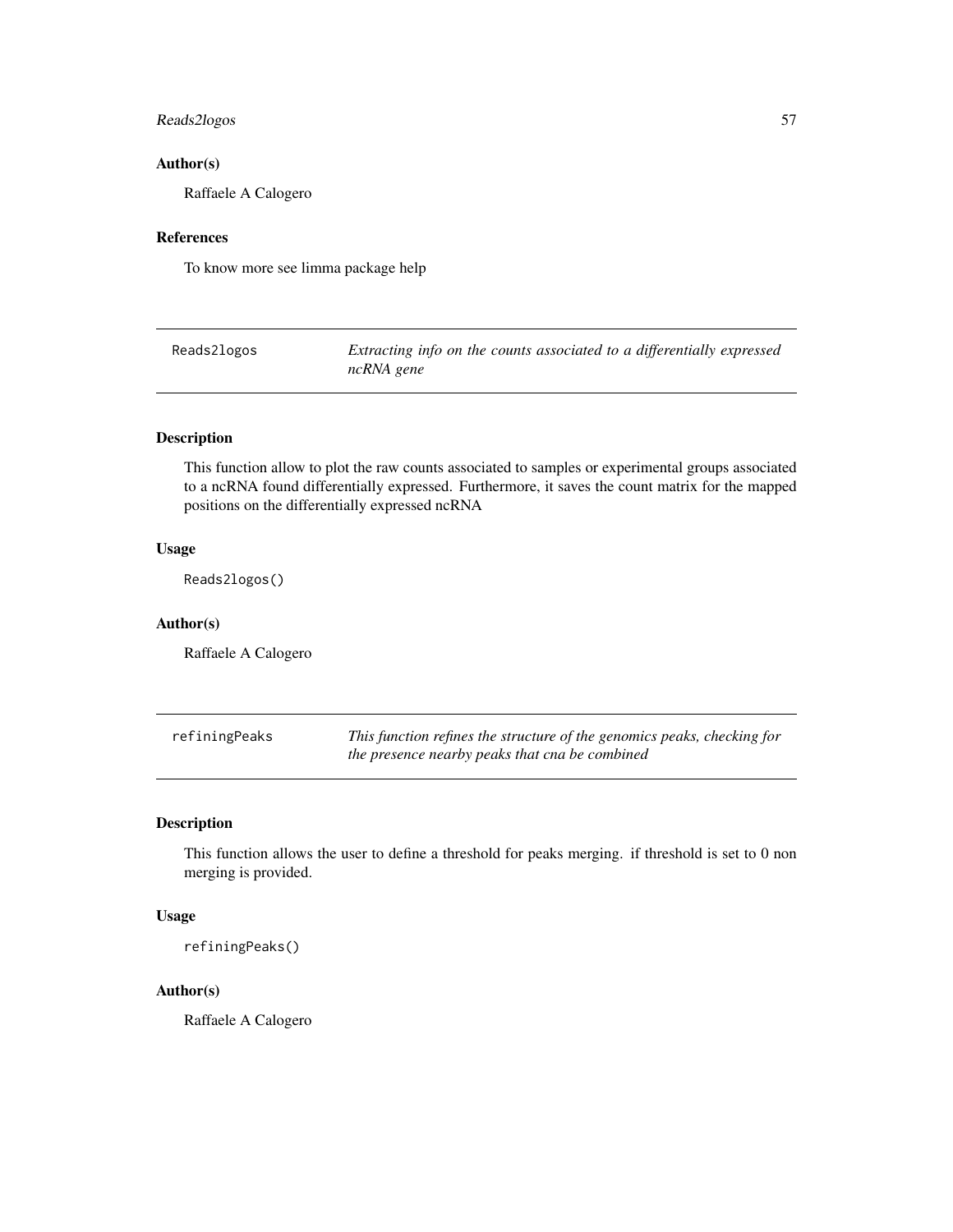### Author(s)

Raffaele A Calogero

### References

To know more see limma package help

---

## Reads2logos — *Extracting info on the counts associated to a differentially expressed ncRNA gene*

### Description

This function allow to plot the raw counts associated to samples or experimental groups associated to a ncRNA found differentially expressed. Furthermore, it saves the count matrix for the mapped positions on the differentially expressed ncRNA

### Usage

```
Reads2logos()
```

### Author(s)

Raffaele A Calogero

---

## refiningPeaks — *This function refines the structure of the genomics peaks, checking for the presence nearby peaks that cna be combined*

### Description

This function allows the user to define a threshold for peaks merging. if threshold is set to 0 non merging is provided.

### Usage

```
refiningPeaks()
```

### Author(s)

Raffaele A Calogero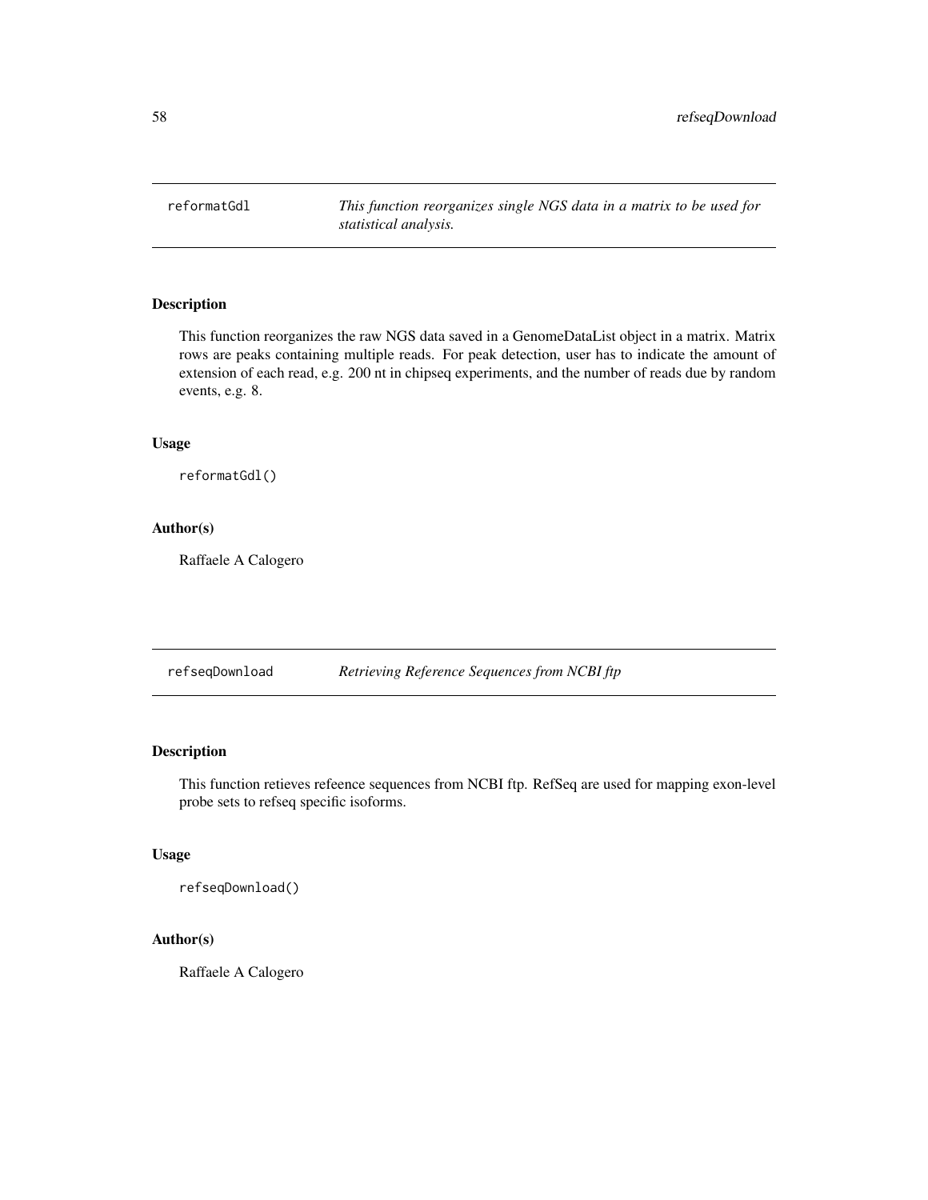## reformatGdl

*This function reorganizes single NGS data in a matrix to be used for statistical analysis.*

### Description

This function reorganizes the raw NGS data saved in a GenomeDataList object in a matrix. Matrix rows are peaks containing multiple reads. For peak detection, user has to indicate the amount of extension of each read, e.g. 200 nt in chipseq experiments, and the number of reads due by random events, e.g. 8.

### Usage

```
reformatGdl()
```

### Author(s)

Raffaele A Calogero

## refseqDownload

*Retrieving Reference Sequences from NCBI ftp*

### Description

This function retieves refeence sequences from NCBI ftp. RefSeq are used for mapping exon-level probe sets to refseq specific isoforms.

### Usage

```
refseqDownload()
```

### Author(s)

Raffaele A Calogero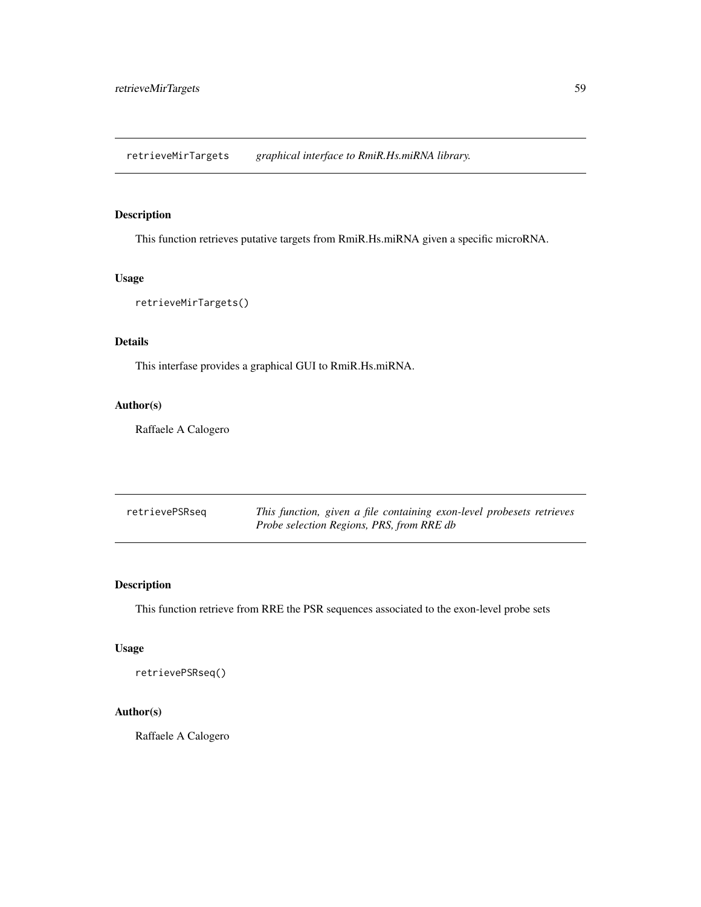## retrieveMirTargets *graphical interface to RmiR.Hs.miRNA library.*

### Description

This function retrieves putative targets from RmiR.Hs.miRNA given a specific microRNA.

### Usage

```
retrieveMirTargets()
```

### Details

This interfase provides a graphical GUI to RmiR.Hs.miRNA.

### Author(s)

Raffaele A Calogero

## retrievePSRseq *This function, given a file containing exon-level probesets retrieves Probe selection Regions, PRS, from RRE db*

### Description

This function retrieve from RRE the PSR sequences associated to the exon-level probe sets

### Usage

```
retrievePSRseq()
```

### Author(s)

Raffaele A Calogero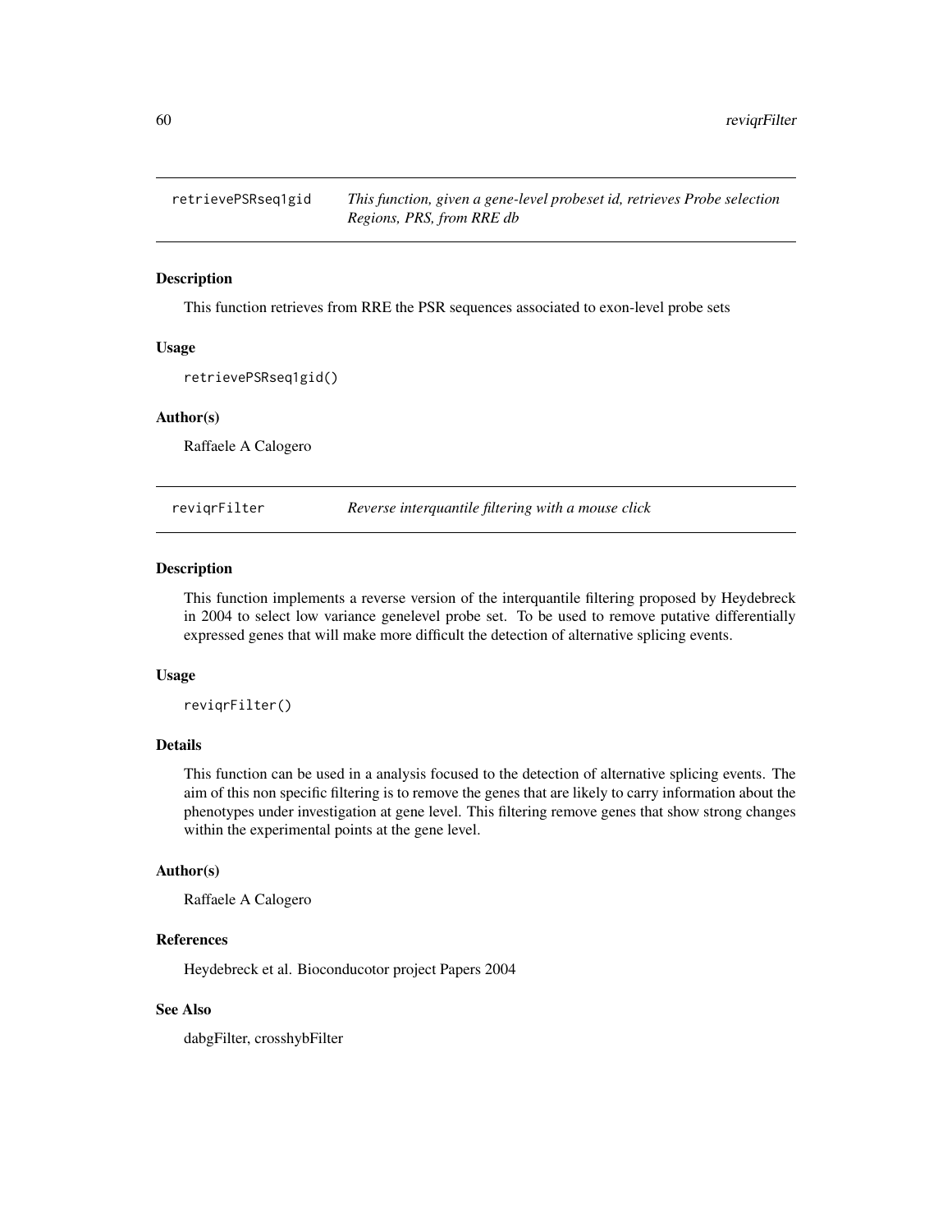## retrievePSRseq1gid — *This function, given a gene-level probeset id, retrieves Probe selection Regions, PRS, from RRE db*

### Description

This function retrieves from RRE the PSR sequences associated to exon-level probe sets

### Usage

```
retrievePSRseq1gid()
```

### Author(s)

Raffaele A Calogero

## reviqrFilter — *Reverse interquantile filtering with a mouse click*

### Description

This function implements a reverse version of the interquantile filtering proposed by Heydebreck in 2004 to select low variance genelevel probe set. To be used to remove putative differentially expressed genes that will make more difficult the detection of alternative splicing events.

### Usage

```
reviqrFilter()
```

### Details

This function can be used in a analysis focused to the detection of alternative splicing events. The aim of this non specific filtering is to remove the genes that are likely to carry information about the phenotypes under investigation at gene level. This filtering remove genes that show strong changes within the experimental points at the gene level.

### Author(s)

Raffaele A Calogero

### References

Heydebreck et al. Bioconducotor project Papers 2004

### See Also

dabgFilter, crosshybFilter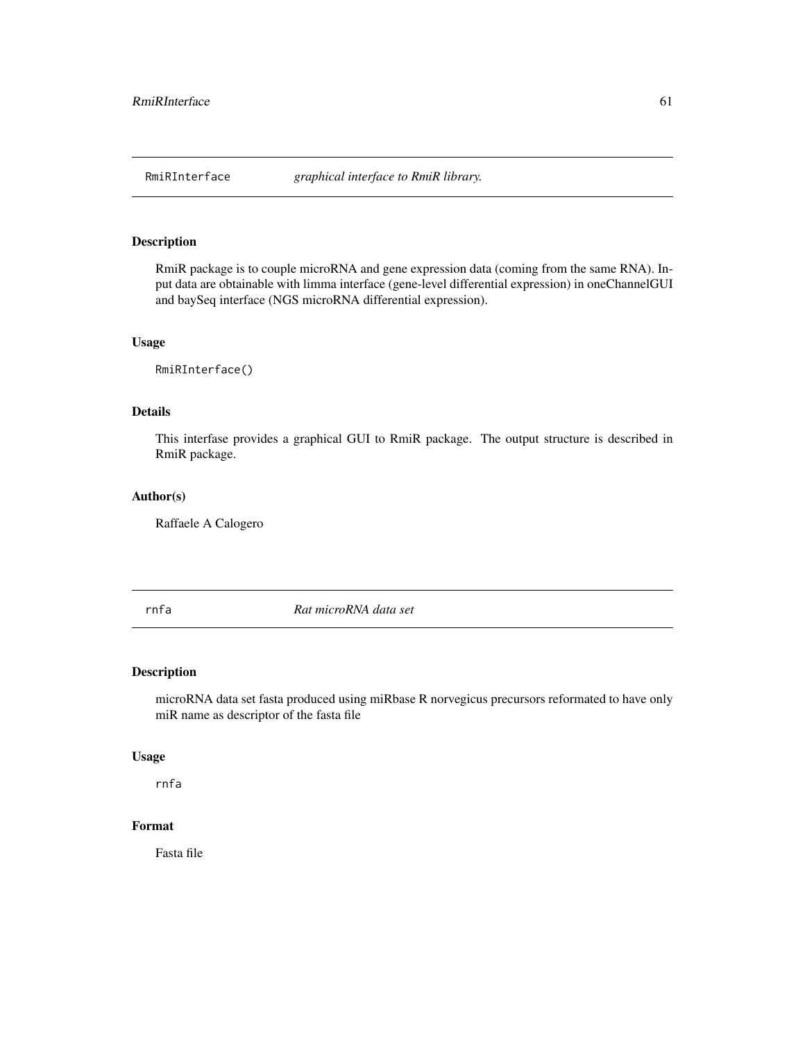## RmiRInterface *graphical interface to RmiR library.*

### Description

RmiR package is to couple microRNA and gene expression data (coming from the same RNA). Input data are obtainable with limma interface (gene-level differential expression) in oneChannelGUI and baySeq interface (NGS microRNA differential expression).

### Usage

```
RmiRInterface()
```

### Details

This interfase provides a graphical GUI to RmiR package. The output structure is described in RmiR package.

### Author(s)

Raffaele A Calogero

## rnfa *Rat microRNA data set*

### Description

microRNA data set fasta produced using miRbase R norvegicus precursors reformated to have only miR name as descriptor of the fasta file

### Usage

```
rnfa
```

### Format

Fasta file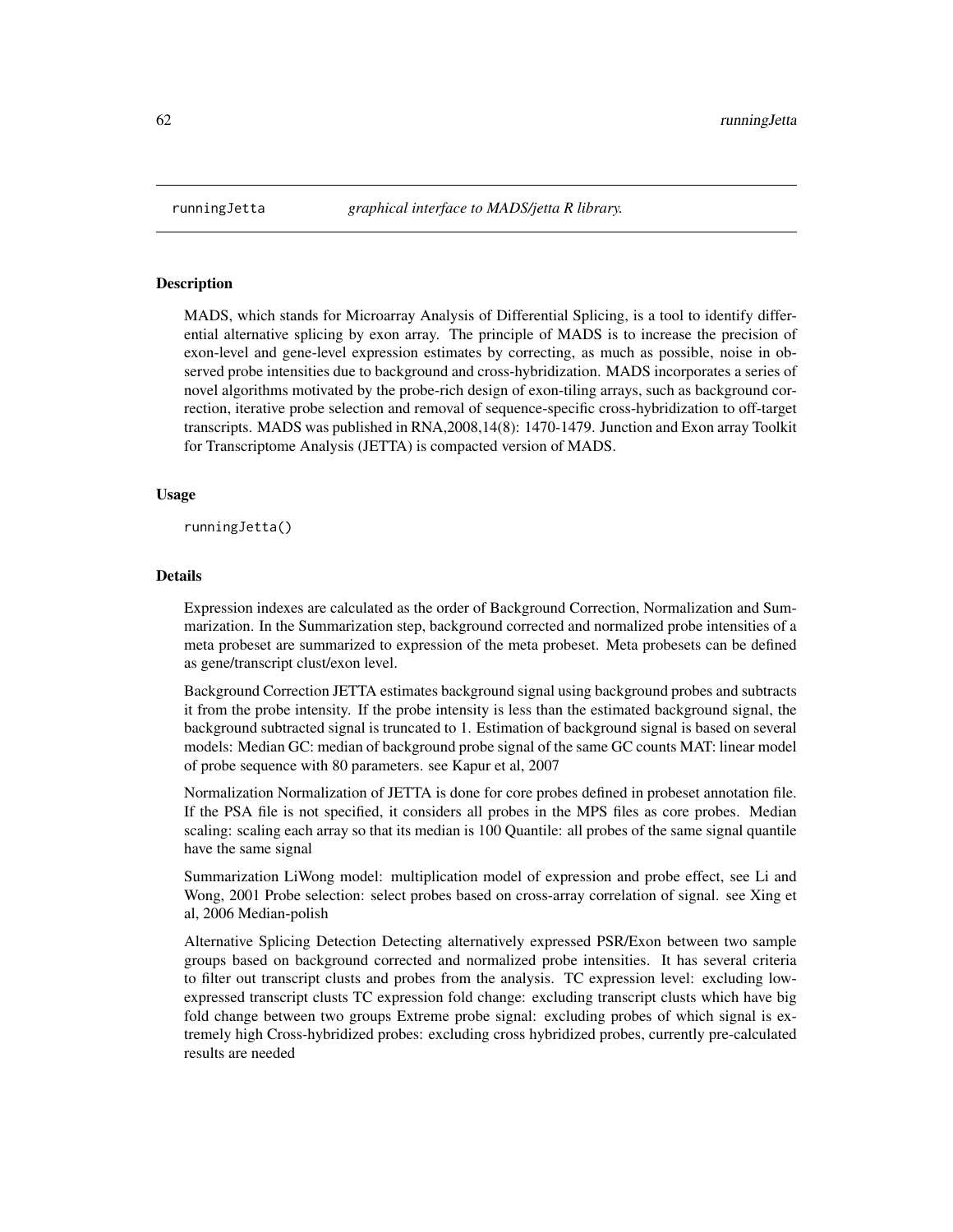runningJetta — *graphical interface to MADS/jetta R library.*

## Description

MADS, which stands for Microarray Analysis of Differential Splicing, is a tool to identify differential alternative splicing by exon array. The principle of MADS is to increase the precision of exon-level and gene-level expression estimates by correcting, as much as possible, noise in observed probe intensities due to background and cross-hybridization. MADS incorporates a series of novel algorithms motivated by the probe-rich design of exon-tiling arrays, such as background correction, iterative probe selection and removal of sequence-specific cross-hybridization to off-target transcripts. MADS was published in RNA,2008,14(8): 1470-1479. Junction and Exon array Toolkit for Transcriptome Analysis (JETTA) is compacted version of MADS.

## Usage

```
runningJetta()
```

## Details

Expression indexes are calculated as the order of Background Correction, Normalization and Summarization. In the Summarization step, background corrected and normalized probe intensities of a meta probeset are summarized to expression of the meta probeset. Meta probesets can be defined as gene/transcript clust/exon level.

Background Correction JETTA estimates background signal using background probes and subtracts it from the probe intensity. If the probe intensity is less than the estimated background signal, the background subtracted signal is truncated to 1. Estimation of background signal is based on several models: Median GC: median of background probe signal of the same GC counts MAT: linear model of probe sequence with 80 parameters. see Kapur et al, 2007

Normalization Normalization of JETTA is done for core probes defined in probeset annotation file. If the PSA file is not specified, it considers all probes in the MPS files as core probes. Median scaling: scaling each array so that its median is 100 Quantile: all probes of the same signal quantile have the same signal

Summarization LiWong model: multiplication model of expression and probe effect, see Li and Wong, 2001 Probe selection: select probes based on cross-array correlation of signal. see Xing et al, 2006 Median-polish

Alternative Splicing Detection Detecting alternatively expressed PSR/Exon between two sample groups based on background corrected and normalized probe intensities. It has several criteria to filter out transcript clusts and probes from the analysis. TC expression level: excluding low-expressed transcript clusts TC expression fold change: excluding transcript clusts which have big fold change between two groups Extreme probe signal: excluding probes of which signal is extremely high Cross-hybridized probes: excluding cross hybridized probes, currently pre-calculated results are needed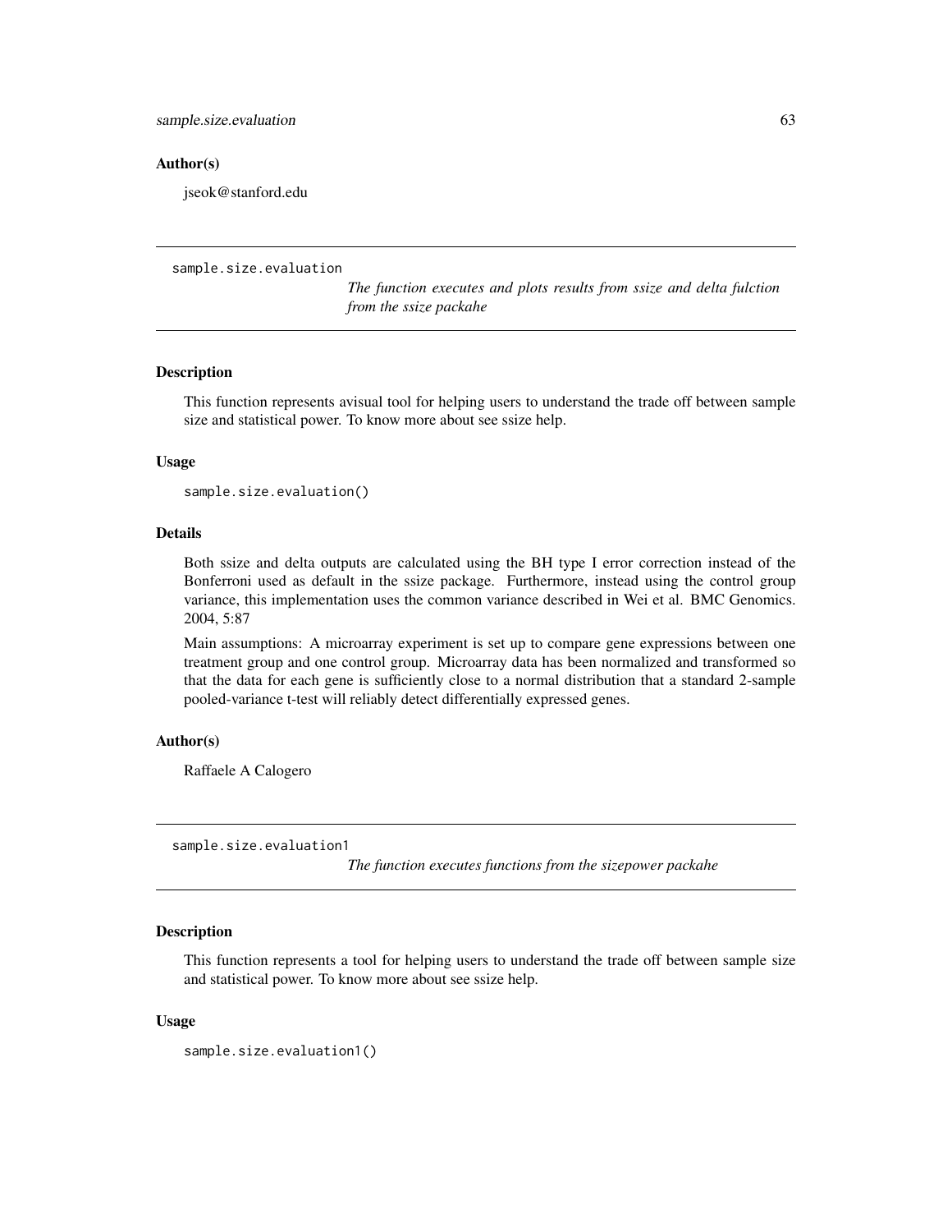### Author(s)

jseok@stanford.edu

---

`sample.size.evaluation`    *The function executes and plots results from ssize and delta fulction from the ssize packahe*

---

### Description

This function represents avisual tool for helping users to understand the trade off between sample size and statistical power. To know more about see ssize help.

### Usage

```
sample.size.evaluation()
```

### Details

Both ssize and delta outputs are calculated using the BH type I error correction instead of the Bonferroni used as default in the ssize package. Furthermore, instead using the control group variance, this implementation uses the common variance described in Wei et al. BMC Genomics. 2004, 5:87

Main assumptions: A microarray experiment is set up to compare gene expressions between one treatment group and one control group. Microarray data has been normalized and transformed so that the data for each gene is sufficiently close to a normal distribution that a standard 2-sample pooled-variance t-test will reliably detect differentially expressed genes.

### Author(s)

Raffaele A Calogero

---

`sample.size.evaluation1`    *The function executes functions from the sizepower packahe*

---

### Description

This function represents a tool for helping users to understand the trade off between sample size and statistical power. To know more about see ssize help.

### Usage

```
sample.size.evaluation1()
```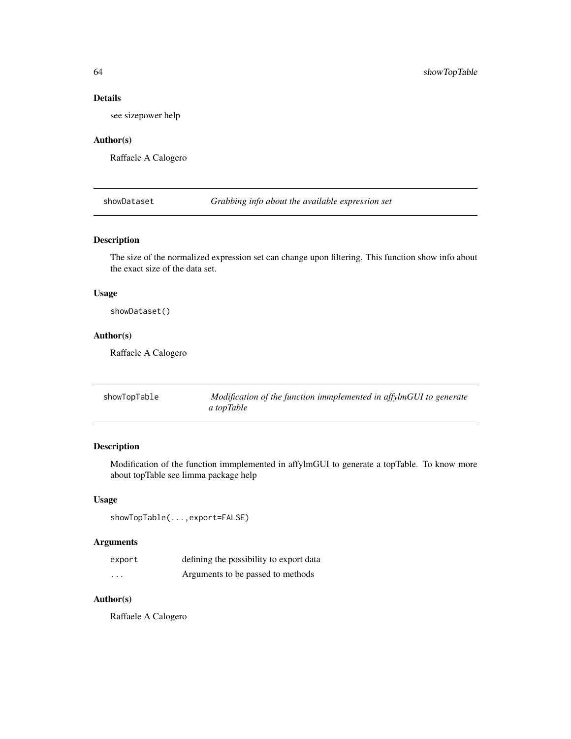### Details

see sizepower help

### Author(s)

Raffaele A Calogero

---

## showDataset *Grabbing info about the available expression set*

### Description

The size of the normalized expression set can change upon filtering. This function show info about the exact size of the data set.

### Usage

```
showDataset()
```

### Author(s)

Raffaele A Calogero

---

## showTopTable *Modification of the function immplemented in affylmGUI to generate a topTable*

### Description

Modification of the function immplemented in affylmGUI to generate a topTable. To know more about topTable see limma package help

### Usage

```
showTopTable(...,export=FALSE)
```

### Arguments

| | |
|---|---|
| `export` | defining the possibility to export data |
| `...` | Arguments to be passed to methods |

### Author(s)

Raffaele A Calogero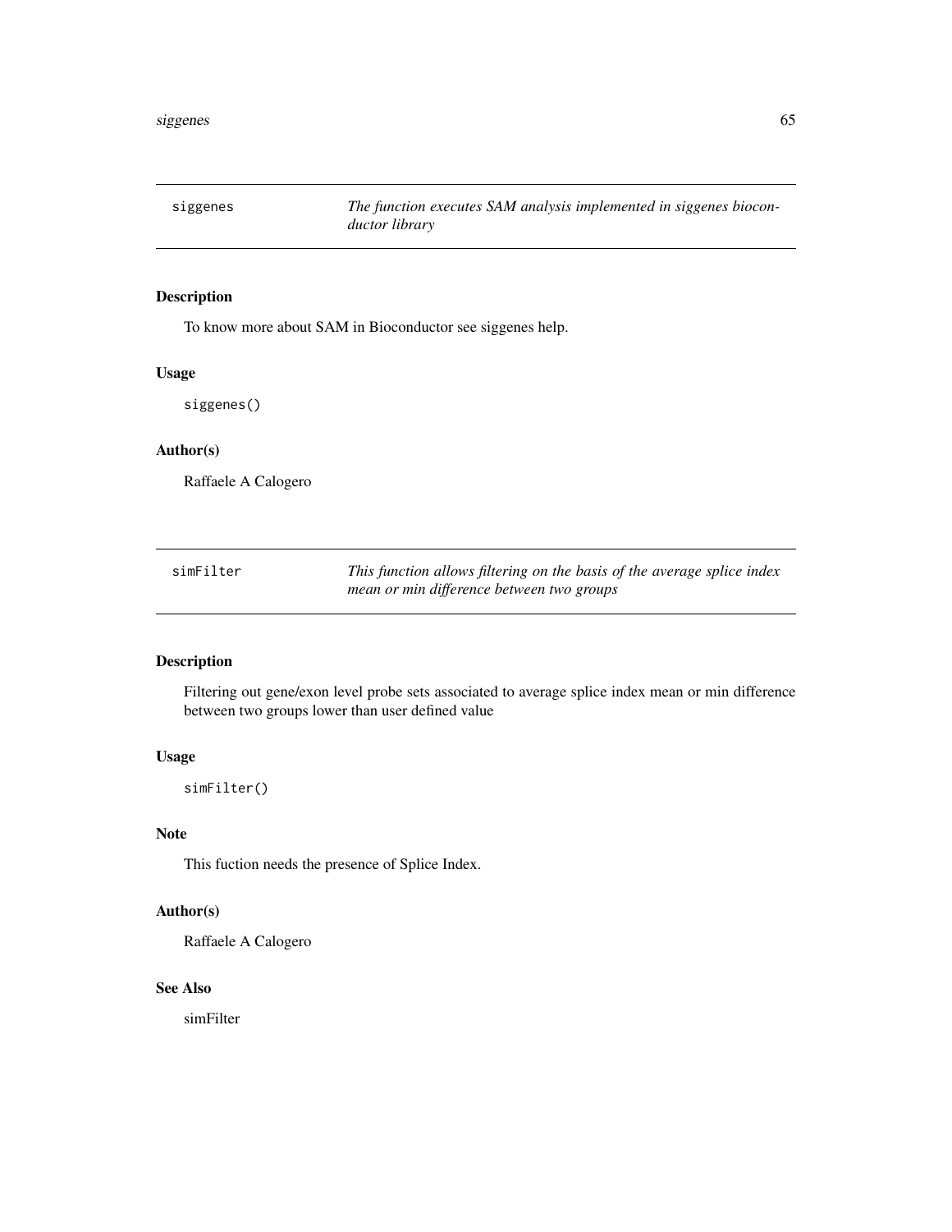## siggenes

*The function executes SAM analysis implemented in siggenes bioconductor library*

### Description

To know more about SAM in Bioconductor see siggenes help.

### Usage

```
siggenes()
```

### Author(s)

Raffaele A Calogero

## simFilter

*This function allows filtering on the basis of the average splice index mean or min difference between two groups*

### Description

Filtering out gene/exon level probe sets associated to average splice index mean or min difference between two groups lower than user defined value

### Usage

```
simFilter()
```

### Note

This fuction needs the presence of Splice Index.

### Author(s)

Raffaele A Calogero

### See Also

simFilter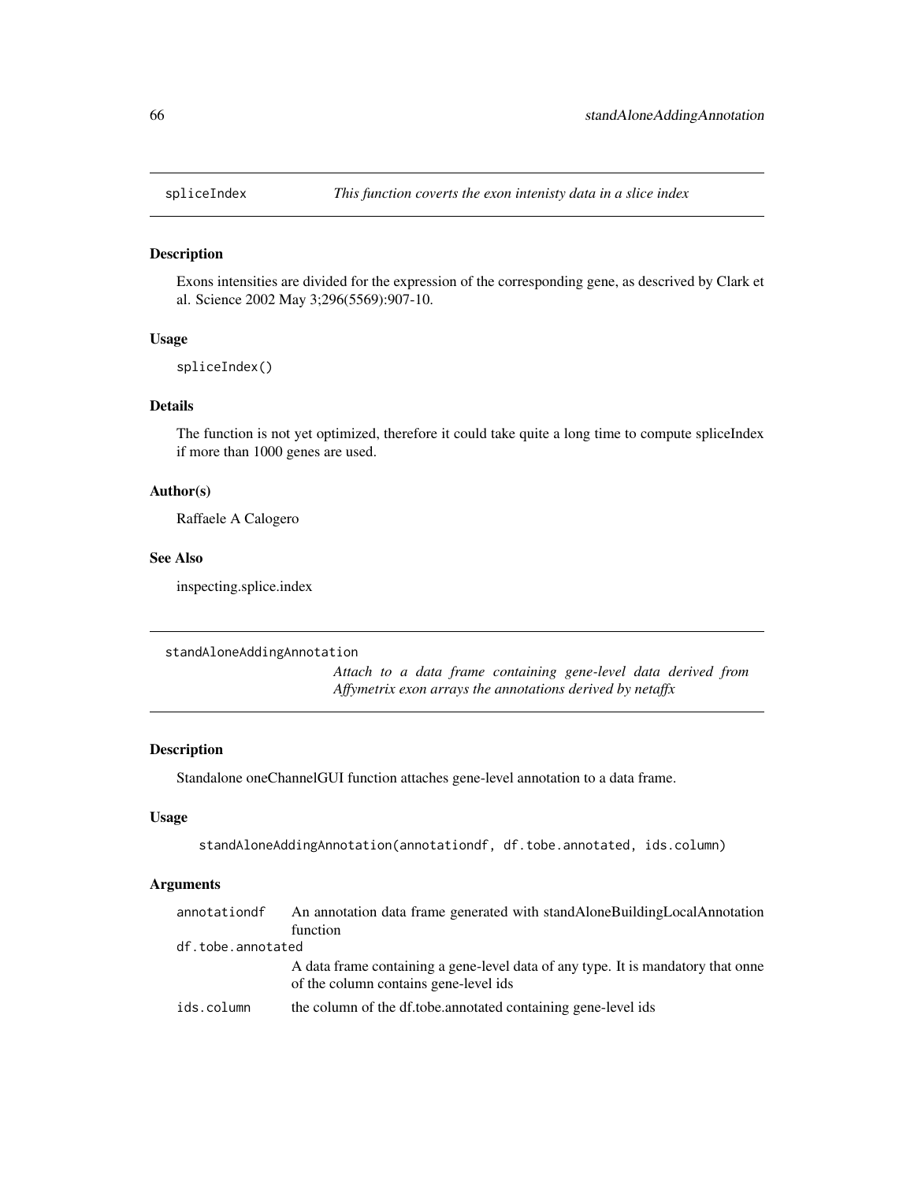## spliceIndex *This function coverts the exon intenisty data in a slice index*

### Description

Exons intensities are divided for the expression of the corresponding gene, as descrived by Clark et al. Science 2002 May 3;296(5569):907-10.

### Usage

```
spliceIndex()
```

### Details

The function is not yet optimized, therefore it could take quite a long time to compute spliceIndex if more than 1000 genes are used.

### Author(s)

Raffaele A Calogero

### See Also

inspecting.splice.index

## standAloneAddingAnnotation *Attach to a data frame containing gene-level data derived from Affymetrix exon arrays the annotations derived by netaffx*

### Description

Standalone oneChannelGUI function attaches gene-level annotation to a data frame.

### Usage

```
standAloneAddingAnnotation(annotationdf, df.tobe.annotated, ids.column)
```

### Arguments

| | |
|---|---|
| annotationdf | An annotation data frame generated with standAloneBuildingLocalAnnotation function |
| df.tobe.annotated | A data frame containing a gene-level data of any type. It is mandatory that onne of the column contains gene-level ids |
| ids.column | the column of the df.tobe.annotated containing gene-level ids |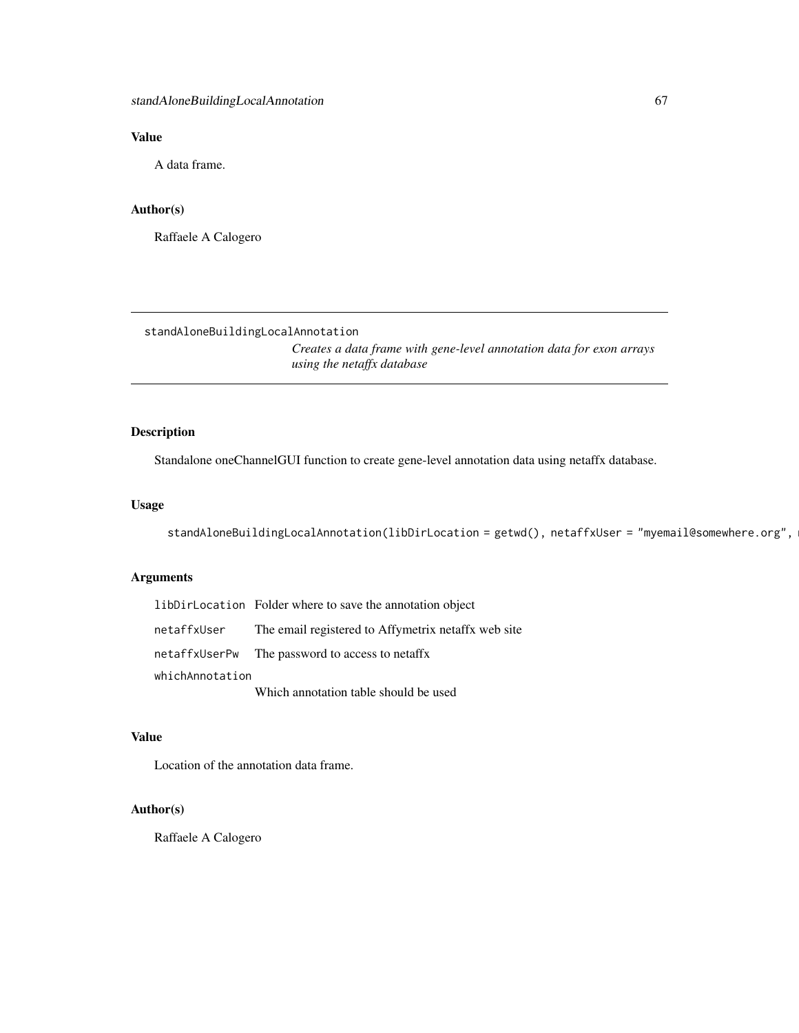## Value

A data frame.

## Author(s)

Raffaele A Calogero

---

standAloneBuildingLocalAnnotation

*Creates a data frame with gene-level annotation data for exon arrays using the netaffx database*

---

## Description

Standalone oneChannelGUI function to create gene-level annotation data using netaffx database.

## Usage

```
standAloneBuildingLocalAnnotation(libDirLocation = getwd(), netaffxUser = "myemail@somewhere.org", 
```

## Arguments

| | |
|---|---|
| `libDirLocation` | Folder where to save the annotation object |
| `netaffxUser` | The email registered to Affymetrix netaffx web site |
| `netaffxUserPw` | The password to access to netaffx |
| `whichAnnotation` | Which annotation table should be used |

## Value

Location of the annotation data frame.

## Author(s)

Raffaele A Calogero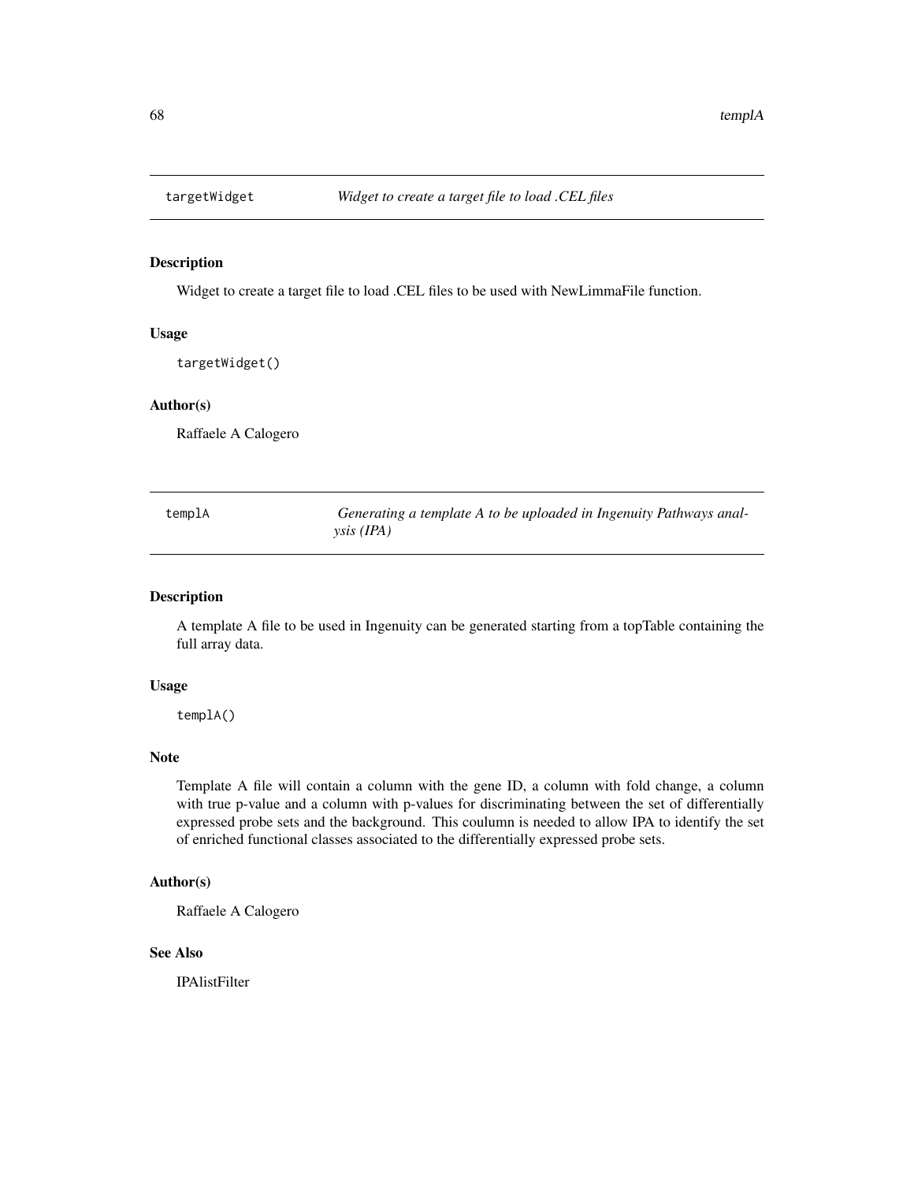## targetWidget — *Widget to create a target file to load .CEL files*

### Description

Widget to create a target file to load .CEL files to be used with NewLimmaFile function.

### Usage

```
targetWidget()
```

### Author(s)

Raffaele A Calogero

## templA — *Generating a template A to be uploaded in Ingenuity Pathways analysis (IPA)*

### Description

A template A file to be used in Ingenuity can be generated starting from a topTable containing the full array data.

### Usage

```
templA()
```

### Note

Template A file will contain a column with the gene ID, a column with fold change, a column with true p-value and a column with p-values for discriminating between the set of differentially expressed probe sets and the background. This coulumn is needed to allow IPA to identify the set of enriched functional classes associated to the differentially expressed probe sets.

### Author(s)

Raffaele A Calogero

### See Also

IPAlistFilter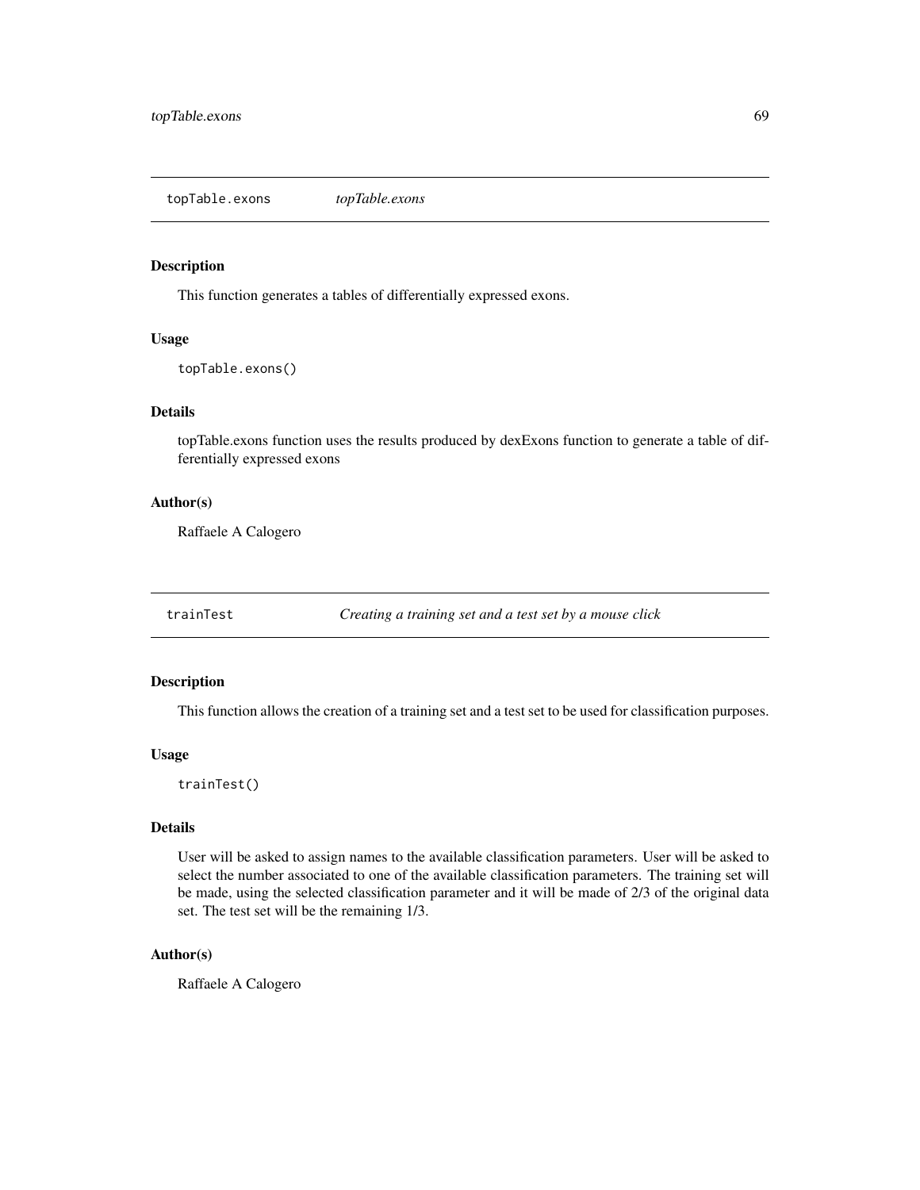## topTable.exons *topTable.exons*

### Description

This function generates a tables of differentially expressed exons.

### Usage

```
topTable.exons()
```

### Details

topTable.exons function uses the results produced by dexExons function to generate a table of differentially expressed exons

### Author(s)

Raffaele A Calogero

## trainTest *Creating a training set and a test set by a mouse click*

### Description

This function allows the creation of a training set and a test set to be used for classification purposes.

### Usage

```
trainTest()
```

### Details

User will be asked to assign names to the available classification parameters. User will be asked to select the number associated to one of the available classification parameters. The training set will be made, using the selected classification parameter and it will be made of 2/3 of the original data set. The test set will be the remaining 1/3.

### Author(s)

Raffaele A Calogero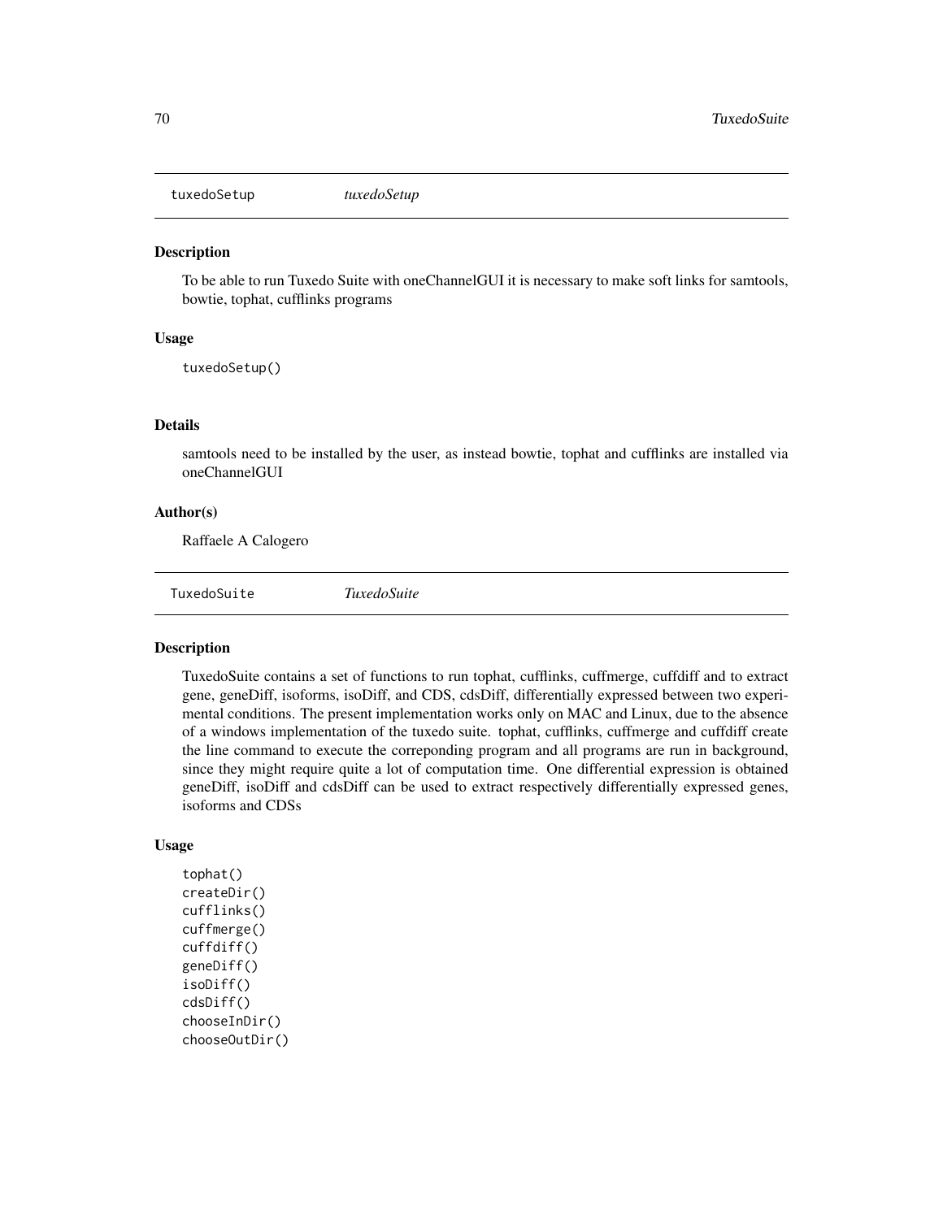## tuxedoSetup *tuxedoSetup*

### Description

To be able to run Tuxedo Suite with oneChannelGUI it is necessary to make soft links for samtools, bowtie, tophat, cufflinks programs

### Usage

```
tuxedoSetup()
```

### Details

samtools need to be installed by the user, as instead bowtie, tophat and cufflinks are installed via oneChannelGUI

### Author(s)

Raffaele A Calogero

## TuxedoSuite *TuxedoSuite*

### Description

TuxedoSuite contains a set of functions to run tophat, cufflinks, cuffmerge, cuffdiff and to extract gene, geneDiff, isoforms, isoDiff, and CDS, cdsDiff, differentially expressed between two experimental conditions. The present implementation works only on MAC and Linux, due to the absence of a windows implementation of the tuxedo suite. tophat, cufflinks, cuffmerge and cuffdiff create the line command to execute the correponding program and all programs are run in background, since they might require quite a lot of computation time. One differential expression is obtained geneDiff, isoDiff and cdsDiff can be used to extract respectively differentially expressed genes, isoforms and CDSs

### Usage

```
tophat()
createDir()
cufflinks()
cuffmerge()
cuffdiff()
geneDiff()
isoDiff()
cdsDiff()
chooseInDir()
chooseOutDir()
```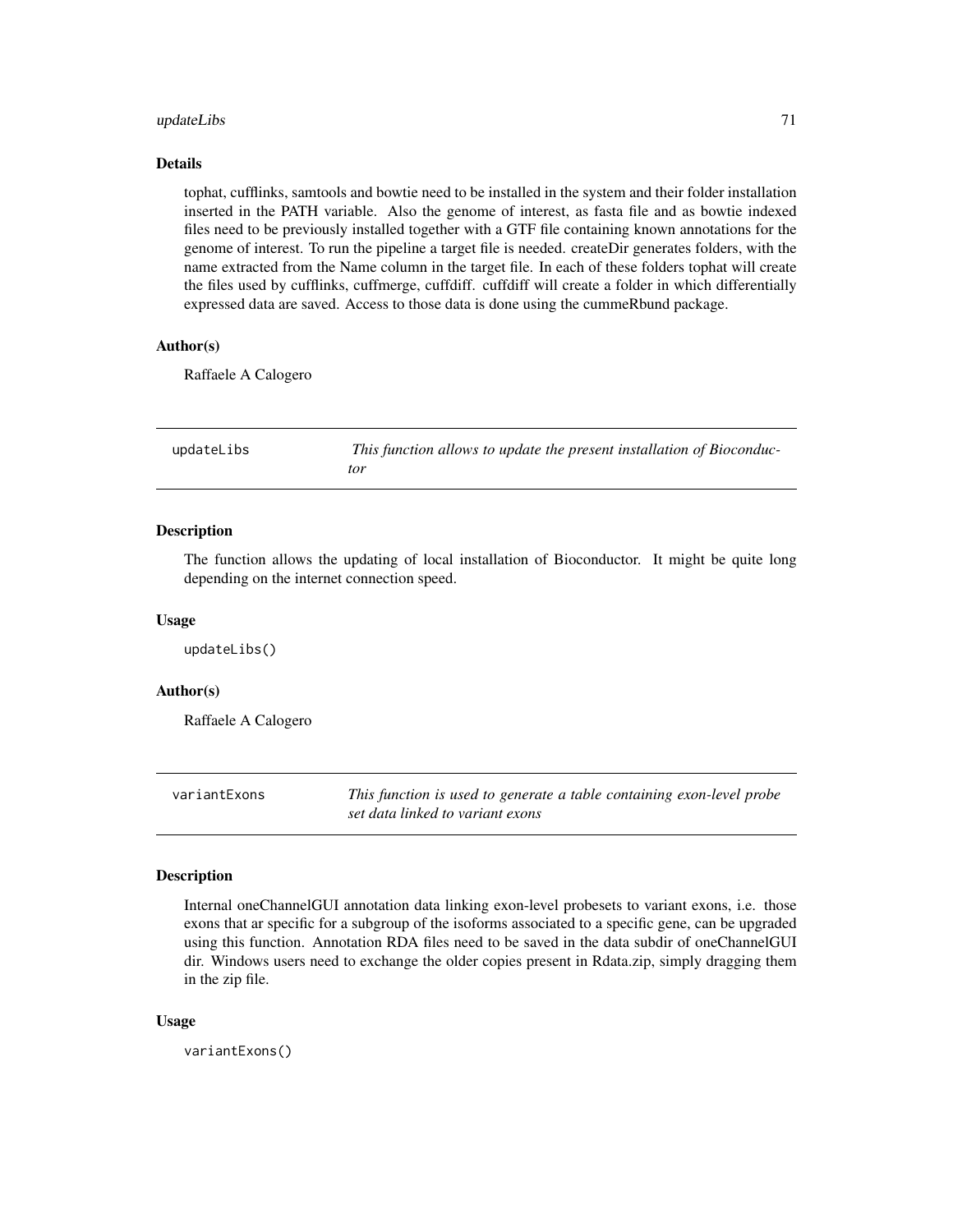### Details

tophat, cufflinks, samtools and bowtie need to be installed in the system and their folder installation inserted in the PATH variable. Also the genome of interest, as fasta file and as bowtie indexed files need to be previously installed together with a GTF file containing known annotations for the genome of interest. To run the pipeline a target file is needed. createDir generates folders, with the name extracted from the Name column in the target file. In each of these folders tophat will create the files used by cufflinks, cuffmerge, cuffdiff. cuffdiff will create a folder in which differentially expressed data are saved. Access to those data is done using the cummeRbund package.

### Author(s)

Raffaele A Calogero

---

## updateLibs — *This function allows to update the present installation of Bioconductor*

---

### Description

The function allows the updating of local installation of Bioconductor. It might be quite long depending on the internet connection speed.

### Usage

```
updateLibs()
```

### Author(s)

Raffaele A Calogero

---

## variantExons — *This function is used to generate a table containing exon-level probe set data linked to variant exons*

---

### Description

Internal oneChannelGUI annotation data linking exon-level probesets to variant exons, i.e. those exons that ar specific for a subgroup of the isoforms associated to a specific gene, can be upgraded using this function. Annotation RDA files need to be saved in the data subdir of oneChannelGUI dir. Windows users need to exchange the older copies present in Rdata.zip, simply dragging them in the zip file.

### Usage

```
variantExons()
```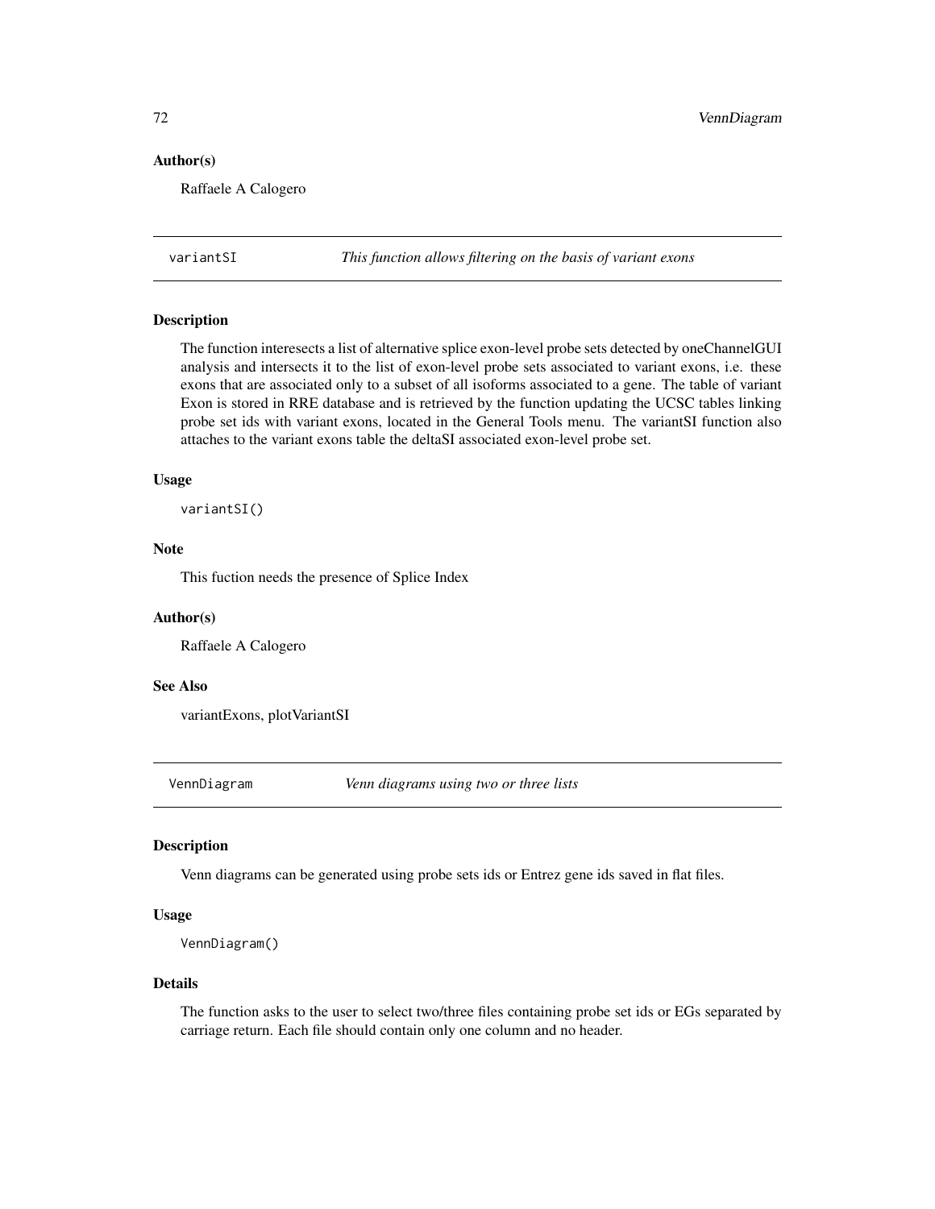### Author(s)

Raffaele A Calogero

## variantSI — *This function allows filtering on the basis of variant exons*

### Description

The function interesects a list of alternative splice exon-level probe sets detected by oneChannelGUI analysis and intersects it to the list of exon-level probe sets associated to variant exons, i.e. these exons that are associated only to a subset of all isoforms associated to a gene. The table of variant Exon is stored in RRE database and is retrieved by the function updating the UCSC tables linking probe set ids with variant exons, located in the General Tools menu. The variantSI function also attaches to the variant exons table the deltaSI associated exon-level probe set.

### Usage

```
variantSI()
```

### Note

This fuction needs the presence of Splice Index

### Author(s)

Raffaele A Calogero

### See Also

variantExons, plotVariantSI

## VennDiagram — *Venn diagrams using two or three lists*

### Description

Venn diagrams can be generated using probe sets ids or Entrez gene ids saved in flat files.

### Usage

```
VennDiagram()
```

### Details

The function asks to the user to select two/three files containing probe set ids or EGs separated by carriage return. Each file should contain only one column and no header.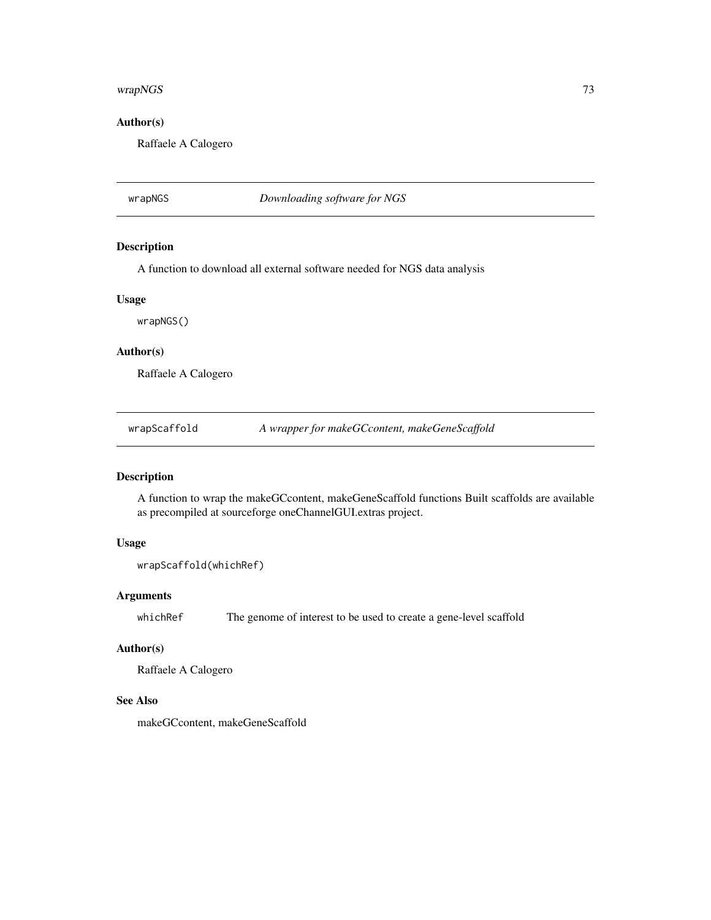### Author(s)

Raffaele A Calogero

---

wrapNGS — *Downloading software for NGS*

---

### Description

A function to download all external software needed for NGS data analysis

### Usage

```
wrapNGS()
```

### Author(s)

Raffaele A Calogero

---

wrapScaffold — *A wrapper for makeGCcontent, makeGeneScaffold*

---

### Description

A function to wrap the makeGCcontent, makeGeneScaffold functions Built scaffolds are available as precompiled at sourceforge oneChannelGUI.extras project.

### Usage

```
wrapScaffold(whichRef)
```

### Arguments

| | |
|---|---|
| whichRef | The genome of interest to be used to create a gene-level scaffold |

### Author(s)

Raffaele A Calogero

### See Also

makeGCcontent, makeGeneScaffold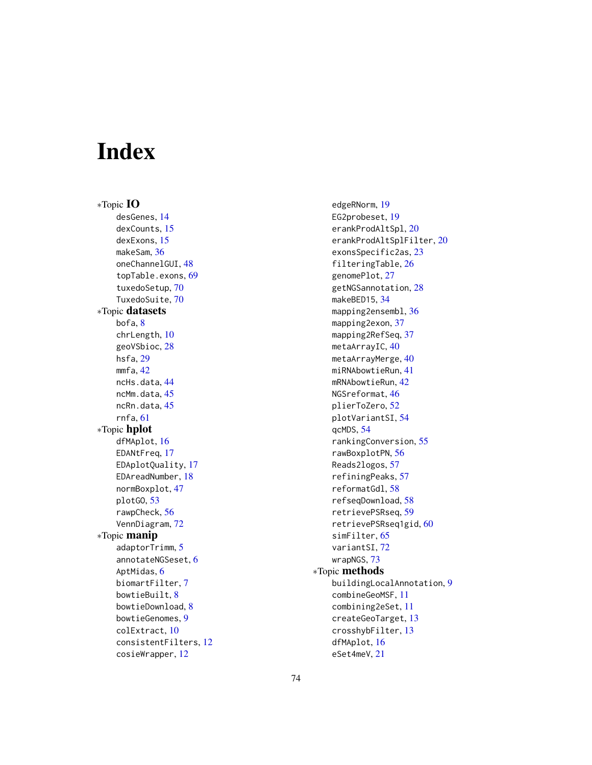# Index

∗Topic **IO**

- desGenes, 14
- dexCounts, 15
- dexExons, 15
- makeSam, 36
- oneChannelGUI, 48
- topTable.exons, 69
- tuxedoSetup, 70
- TuxedoSuite, 70

∗Topic **datasets**

- bofa, 8
- chrLength, 10
- geoVSbioc, 28
- hsfa, 29
- mmfa, 42
- ncHs.data, 44
- ncMm.data, 45
- ncRn.data, 45
- rnfa, 61

∗Topic **hplot**

- dfMAplot, 16
- EDANtFreq, 17
- EDAplotQuality, 17
- EDAreadNumber, 18
- normBoxplot, 47
- plotGO, 53
- rawpCheck, 56
- VennDiagram, 72

∗Topic **manip**

- adaptorTrimm, 5
- annotateNGSeset, 6
- AptMidas, 6
- biomartFilter, 7
- bowtieBuilt, 8
- bowtieDownload, 8
- bowtieGenomes, 9
- colExtract, 10
- consistentFilters, 12
- cosieWrapper, 12
- edgeRNorm, 19
- EG2probeset, 19
- erankProdAltSpl, 20
- erankProdAltSplFilter, 20
- exonsSpecific2as, 23
- filteringTable, 26
- genomePlot, 27
- getNGSannotation, 28
- makeBED15, 34
- mapping2ensembl, 36
- mapping2exon, 37
- mapping2RefSeq, 37
- metaArrayIC, 40
- metaArrayMerge, 40
- miRNAbowtieRun, 41
- mRNAbowtieRun, 42
- NGSreformat, 46
- plierToZero, 52
- plotVariantSI, 54
- qcMDS, 54
- rankingConversion, 55
- rawBoxplotPN, 56
- Reads2logos, 57
- refiningPeaks, 57
- reformatGdl, 58
- refseqDownload, 58
- retrievePSRseq, 59
- retrievePSRseq1gid, 60
- simFilter, 65
- variantSI, 72
- wrapNGS, 73

∗Topic **methods**

- buildingLocalAnnotation, 9
- combineGeoMSF, 11
- combining2eSet, 11
- createGeoTarget, 13
- crosshybFilter, 13
- dfMAplot, 16
- eSet4meV, 21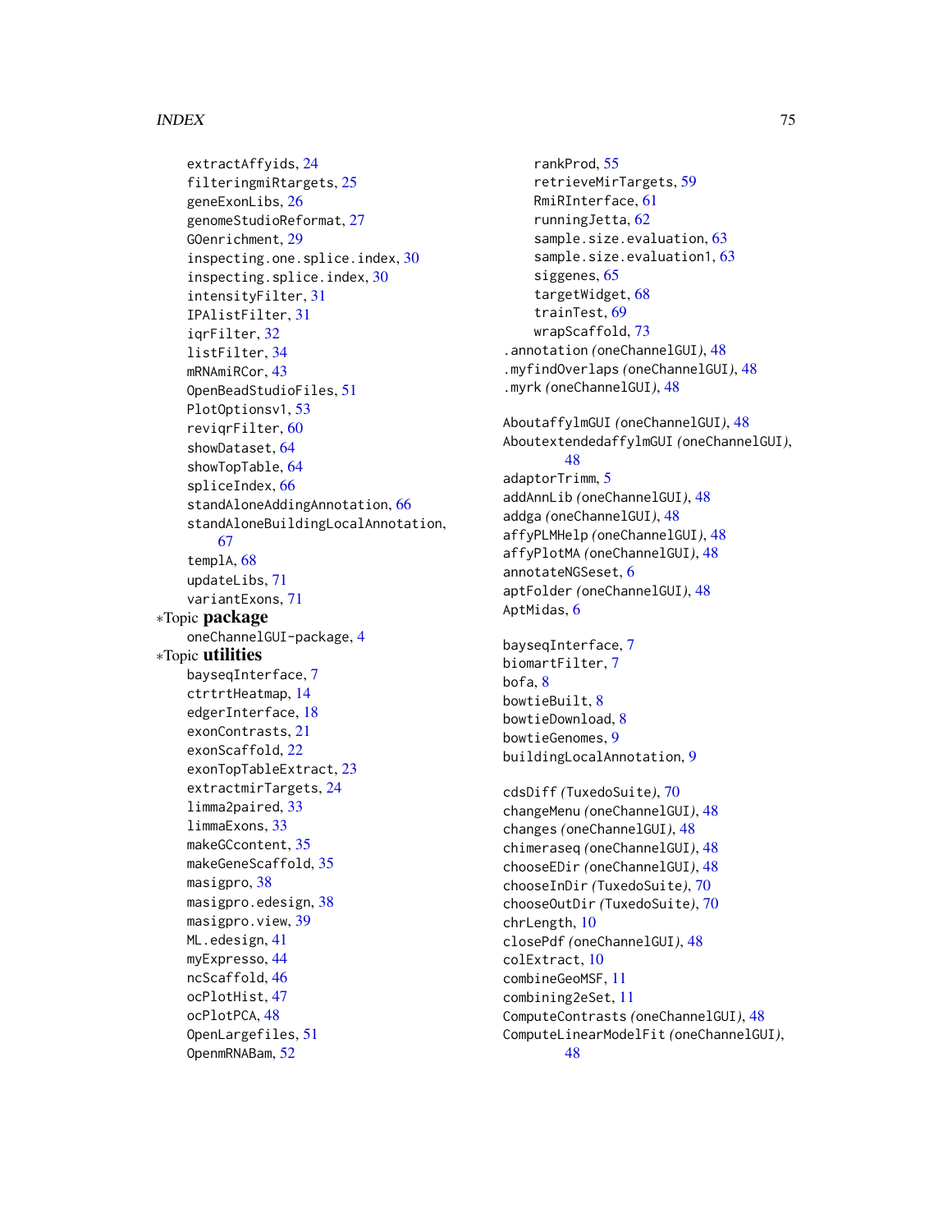extractAffyids, 24
filteringmiRtargets, 25
geneExonLibs, 26
genomeStudioReformat, 27
GOenrichment, 29
inspecting.one.splice.index, 30
inspecting.splice.index, 30
intensityFilter, 31
IPAlistFilter, 31
iqrFilter, 32
listFilter, 34
mRNAmiRCor, 43
OpenBeadStudioFiles, 51
PlotOptionsv1, 53
reviqrFilter, 60
showDataset, 64
showTopTable, 64
spliceIndex, 66
standAloneAddingAnnotation, 66
standAloneBuildingLocalAnnotation, 67
templA, 68
updateLibs, 71
variantExons, 71

∗Topic **package**

oneChannelGUI-package, 4

∗Topic **utilities**

bayseqInterface, 7
ctrtrtHeatmap, 14
edgerInterface, 18
exonContrasts, 21
exonScaffold, 22
exonTopTableExtract, 23
extractmirTargets, 24
limma2paired, 33
limmaExons, 33
makeGCcontent, 35
makeGeneScaffold, 35
masigpro, 38
masigpro.edesign, 38
masigpro.view, 39
ML.edesign, 41
myExpresso, 44
ncScaffold, 46
ocPlotHist, 47
ocPlotPCA, 48
OpenLargefiles, 51
OpenmRNABam, 52
rankProd, 55
retrieveMirTargets, 59
RmiRInterface, 61
runningJetta, 62
sample.size.evaluation, 63
sample.size.evaluation1, 63
siggenes, 65
targetWidget, 68
trainTest, 69
wrapScaffold, 73

.annotation *(oneChannelGUI)*, 48
.myfindOverlaps *(oneChannelGUI)*, 48
.myrk *(oneChannelGUI)*, 48

AboutaffylmGUI *(oneChannelGUI)*, 48
AboutextendedaffylmGUI *(oneChannelGUI)*, 48
adaptorTrimm, 5
addAnnLib *(oneChannelGUI)*, 48
addga *(oneChannelGUI)*, 48
affyPLMHelp *(oneChannelGUI)*, 48
affyPlotMA *(oneChannelGUI)*, 48
annotateNGSeset, 6
aptFolder *(oneChannelGUI)*, 48
AptMidas, 6

bayseqInterface, 7
biomartFilter, 7
bofa, 8
bowtieBuilt, 8
bowtieDownload, 8
bowtieGenomes, 9
buildingLocalAnnotation, 9

cdsDiff *(TuxedoSuite)*, 70
changeMenu *(oneChannelGUI)*, 48
changes *(oneChannelGUI)*, 48
chimeraseq *(oneChannelGUI)*, 48
chooseEDir *(oneChannelGUI)*, 48
chooseInDir *(TuxedoSuite)*, 70
chooseOutDir *(TuxedoSuite)*, 70
chrLength, 10
closePdf *(oneChannelGUI)*, 48
colExtract, 10
combineGeoMSF, 11
combining2eSet, 11
ComputeContrasts *(oneChannelGUI)*, 48
ComputeLinearModelFit *(oneChannelGUI)*, 48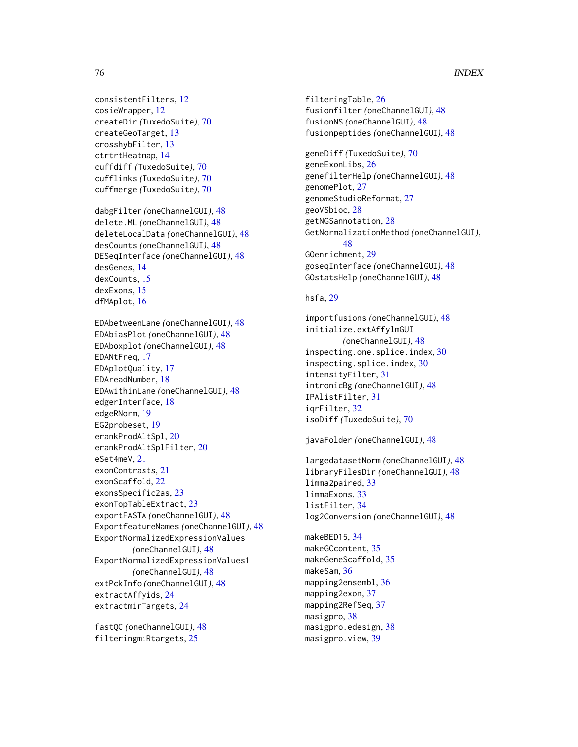consistentFilters, 12
cosieWrapper, 12
createDir *(TuxedoSuite)*, 70
createGeoTarget, 13
crosshybFilter, 13
ctrtrtHeatmap, 14
cuffdiff *(TuxedoSuite)*, 70
cufflinks *(TuxedoSuite)*, 70
cuffmerge *(TuxedoSuite)*, 70

dabgFilter *(oneChannelGUI)*, 48
delete.ML *(oneChannelGUI)*, 48
deleteLocalData *(oneChannelGUI)*, 48
desCounts *(oneChannelGUI)*, 48
DESeqInterface *(oneChannelGUI)*, 48
desGenes, 14
dexCounts, 15
dexExons, 15
dfMAplot, 16

EDAbetweenLane *(oneChannelGUI)*, 48
EDAbiasPlot *(oneChannelGUI)*, 48
EDAboxplot *(oneChannelGUI)*, 48
EDANtFreq, 17
EDAplotQuality, 17
EDAreadNumber, 18
EDAwithinLane *(oneChannelGUI)*, 48
edgerInterface, 18
edgeRNorm, 19
EG2probeset, 19
erankProdAltSpl, 20
erankProdAltSplFilter, 20
eSet4meV, 21
exonContrasts, 21
exonScaffold, 22
exonsSpecific2as, 23
exonTopTableExtract, 23
exportFASTA *(oneChannelGUI)*, 48
ExportfeatureNames *(oneChannelGUI)*, 48
ExportNormalizedExpressionValues *(oneChannelGUI)*, 48
ExportNormalizedExpressionValues1 *(oneChannelGUI)*, 48
extPckInfo *(oneChannelGUI)*, 48
extractAffyids, 24
extractmirTargets, 24

fastQC *(oneChannelGUI)*, 48
filteringmiRtargets, 25
filteringTable, 26
fusionfilter *(oneChannelGUI)*, 48
fusionNS *(oneChannelGUI)*, 48
fusionpeptides *(oneChannelGUI)*, 48

geneDiff *(TuxedoSuite)*, 70
geneExonLibs, 26
genefilterHelp *(oneChannelGUI)*, 48
genomePlot, 27
genomeStudioReformat, 27
geoVSbioc, 28
getNGSannotation, 28
GetNormalizationMethod *(oneChannelGUI)*, 48
GOenrichment, 29
goseqInterface *(oneChannelGUI)*, 48
GOstatsHelp *(oneChannelGUI)*, 48

hsfa, 29

importfusions *(oneChannelGUI)*, 48
initialize.extAffylmGUI *(oneChannelGUI)*, 48
inspecting.one.splice.index, 30
inspecting.splice.index, 30
intensityFilter, 31
intronicBg *(oneChannelGUI)*, 48
IPAlistFilter, 31
iqrFilter, 32
isoDiff *(TuxedoSuite)*, 70

javaFolder *(oneChannelGUI)*, 48

largedatasetNorm *(oneChannelGUI)*, 48
libraryFilesDir *(oneChannelGUI)*, 48
limma2paired, 33
limmaExons, 33
listFilter, 34
log2Conversion *(oneChannelGUI)*, 48

makeBED15, 34
makeGCcontent, 35
makeGeneScaffold, 35
makeSam, 36
mapping2ensembl, 36
mapping2exon, 37
mapping2RefSeq, 37
masigpro, 38
masigpro.edesign, 38
masigpro.view, 39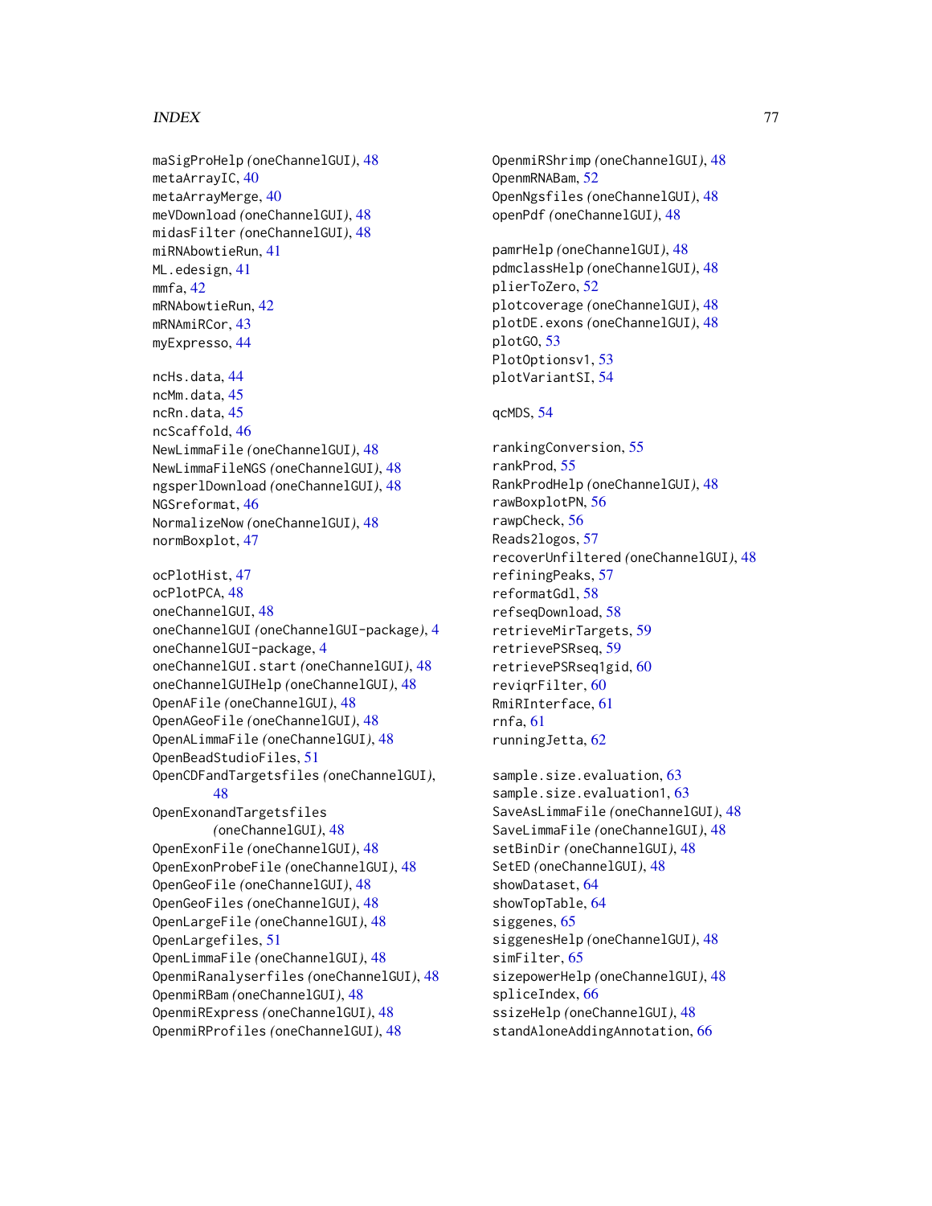maSigProHelp *(oneChannelGUI)*, 48
metaArrayIC, 40
metaArrayMerge, 40
meVDownload *(oneChannelGUI)*, 48
midasFilter *(oneChannelGUI)*, 48
miRNAbowtieRun, 41
ML.edesign, 41
mmfa, 42
mRNAbowtieRun, 42
mRNAmiRCor, 43
myExpresso, 44

ncHs.data, 44
ncMm.data, 45
ncRn.data, 45
ncScaffold, 46
NewLimmaFile *(oneChannelGUI)*, 48
NewLimmaFileNGS *(oneChannelGUI)*, 48
ngsperlDownload *(oneChannelGUI)*, 48
NGSreformat, 46
NormalizeNow *(oneChannelGUI)*, 48
normBoxplot, 47

ocPlotHist, 47
ocPlotPCA, 48
oneChannelGUI, 48
oneChannelGUI *(oneChannelGUI-package)*, 4
oneChannelGUI-package, 4
oneChannelGUI.start *(oneChannelGUI)*, 48
oneChannelGUIHelp *(oneChannelGUI)*, 48
OpenAFile *(oneChannelGUI)*, 48
OpenAGeoFile *(oneChannelGUI)*, 48
OpenALimmaFile *(oneChannelGUI)*, 48
OpenBeadStudioFiles, 51
OpenCDFandTargetsfiles *(oneChannelGUI)*, 48
OpenExonandTargetsfiles *(oneChannelGUI)*, 48
OpenExonFile *(oneChannelGUI)*, 48
OpenExonProbeFile *(oneChannelGUI)*, 48
OpenGeoFile *(oneChannelGUI)*, 48
OpenGeoFiles *(oneChannelGUI)*, 48
OpenLargeFile *(oneChannelGUI)*, 48
OpenLargefiles, 51
OpenLimmaFile *(oneChannelGUI)*, 48
OpenmiRanalyserfiles *(oneChannelGUI)*, 48
OpenmiRBam *(oneChannelGUI)*, 48
OpenmiRExpress *(oneChannelGUI)*, 48
OpenmiRProfiles *(oneChannelGUI)*, 48
OpenmiRShrimp *(oneChannelGUI)*, 48
OpenmRNABam, 52
OpenNgsfiles *(oneChannelGUI)*, 48
openPdf *(oneChannelGUI)*, 48

pamrHelp *(oneChannelGUI)*, 48
pdmclassHelp *(oneChannelGUI)*, 48
plierToZero, 52
plotcoverage *(oneChannelGUI)*, 48
plotDE.exons *(oneChannelGUI)*, 48
plotGO, 53
PlotOptionsv1, 53
plotVariantSI, 54

qcMDS, 54

rankingConversion, 55
rankProd, 55
RankProdHelp *(oneChannelGUI)*, 48
rawBoxplotPN, 56
rawpCheck, 56
Reads2logos, 57
recoverUnfiltered *(oneChannelGUI)*, 48
refiningPeaks, 57
reformatGdl, 58
refseqDownload, 58
retrieveMirTargets, 59
retrievePSRseq, 59
retrievePSRseq1gid, 60
reviqrFilter, 60
RmiRInterface, 61
rnfa, 61
runningJetta, 62

sample.size.evaluation, 63
sample.size.evaluation1, 63
SaveAsLimmaFile *(oneChannelGUI)*, 48
SaveLimmaFile *(oneChannelGUI)*, 48
setBinDir *(oneChannelGUI)*, 48
SetED *(oneChannelGUI)*, 48
showDataset, 64
showTopTable, 64
siggenes, 65
siggenesHelp *(oneChannelGUI)*, 48
simFilter, 65
sizepowerHelp *(oneChannelGUI)*, 48
spliceIndex, 66
ssizeHelp *(oneChannelGUI)*, 48
standAloneAddingAnnotation, 66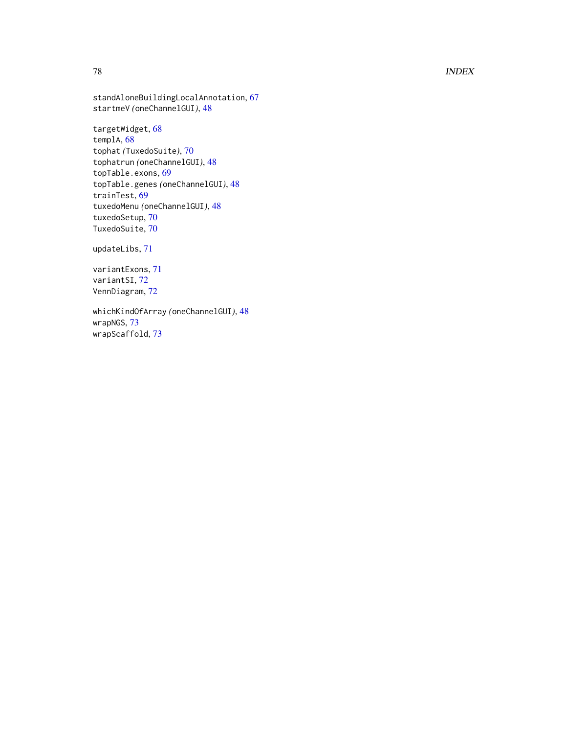standAloneBuildingLocalAnnotation, 67
startmeV *(*oneChannelGUI*)*, 48

targetWidget, 68
templA, 68
tophat *(*TuxedoSuite*)*, 70
tophatrun *(*oneChannelGUI*)*, 48
topTable.exons, 69
topTable.genes *(*oneChannelGUI*)*, 48
trainTest, 69
tuxedoMenu *(*oneChannelGUI*)*, 48
tuxedoSetup, 70
TuxedoSuite, 70

updateLibs, 71

variantExons, 71
variantSI, 72
VennDiagram, 72

whichKindOfArray *(*oneChannelGUI*)*, 48
wrapNGS, 73
wrapScaffold, 73